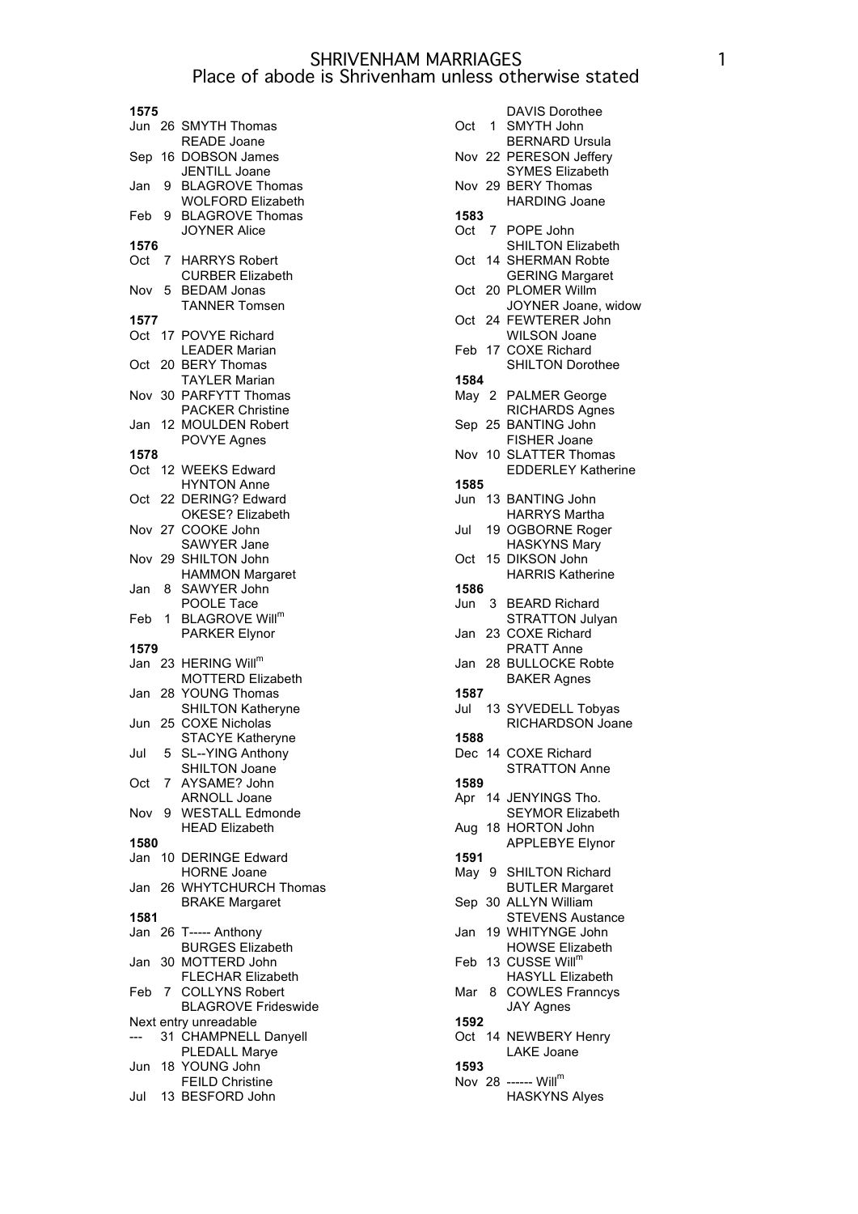# SHRIVENHAM MARRIAGES
## Place of abode is Shrivenham unless otherwise stated

**1575**

Jun 26 SMYTH Thomas
READE Joane

Sep 16 DOBSON James
JENTILL Joane

Jan 9 BLAGROVE Thomas
WOLFORD Elizabeth

Feb 9 BLAGROVE Thomas
JOYNER Alice

**1576**

Oct 7 HARRYS Robert
CURBER Elizabeth

Nov 5 BEDAM Jonas
TANNER Tomsen

**1577**

Oct 17 POVYE Richard
LEADER Marian

Oct 20 BERY Thomas
TAYLER Marian

Nov 30 PARFYTT Thomas
PACKER Christine

Jan 12 MOULDEN Robert
POVYE Agnes

**1578**

Oct 12 WEEKS Edward
HYNTON Anne

Oct 22 DERING? Edward
OKESE? Elizabeth

Nov 27 COOKE John
SAWYER Jane

Nov 29 SHILTON John
HAMMON Margaret

Jan 8 SAWYER John
POOLE Tace

Feb 1 BLAGROVE Will[m]
PARKER Elynor

**1579**

Jan 23 HERING Will[m]
MOTTERD Elizabeth

Jan 28 YOUNG Thomas
SHILTON Katheryne

Jun 25 COXE Nicholas
STACYE Katheryne

Jul 5 SL--YING Anthony
SHILTON Joane

Oct 7 AYSAME? John
ARNOLL Joane

Nov 9 WESTALL Edmonde
HEAD Elizabeth

**1580**

Jan 10 DERINGE Edward
HORNE Joane

Jan 26 WHYTCHURCH Thomas
BRAKE Margaret

**1581**

Jan 26 T----- Anthony
BURGES Elizabeth

Jan 30 MOTTERD John
FLECHAR Elizabeth

Feb 7 COLLYNS Robert
BLAGROVE Frideswide

Next entry unreadable

--- 31 CHAMPNELL Danyell
PLEDALL Marye

Jun 18 YOUNG John
FEILD Christine

Jul 13 BESFORD John
DAVIS Dorothee

Oct 1 SMYTH John
BERNARD Ursula

Nov 22 PERESON Jeffery
SYMES Elizabeth

Nov 29 BERY Thomas
HARDING Joane

**1583**

Oct 7 POPE John
SHILTON Elizabeth

Oct 14 SHERMAN Robte
GERING Margaret

Oct 20 PLOMER Willm
JOYNER Joane, widow

Oct 24 FEWTERER John
WILSON Joane

Feb 17 COXE Richard
SHILTON Dorothee

**1584**

May 2 PALMER George
RICHARDS Agnes

Sep 25 BANTING John
FISHER Joane

Nov 10 SLATTER Thomas
EDDERLEY Katherine

**1585**

Jun 13 BANTING John
HARRYS Martha

Jul 19 OGBORNE Roger
HASKYNS Mary

Oct 15 DIKSON John
HARRIS Katherine

**1586**

Jun 3 BEARD Richard
STRATTON Julyan

Jan 23 COXE Richard
PRATT Anne

Jan 28 BULLOCKE Robte
BAKER Agnes

**1587**

Jul 13 SYVEDELL Tobyas
RICHARDSON Joane

**1588**

Dec 14 COXE Richard
STRATTON Anne

**1589**

Apr 14 JENYINGS Tho.
SEYMOR Elizabeth

Aug 18 HORTON John
APPLEBYE Elynor

**1591**

May 9 SHILTON Richard
BUTLER Margaret

Sep 30 ALLYN William
STEVENS Austance

Jan 19 WHITYNGE John
HOWSE Elizabeth

Feb 13 CUSSE Will[m]
HASYLL Elizabeth

Mar 8 COWLES Franncys
JAY Agnes

**1592**

Oct 14 NEWBERY Henry
LAKE Joane

**1593**

Nov 28 ------ Will[m]
HASKYNS Alyes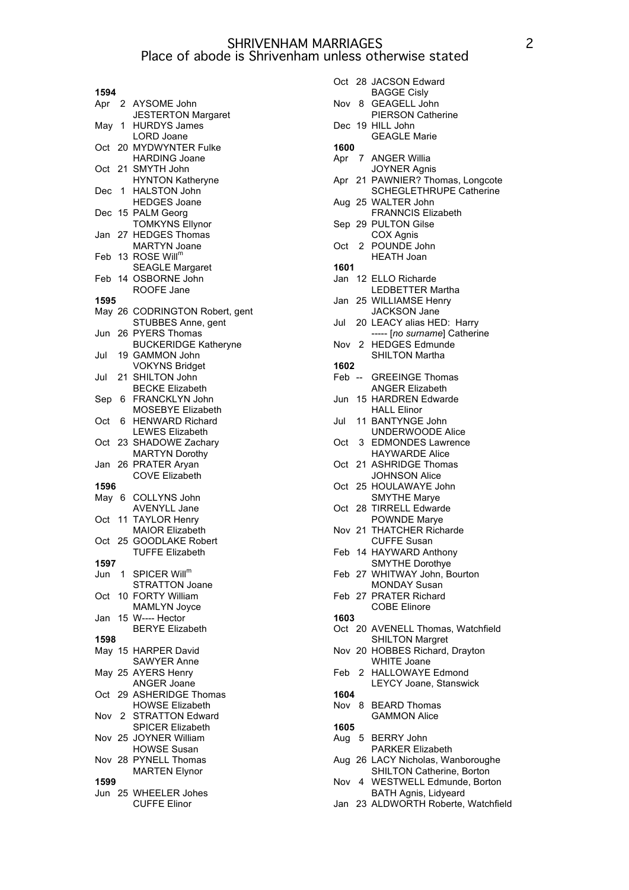# SHRIVENHAM MARRIAGES
## Place of abode is Shrivenham unless otherwise stated

**1594**

Apr 2 AYSOME John
JESTERTON Margaret

May 1 HURDYS James
LORD Joane

Oct 20 MYDWYNTER Fulke
HARDING Joane

Oct 21 SMYTH John
HYNTON Katheryne

Dec 1 HALSTON John
HEDGES Joane

Dec 15 PALM Georg
TOMKYNS Ellynor

Jan 27 HEDGES Thomas
MARTYN Joane

Feb 13 ROSE Will[m]
SEAGLE Margaret

Feb 14 OSBORNE John
ROOFE Jane

**1595**

May 26 CODRINGTON Robert, gent
STUBBES Anne, gent

Jun 26 PYERS Thomas
BUCKERIDGE Katheryne

Jul 19 GAMMON John
VOKYNS Bridget

Jul 21 SHILTON John
BECKE Elizabeth

Sep 6 FRANCKLYN John
MOSEBYE Elizabeth

Oct 6 HENWARD Richard
LEWES Elizabeth

Oct 23 SHADOWE Zachary
MARTYN Dorothy

Jan 26 PRATER Aryan
COVE Elizabeth

**1596**

May 6 COLLYNS John
AVENYLL Jane

Oct 11 TAYLOR Henry
MAIOR Elizabeth

Oct 25 GOODLAKE Robert
TUFFE Elizabeth

**1597**

Jun 1 SPICER Will[m]
STRATTON Joane

Oct 10 FORTY William
MAMLYN Joyce

Jan 15 W---- Hector
BERYE Elizabeth

**1598**

May 15 HARPER David
SAWYER Anne

May 25 AYERS Henry
ANGER Joane

Oct 29 ASHERIDGE Thomas
HOWSE Elizabeth

Nov 2 STRATTON Edward
SPICER Elizabeth

Nov 25 JOYNER William
HOWSE Susan

Nov 28 PYNELL Thomas
MARTEN Elynor

**1599**

Jun 25 WHEELER Johes
CUFFE Elinor

Oct 28 JACSON Edward
BAGGE Cisly

Nov 8 GEAGELL John
PIERSON Catherine

Dec 19 HILL John
GEAGLE Marie

**1600**

Apr 7 ANGER Willia
JOYNER Agnis

Apr 21 PAWNIER? Thomas, Longcote
SCHEGLETHRUPE Catherine

Aug 25 WALTER John
FRANNCIS Elizabeth

Sep 29 PULTON Gilse
COX Agnis

Oct 2 POUNDE John
HEATH Joan

**1601**

Jan 12 ELLO Richarde
LEDBETTER Martha

Jan 25 WILLIAMSE Henry
JACKSON Jane

Jul 20 LEACY alias HED: Harry
----- [*no surname*] Catherine

Nov 2 HEDGES Edmunde
SHILTON Martha

**1602**

Feb -- GREEINGE Thomas
ANGER Elizabeth

Jun 15 HARDREN Edwarde
HALL Elinor

Jul 11 BANTYNGE John
UNDERWOODE Alice

Oct 3 EDMONDES Lawrence
HAYWARDE Alice

Oct 21 ASHRIDGE Thomas
JOHNSON Alice

Oct 25 HOULAWAYE John
SMYTHE Marye

Oct 28 TIRRELL Edwarde
POWNDE Marye

Nov 21 THATCHER Richarde
CUFFE Susan

Feb 14 HAYWARD Anthony
SMYTHE Dorothye

Feb 27 WHITWAY John, Bourton
MONDAY Susan

Feb 27 PRATER Richard
COBE Elinore

**1603**

Oct 20 AVENELL Thomas, Watchfield
SHILTON Margret

Nov 20 HOBBES Richard, Drayton
WHITE Joane

Feb 2 HALLOWAYE Edmond
LEYCY Joane, Stanswick

**1604**

Nov 8 BEARD Thomas
GAMMON Alice

**1605**

Aug 5 BERRY John
PARKER Elizabeth

Aug 26 LACY Nicholas, Wanboroughe
SHILTON Catherine, Borton

Nov 4 WESTWELL Edmunde, Borton
BATH Agnis, Lidyeard

Jan 23 ALDWORTH Roberte, Watchfield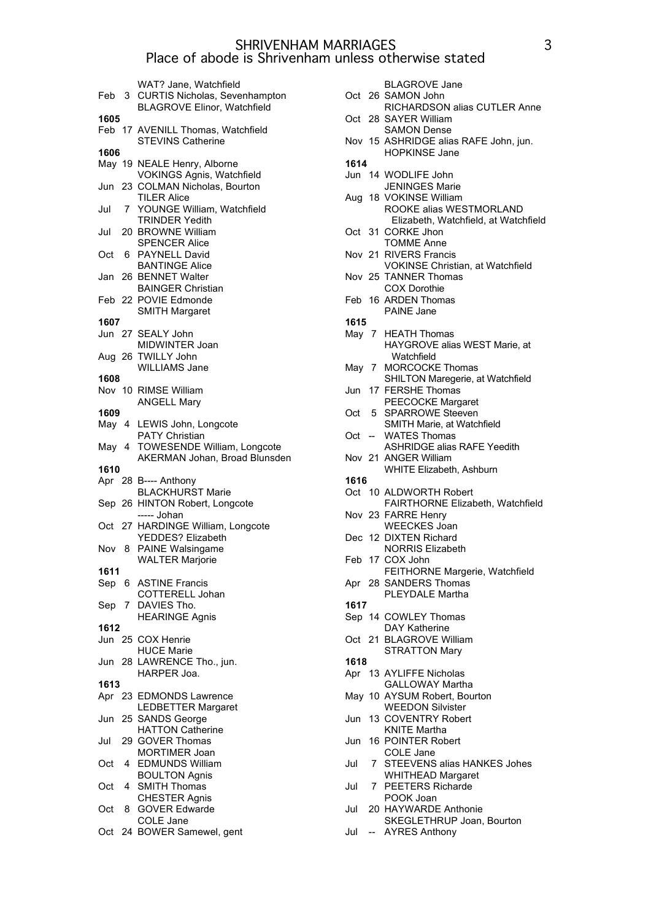# SHRIVENHAM MARRIAGES
## Place of abode is Shrivenham unless otherwise stated

WAT? Jane, Watchfield
Feb 3 CURTIS Nicholas, Sevenhampton
BLAGROVE Elinor, Watchfield

**1605**
Feb 17 AVENILL Thomas, Watchfield
STEVINS Catherine

**1606**
May 19 NEALE Henry, Alborne
VOKINGS Agnis, Watchfield
Jun 23 COLMAN Nicholas, Bourton
TILER Alice
Jul 7 YOUNGE William, Watchfield
TRINDER Yedith
Jul 20 BROWNE William
SPENCER Alice
Oct 6 PAYNELL David
BANTINGE Alice
Jan 26 BENNET Walter
BAINGER Christian
Feb 22 POVIE Edmonde
SMITH Margaret

**1607**
Jun 27 SEALY John
MIDWINTER Joan
Aug 26 TWILLY John
WILLIAMS Jane

**1608**
Nov 10 RIMSE William
ANGELL Mary

**1609**
May 4 LEWIS John, Longcote
PATY Christian
May 4 TOWESENDE William, Longcote
AKERMAN Johan, Broad Blunsden

**1610**
Apr 28 B---- Anthony
BLACKHURST Marie
Sep 26 HINTON Robert, Longcote
----- Johan
Oct 27 HARDINGE William, Longcote
YEDDES? Elizabeth
Nov 8 PAINE Walsingame
WALTER Marjorie

**1611**
Sep 6 ASTINE Francis
COTTERELL Johan
Sep 7 DAVIES Tho.
HEARINGE Agnis

**1612**
Jun 25 COX Henrie
HUCE Marie
Jun 28 LAWRENCE Tho., jun.
HARPER Joa.

**1613**
Apr 23 EDMONDS Lawrence
LEDBETTER Margaret
Jun 25 SANDS George
HATTON Catherine
Jul 29 GOVER Thomas
MORTIMER Joan
Oct 4 EDMUNDS William
BOULTON Agnis
Oct 4 SMITH Thomas
CHESTER Agnis
Oct 8 GOVER Edwarde
COLE Jane
Oct 24 BOWER Samewel, gent
BLAGROVE Jane
Oct 26 SAMON John
RICHARDSON alias CUTLER Anne
Oct 28 SAYER William
SAMON Dense
Nov 15 ASHRIDGE alias RAFE John, jun.
HOPKINSE Jane

**1614**
Jun 14 WODLIFE John
JENINGES Marie
Aug 18 VOKINSE William
ROOKE alias WESTMORLAND Elizabeth, Watchfield, at Watchfield
Oct 31 CORKE Jhon
TOMME Anne
Nov 21 RIVERS Francis
VOKINSE Christian, at Watchfield
Nov 25 TANNER Thomas
COX Dorothie
Feb 16 ARDEN Thomas
PAINE Jane

**1615**
May 7 HEATH Thomas
HAYGROVE alias WEST Marie, at Watchfield
May 7 MORCOCKE Thomas
SHILTON Maregerie, at Watchfield
Jun 17 FERSHE Thomas
PEECOCKE Margaret
Oct 5 SPARROWE Steeven
SMITH Marie, at Watchfield
Oct -- WATES Thomas
ASHRIDGE alias RAFE Yeedith
Nov 21 ANGER William
WHITE Elizabeth, Ashburn

**1616**
Oct 10 ALDWORTH Robert
FAIRTHORNE Elizabeth, Watchfield
Nov 23 FARRE Henry
WEECKES Joan
Dec 12 DIXTEN Richard
NORRIS Elizabeth
Feb 17 COX John
FEITHORNE Margerie, Watchfield
Apr 28 SANDERS Thomas
PLEYDALE Martha

**1617**
Sep 14 COWLEY Thomas
DAY Katherine
Oct 21 BLAGROVE William
STRATTON Mary

**1618**
Apr 13 AYLIFFE Nicholas
GALLOWAY Martha
May 10 AYSUM Robert, Bourton
WEEDON Silvister
Jun 13 COVENTRY Robert
KNITE Martha
Jun 16 POINTER Robert
COLE Jane
Jul 7 STEEVENS alias HANKES Johes
WHITHEAD Margaret
Jul 7 PEETERS Richarde
POOK Joan
Jul 20 HAYWARDE Anthonie
SKEGLETHRUP Joan, Bourton
Jul -- AYRES Anthony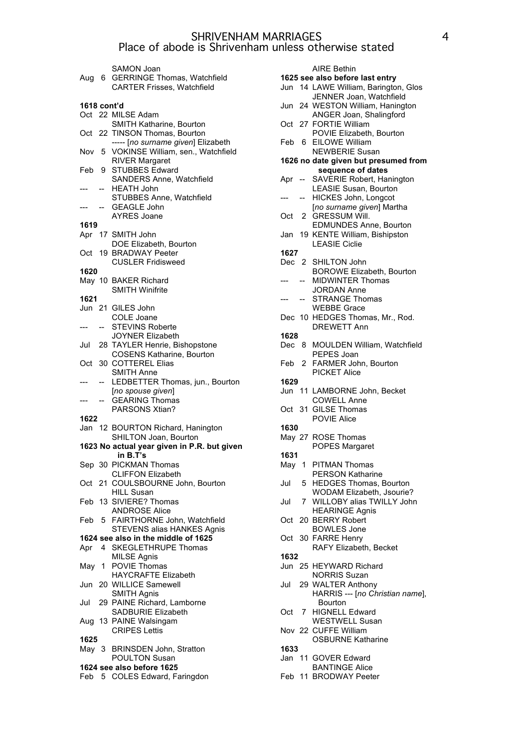# SHRIVENHAM MARRIAGES
## Place of abode is Shrivenham unless otherwise stated

SAMON Joan
Aug 6 GERRINGE Thomas, Watchfield
CARTER Frisses, Watchfield

**1618 cont'd**

Oct 22 MILSE Adam
SMITH Katharine, Bourton
Oct 22 TINSON Thomas, Bourton
----- [*no surname given*] Elizabeth
Nov 5 VOKINSE William, sen., Watchfield
RIVER Margaret
Feb 9 STUBBES Edward
SANDERS Anne, Watchfield
--- -- HEATH John
STUBBES Anne, Watchfield
--- -- GEAGLE John
AYRES Joane

**1619**

Apr 17 SMITH John
DOE Elizabeth, Bourton
Oct 19 BRADWAY Peeter
CUSLER Fridisweed

**1620**

May 10 BAKER Richard
SMITH Winifrite

**1621**

Jun 21 GILES John
COLE Joane
--- -- STEVINS Roberte
JOYNER Elizabeth
Jul 28 TAYLER Henrie, Bishopstone
COSENS Katharine, Bourton
Oct 30 COTTEREL Elias
SMITH Anne
--- -- LEDBETTER Thomas, jun., Bourton
[*no spouse given*]
--- -- GEARING Thomas
PARSONS Xtian?

**1622**

Jan 12 BOURTON Richard, Hanington
SHILTON Joan, Bourton

**1623 No actual year given in P.R. but given in B.T's**

Sep 30 PICKMAN Thomas
CLIFFON Elizabeth
Oct 21 COULSBOURNE John, Bourton
HILL Susan
Feb 13 SIVIERE? Thomas
ANDROSE Alice
Feb 5 FAIRTHORNE John, Watchfield
STEVENS alias HANKES Agnis

**1624 see also in the middle of 1625**

Apr 4 SKEGLETHRUPE Thomas
MILSE Agnis
May 1 POVIE Thomas
HAYCRAFTE Elizabeth
Jun 20 WILLICE Samewell
SMITH Agnis
Jul 29 PAINE Richard, Lamborne
SADBURIE Elizabeth
Aug 13 PAINE Walsingam
CRIPES Lettis

**1625**

May 3 BRINSDEN John, Stratton
POULTON Susan

**1624 see also before 1625**

Feb 5 COLES Edward, Faringdon
AIRE Bethin

**1625 see also before last entry**

Jun 14 LAWE William, Barington, Glos
JENNER Joan, Watchfield
Jun 24 WESTON William, Hanington
ANGER Joan, Shalingford
Oct 27 FORTIE William
POVIE Elizabeth, Bourton
Feb 6 EILOWE William
NEWBERIE Susan

**1626 no date given but presumed from sequence of dates**

Apr -- SAVERIE Robert, Hanington
LEASIE Susan, Bourton
--- -- HICKES John, Longcot
[*no surname given*] Martha
Oct 2 GRESSUM Will.
EDMUNDES Anne, Bourton
Jan 19 KENTE William, Bishipston
LEASIE Ciclie

**1627**

Dec 2 SHILTON John
BOROWE Elizabeth, Bourton
--- -- MIDWINTER Thomas
JORDAN Anne
--- -- STRANGE Thomas
WEBBE Grace
Dec 10 HEDGES Thomas, Mr., Rod.
DREWETT Ann

**1628**

Dec 8 MOULDEN William, Watchfield
PEPES Joan
Feb 2 FARMER John, Bourton
PICKET Alice

**1629**

Jun 11 LAMBORNE John, Becket
COWELL Anne
Oct 31 GILSE Thomas
POVIE Alice

**1630**

May 27 ROSE Thomas
POPES Margaret

**1631**

May 1 PITMAN Thomas
PERSON Katharine
Jul 5 HEDGES Thomas, Bourton
WODAM Elizabeth, Jsourie?
Jul 7 WILLOBY alias TWILLY John
HEARINGE Agnis
Oct 20 BERRY Robert
BOWLES Jone
Oct 30 FARRE Henry
RAFY Elizabeth, Becket

**1632**

Jun 25 HEYWARD Richard
NORRIS Suzan
Jul 29 WALTER Anthony
HARRIS --- [*no Christian name*], Bourton
Oct 7 HIGNELL Edward
WESTWELL Susan
Nov 22 CUFFE William
OSBURNE Katharine

**1633**

Jan 11 GOVER Edward
BANTINGE Alice
Feb 11 BRODWAY Peeter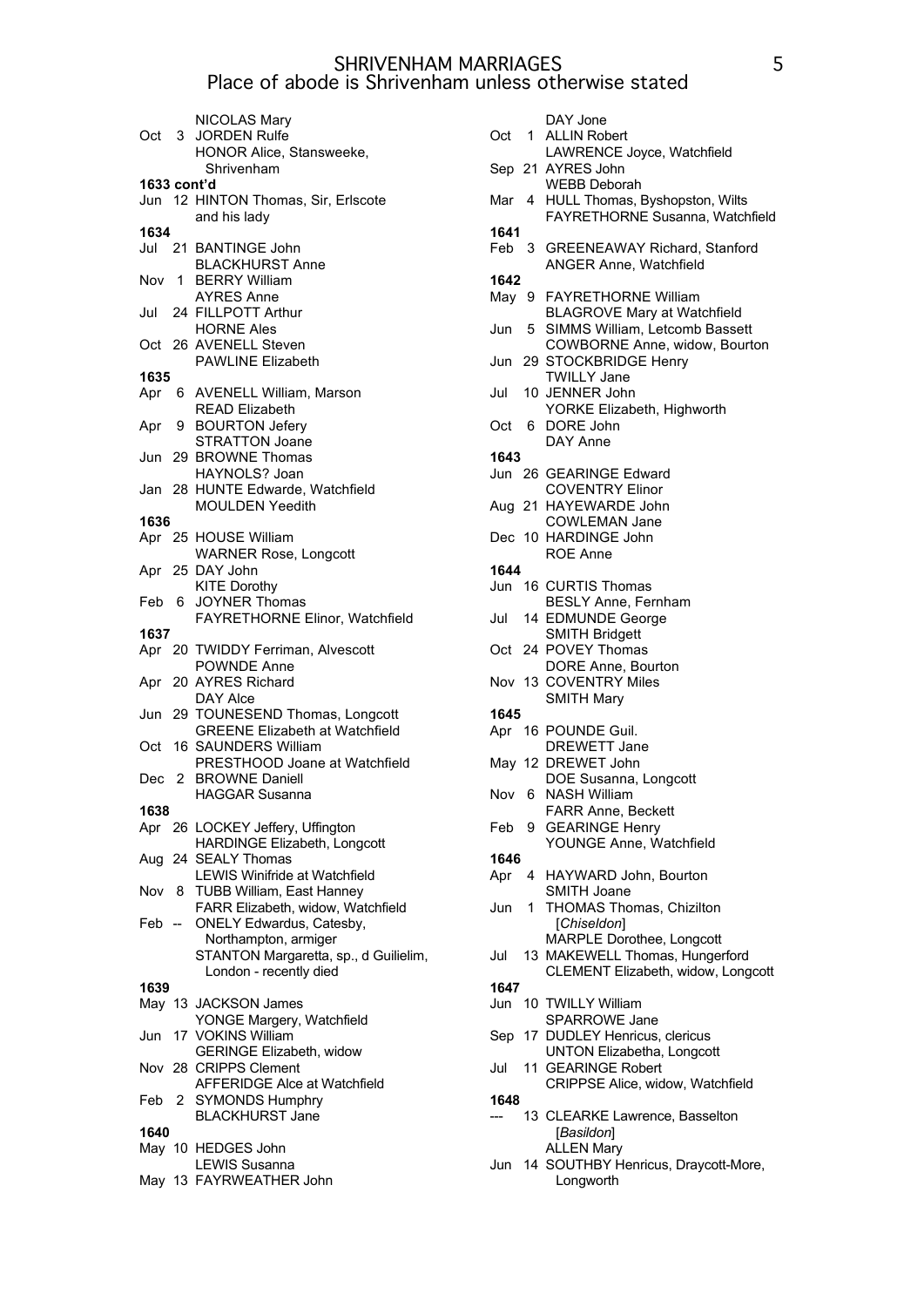# SHRIVENHAM MARRIAGES
## Place of abode is Shrivenham unless otherwise stated

NICOLAS Mary

Oct 3 JORDEN Rulfe
HONOR Alice, Stansweeke, Shrivenham

**1633 cont'd**

Jun 12 HINTON Thomas, Sir, Erlscote
and his lady

**1634**

Jul 21 BANTINGE John
BLACKHURST Anne

Nov 1 BERRY William
AYRES Anne

Jul 24 FILLPOTT Arthur
HORNE Ales

Oct 26 AVENELL Steven
PAWLINE Elizabeth

**1635**

Apr 6 AVENELL William, Marson
READ Elizabeth

Apr 9 BOURTON Jefery
STRATTON Joane

Jun 29 BROWNE Thomas
HAYNOLS? Joan

Jan 28 HUNTE Edwarde, Watchfield
MOULDEN Yeedith

**1636**

Apr 25 HOUSE William
WARNER Rose, Longcott

Apr 25 DAY John
KITE Dorothy

Feb 6 JOYNER Thomas
FAYRETHORNE Elinor, Watchfield

**1637**

Apr 20 TWIDDY Ferriman, Alvescott
POWNDE Anne

Apr 20 AYRES Richard
DAY Alce

Jun 29 TOUNESEND Thomas, Longcott
GREENE Elizabeth at Watchfield

Oct 16 SAUNDERS William
PRESTHOOD Joane at Watchfield

Dec 2 BROWNE Daniell
HAGGAR Susanna

**1638**

Apr 26 LOCKEY Jeffery, Uffington
HARDINGE Elizabeth, Longcott

Aug 24 SEALY Thomas
LEWIS Winifride at Watchfield

Nov 8 TUBB William, East Hanney
FARR Elizabeth, widow, Watchfield

Feb -- ONELY Edwardus, Catesby, Northampton, armiger
STANTON Margaretta, sp., d Guilielim, London - recently died

**1639**

May 13 JACKSON James
YONGE Margery, Watchfield

Jun 17 VOKINS William
GERINGE Elizabeth, widow

Nov 28 CRIPPS Clement
AFFERIDGE Alce at Watchfield

Feb 2 SYMONDS Humphry
BLACKHURST Jane

**1640**

May 10 HEDGES John
LEWIS Susanna

May 13 FAYRWEATHER John
DAY Jone

Oct 1 ALLIN Robert
LAWRENCE Joyce, Watchfield

Sep 21 AYRES John
WEBB Deborah

Mar 4 HULL Thomas, Byshopston, Wilts
FAYRETHORNE Susanna, Watchfield

**1641**

Feb 3 GREENEAWAY Richard, Stanford
ANGER Anne, Watchfield

**1642**

May 9 FAYRETHORNE William
BLAGROVE Mary at Watchfield

Jun 5 SIMMS William, Letcomb Bassett
COWBORNE Anne, widow, Bourton

Jun 29 STOCKBRIDGE Henry
TWILLY Jane

Jul 10 JENNER John
YORKE Elizabeth, Highworth

Oct 6 DORE John
DAY Anne

**1643**

Jun 26 GEARINGE Edward
COVENTRY Elinor

Aug 21 HAYEWARDE John
COWLEMAN Jane

Dec 10 HARDINGE John
ROE Anne

**1644**

Jun 16 CURTIS Thomas
BESLY Anne, Fernham

Jul 14 EDMUNDE George
SMITH Bridgett

Oct 24 POVEY Thomas
DORE Anne, Bourton

Nov 13 COVENTRY Miles
SMITH Mary

**1645**

Apr 16 POUNDE Guil.
DREWETT Jane

May 12 DREWET John
DOE Susanna, Longcott

Nov 6 NASH William
FARR Anne, Beckett

Feb 9 GEARINGE Henry
YOUNGE Anne, Watchfield

**1646**

Apr 4 HAYWARD John, Bourton
SMITH Joane

Jun 1 THOMAS Thomas, Chizilton [*Chiseldon*]
MARPLE Dorothee, Longcott

Jul 13 MAKEWELL Thomas, Hungerford
CLEMENT Elizabeth, widow, Longcott

**1647**

Jun 10 TWILLY William
SPARROWE Jane

Sep 17 DUDLEY Henricus, clericus
UNTON Elizabetha, Longcott

Jul 11 GEARINGE Robert
CRIPPSE Alice, widow, Watchfield

**1648**

--- 13 CLEARKE Lawrence, Basselton [*Basildon*]
ALLEN Mary

Jun 14 SOUTHBY Henricus, Draycott-More, Longworth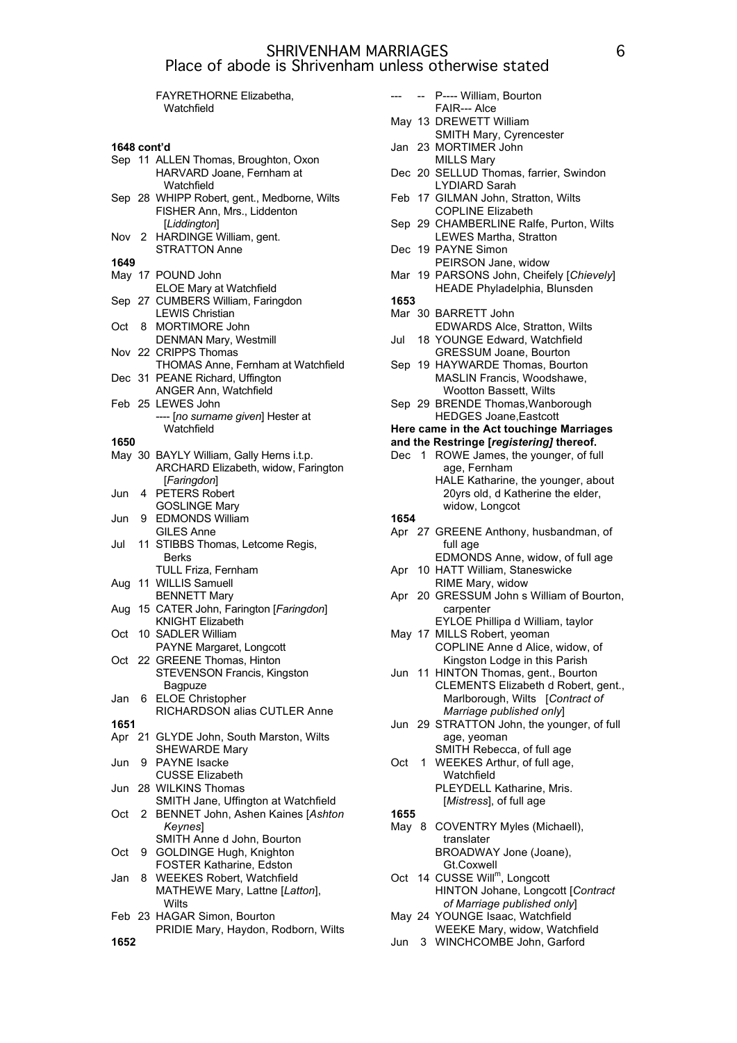FAYRETHORNE Elizabetha, Watchfield

**1648 cont'd**

Sep 11 ALLEN Thomas, Broughton, Oxon
HARVARD Joane, Fernham at Watchfield

Sep 28 WHIPP Robert, gent., Medborne, Wilts
FISHER Ann, Mrs., Liddenton [*Liddington*]

Nov 2 HARDINGE William, gent.
STRATTON Anne

**1649**

May 17 POUND John
ELOE Mary at Watchfield

Sep 27 CUMBERS William, Faringdon
LEWIS Christian

Oct 8 MORTIMORE John
DENMAN Mary, Westmill

Nov 22 CRIPPS Thomas
THOMAS Anne, Fernham at Watchfield

Dec 31 PEANE Richard, Uffington
ANGER Ann, Watchfield

Feb 25 LEWES John
---- [*no surname given*] Hester at Watchfield

**1650**

May 30 BAYLY William, Gally Herns i.t.p.
ARCHARD Elizabeth, widow, Farington [*Faringdon*]

Jun 4 PETERS Robert
GOSLINGE Mary

Jun 9 EDMONDS William
GILES Anne

Jul 11 STIBBS Thomas, Letcome Regis, Berks
TULL Friza, Fernham

Aug 11 WILLIS Samuell
BENNETT Mary

Aug 15 CATER John, Farington [*Faringdon*]
KNIGHT Elizabeth

Oct 10 SADLER William
PAYNE Margaret, Longcott

Oct 22 GREENE Thomas, Hinton
STEVENSON Francis, Kingston Bagpuze

Jan 6 ELOE Christopher
RICHARDSON alias CUTLER Anne

**1651**

Apr 21 GLYDE John, South Marston, Wilts
SHEWARDE Mary

Jun 9 PAYNE Isacke
CUSSE Elizabeth

Jun 28 WILKINS Thomas
SMITH Jane, Uffington at Watchfield

Oct 2 BENNET John, Ashen Kaines [*Ashton Keynes*]
SMITH Anne d John, Bourton

Oct 9 GOLDINGE Hugh, Knighton
FOSTER Katharine, Edston

Jan 8 WEEKES Robert, Watchfield
MATHEWE Mary, Lattne [*Latton*], Wilts

Feb 23 HAGAR Simon, Bourton
PRIDIE Mary, Haydon, Rodborn, Wilts

**1652**

--- -- P---- William, Bourton
FAIR--- Alce

May 13 DREWETT William
SMITH Mary, Cyrencester

Jan 23 MORTIMER John
MILLS Mary

Dec 20 SELLUD Thomas, farrier, Swindon
LYDIARD Sarah

Feb 17 GILMAN John, Stratton, Wilts
COPLINE Elizabeth

Sep 29 CHAMBERLINE Ralfe, Purton, Wilts
LEWES Martha, Stratton

Dec 19 PAYNE Simon
PEIRSON Jane, widow

Mar 19 PARSONS John, Cheifely [*Chievely*]
HEADE Phyladelphia, Blunsden

**1653**

Mar 30 BARRETT John
EDWARDS Alce, Stratton, Wilts

Jul 18 YOUNGE Edward, Watchfield
GRESSUM Joane, Bourton

Sep 19 HAYWARDE Thomas, Bourton
MASLIN Francis, Woodshawe, Wootton Bassett, Wilts

Sep 29 BRENDE Thomas,Wanborough
HEDGES Joane,Eastcott

**Here came in the Act touching Marriages and the Restringe [*registering*] thereof.**

Dec 1 ROWE James, the younger, of full age, Fernham
HALE Katharine, the younger, about 20yrs old, d Katherine the elder, widow, Longcot

**1654**

Apr 27 GREENE Anthony, husbandman, of full age
EDMONDS Anne, widow, of full age

Apr 10 HATT William, Staneswicke
RIME Mary, widow

Apr 20 GRESSUM John s William of Bourton, carpenter
EYLOE Phillipa d William, taylor

May 17 MILLS Robert, yeoman
COPLINE Anne d Alice, widow, of Kingston Lodge in this Parish

Jun 11 HINTON Thomas, gent., Bourton
CLEMENTS Elizabeth d Robert, gent., Marlborough, Wilts [*Contract of Marriage published only*]

Jun 29 STRATTON John, the younger, of full age, yeoman
SMITH Rebecca, of full age

Oct 1 WEEKES Arthur, of full age, Watchfield
PLEYDELL Katharine, Mris. [*Mistress*], of full age

**1655**

May 8 COVENTRY Myles (Michaell), translater
BROADWAY Jone (Joane), Gt.Coxwell

Oct 14 CUSSE Will[m], Longcott
HINTON Johane, Longcott [*Contract of Marriage published only*]

May 24 YOUNGE Isaac, Watchfield
WEEKE Mary, widow, Watchfield

Jun 3 WINCHCOMBE John, Garford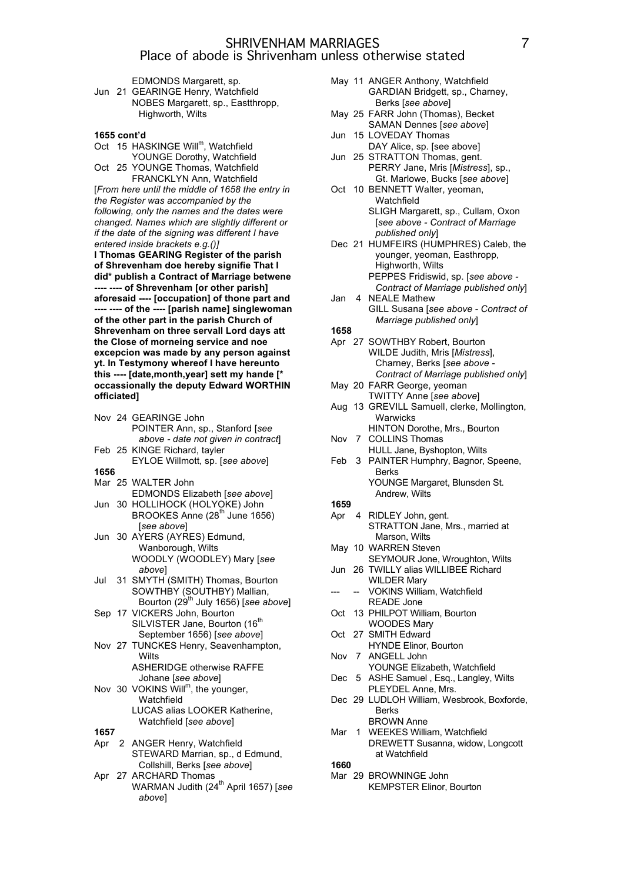EDMONDS Margarett, sp.

Jun 21 GEARINGE Henry, Watchfield
NOBES Margarett, sp., Eastthropp, Highworth, Wilts

**1655 cont'd**

Oct 15 HASKINGE Will[m], Watchfield
YOUNGE Dorothy, Watchfield

Oct 25 YOUNGE Thomas, Watchfield
FRANCKLYN Ann, Watchfield

[*From here until the middle of 1658 the entry in the Register was accompanied by the following, only the names and the dates were changed. Names which are slightly different or if the date of the signing was different I have entered inside brackets e.g.()]*

**I Thomas GEARING Register of the parish of Shrevenham doe hereby signifie That I did* publish a Contract of Marriage betwene ---- ---- of Shrevenham [or other parish] aforesaid ---- [occupation] of thone part and ---- ---- of the ---- [parish name] singlewoman of the other part in the parish Church of Shrevenham on three servall Lord days att the Close of morneing service and noe excepcion was made by any person against yt. In Testymony whereof I have hereunto this ---- [date,month,year] sett my hande [* occassionally the deputy Edward WORTHIN officiated]**

Nov 24 GEARINGE John
POINTER Ann, sp., Stanford [*see above - date not given in contract*]

Feb 25 KINGE Richard, tayler
EYLOE Willmott, sp. [*see above*]

**1656**

Mar 25 WALTER John
EDMONDS Elizabeth [*see above*]

Jun 30 HOLLIHOCK (HOLYOKE) John
BROOKES Anne (28th June 1656) [*see above*]

Jun 30 AYERS (AYRES) Edmund, Wanborough, Wilts
WOODLY (WOODLEY) Mary [*see above*]

Jul 31 SMYTH (SMITH) Thomas, Bourton
SOWTHBY (SOUTHBY) Mallian, Bourton (29th July 1656) [*see above*]

Sep 17 VICKERS John, Bourton
SILVISTER Jane, Bourton (16th September 1656) [*see above*]

Nov 27 TUNCKES Henry, Seavenhampton, Wilts
ASHERIDGE otherwise RAFFE Johane [*see above*]

Nov 30 VOKINS Will[m], the younger, Watchfield
LUCAS alias LOOKER Katherine, Watchfield [*see above*]

**1657**

Apr 2 ANGER Henry, Watchfield
STEWARD Marrian, sp., d Edmund, Collshill, Berks [*see above*]

Apr 27 ARCHARD Thomas
WARMAN Judith (24th April 1657) [*see above*]

May 11 ANGER Anthony, Watchfield
GARDIAN Bridgett, sp., Charney, Berks [*see above*]

May 25 FARR John (Thomas), Becket
SAMAN Dennes [*see above*]

Jun 15 LOVEDAY Thomas
DAY Alice, sp. [see above]

Jun 25 STRATTON Thomas, gent.
PERRY Jane, Mris [*Mistress*], sp., Gt. Marlowe, Bucks [*see above*]

Oct 10 BENNETT Walter, yeoman, Watchfield
SLIGH Margarett, sp., Cullam, Oxon [*see above - Contract of Marriage published only*]

Dec 21 HUMFEIRS (HUMPHRES) Caleb, the younger, yeoman, Easthropp, Highworth, Wilts
PEPPES Fridiswid, sp. [*see above - Contract of Marriage published only*]

Jan 4 NEALE Mathew
GILL Susana [*see above - Contract of Marriage published only*]

**1658**

Apr 27 SOWTHBY Robert, Bourton
WILDE Judith, Mris [*Mistress*], Charney, Berks [*see above - Contract of Marriage published only*]

May 20 FARR George, yeoman
TWITTY Anne [*see above*]

Aug 13 GREVILL Samuell, clerke, Mollington, Warwicks
HINTON Dorothe, Mrs., Bourton

Nov 7 COLLINS Thomas
HULL Jane, Byshopton, Wilts

Feb 3 PAINTER Humphry, Bagnor, Speene, Berks
YOUNGE Margaret, Blunsden St. Andrew, Wilts

**1659**

Apr 4 RIDLEY John, gent.
STRATTON Jane, Mrs., married at Marson, Wilts

May 10 WARREN Steven
SEYMOUR Jone, Wroughton, Wilts

Jun 26 TWILLY alias WILLIBEE Richard
WILDER Mary

--- -- VOKINS William, Watchfield
READE Jone

Oct 13 PHILPOT William, Bourton
WOODES Mary

Oct 27 SMITH Edward
HYNDE Elinor, Bourton

Nov 7 ANGELL John
YOUNGE Elizabeth, Watchfield

Dec 5 ASHE Samuel , Esq., Langley, Wilts
PLEYDEL Anne, Mrs.

Dec 29 LUDLOH William, Wesbrook, Boxforde, Berks
BROWN Anne

Mar 1 WEEKES William, Watchfield
DREWETT Susanna, widow, Longcott at Watchfield

**1660**

Mar 29 BROWNINGE John
KEMPSTER Elinor, Bourton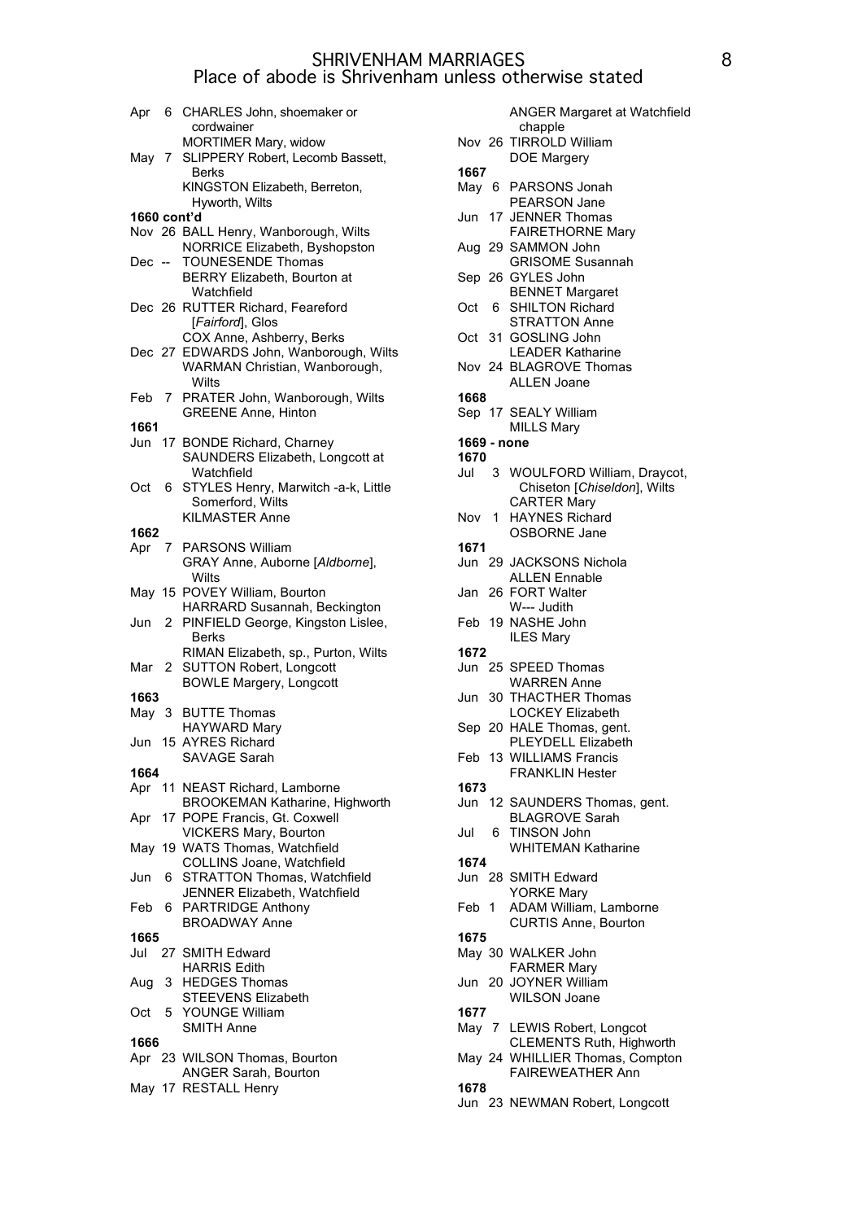# SHRIVENHAM MARRIAGES
## Place of abode is Shrivenham unless otherwise stated

Apr 6 CHARLES John, shoemaker or cordwainer
MORTIMER Mary, widow

May 7 SLIPPERY Robert, Lecomb Bassett, Berks
KINGSTON Elizabeth, Berreton, Hyworth, Wilts

**1660 cont'd**

Nov 26 BALL Henry, Wanborough, Wilts
NORRICE Elizabeth, Byshopston

Dec -- TOUNESENDE Thomas
BERRY Elizabeth, Bourton at Watchfield

Dec 26 RUTTER Richard, Feareford [*Fairford*], Glos
COX Anne, Ashberry, Berks

Dec 27 EDWARDS John, Wanborough, Wilts
WARMAN Christian, Wanborough, Wilts

Feb 7 PRATER John, Wanborough, Wilts
GREENE Anne, Hinton

**1661**

Jun 17 BONDE Richard, Charney
SAUNDERS Elizabeth, Longcott at Watchfield

Oct 6 STYLES Henry, Marwitch -a-k, Little Somerford, Wilts
KILMASTER Anne

**1662**

Apr 7 PARSONS William
GRAY Anne, Auborne [*Aldborne*], Wilts

May 15 POVEY William, Bourton
HARRARD Susannah, Beckington

Jun 2 PINFIELD George, Kingston Lislee, Berks
RIMAN Elizabeth, sp., Purton, Wilts

Mar 2 SUTTON Robert, Longcott
BOWLE Margery, Longcott

**1663**

May 3 BUTTE Thomas
HAYWARD Mary

Jun 15 AYRES Richard
SAVAGE Sarah

**1664**

Apr 11 NEAST Richard, Lamborne
BROOKEMAN Katharine, Highworth

Apr 17 POPE Francis, Gt. Coxwell
VICKERS Mary, Bourton

May 19 WATS Thomas, Watchfield
COLLINS Joane, Watchfield

Jun 6 STRATTON Thomas, Watchfield
JENNER Elizabeth, Watchfield

Feb 6 PARTRIDGE Anthony
BROADWAY Anne

**1665**

Jul 27 SMITH Edward
HARRIS Edith

Aug 3 HEDGES Thomas
STEEVENS Elizabeth

Oct 5 YOUNGE William
SMITH Anne

**1666**

Apr 23 WILSON Thomas, Bourton
ANGER Sarah, Bourton

May 17 RESTALL Henry
ANGER Margaret at Watchfield chapple

Nov 26 TIRROLD William
DOE Margery

**1667**

May 6 PARSONS Jonah
PEARSON Jane

Jun 17 JENNER Thomas
FAIRETHORNE Mary

Aug 29 SAMMON John
GRISOME Susannah

Sep 26 GYLES John
BENNET Margaret

Oct 6 SHILTON Richard
STRATTON Anne

Oct 31 GOSLING John
LEADER Katharine

Nov 24 BLAGROVE Thomas
ALLEN Joane

**1668**

Sep 17 SEALY William
MILLS Mary

**1669 - none**

**1670**

Jul 3 WOULFORD William, Draycot, Chiseton [*Chiseldon*], Wilts
CARTER Mary

Nov 1 HAYNES Richard
OSBORNE Jane

**1671**

Jun 29 JACKSONS Nichola
ALLEN Ennable

Jan 26 FORT Walter
W--- Judith

Feb 19 NASHE John
ILES Mary

**1672**

Jun 25 SPEED Thomas
WARREN Anne

Jun 30 THACTHER Thomas
LOCKEY Elizabeth

Sep 20 HALE Thomas, gent.
PLEYDELL Elizabeth

Feb 13 WILLIAMS Francis
FRANKLIN Hester

**1673**

Jun 12 SAUNDERS Thomas, gent.
BLAGROVE Sarah

Jul 6 TINSON John
WHITEMAN Katharine

**1674**

Jun 28 SMITH Edward
YORKE Mary

Feb 1 ADAM William, Lamborne
CURTIS Anne, Bourton

**1675**

May 30 WALKER John
FARMER Mary

Jun 20 JOYNER William
WILSON Joane

**1677**

May 7 LEWIS Robert, Longcot
CLEMENTS Ruth, Highworth

May 24 WHILLIER Thomas, Compton
FAIREWEATHER Ann

**1678**

Jun 23 NEWMAN Robert, Longcott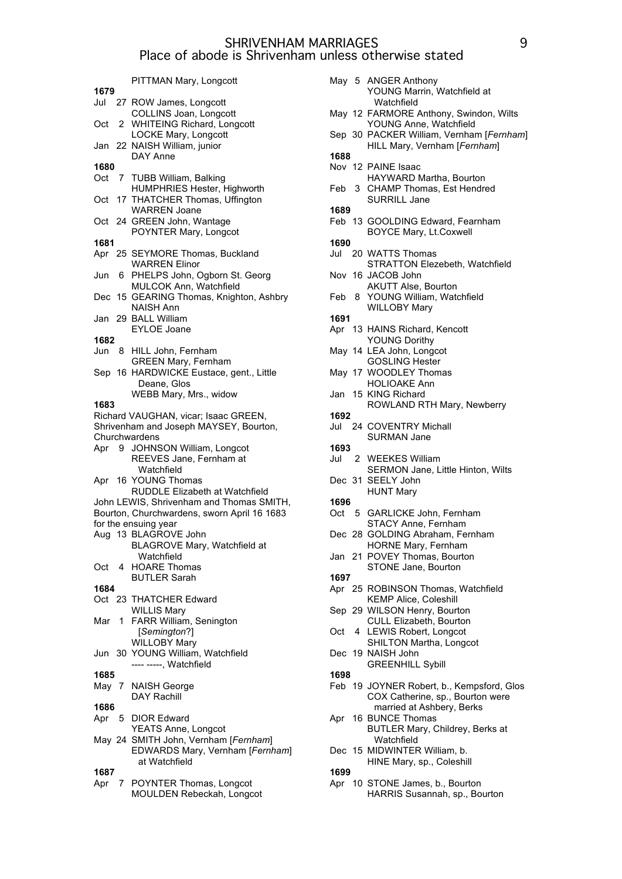# SHRIVENHAM MARRIAGES
## Place of abode is Shrivenham unless otherwise stated

PITTMAN Mary, Longcott

**1679**

Jul 27 ROW James, Longcott
COLLINS Joan, Longcott

Oct 2 WHITEING Richard, Longcott
LOCKE Mary, Longcott

Jan 22 NAISH William, junior
DAY Anne

**1680**

Oct 7 TUBB William, Balking
HUMPHRIES Hester, Highworth

Oct 17 THATCHER Thomas, Uffington
WARREN Joane

Oct 24 GREEN John, Wantage
POYNTER Mary, Longcot

**1681**

Apr 25 SEYMORE Thomas, Buckland
WARREN Elinor

Jun 6 PHELPS John, Ogborn St. Georg
MULCOK Ann, Watchfield

Dec 15 GEARING Thomas, Knighton, Ashbry
NAISH Ann

Jan 29 BALL William
EYLOE Joane

**1682**

Jun 8 HILL John, Fernham
GREEN Mary, Fernham

Sep 16 HARDWICKE Eustace, gent., Little Deane, Glos
WEBB Mary, Mrs., widow

**1683**

Richard VAUGHAN, vicar; Isaac GREEN, Shrivenham and Joseph MAYSEY, Bourton, Churchwardens

Apr 9 JOHNSON William, Longcot
REEVES Jane, Fernham at Watchfield

Apr 16 YOUNG Thomas
RUDDLE Elizabeth at Watchfield

John LEWIS, Shrivenham and Thomas SMITH, Bourton, Churchwardens, sworn April 16 1683 for the ensuing year

Aug 13 BLAGROVE John
BLAGROVE Mary, Watchfield at Watchfield

Oct 4 HOARE Thomas
BUTLER Sarah

**1684**

Oct 23 THATCHER Edward
WILLIS Mary

Mar 1 FARR William, Senington [*Semington*?]
WILLOBY Mary

Jun 30 YOUNG William, Watchfield
---- -----, Watchfield

**1685**

May 7 NAISH George
DAY Rachill

**1686**

Apr 5 DIOR Edward
YEATS Anne, Longcot

May 24 SMITH John, Vernham [*Fernham*]
EDWARDS Mary, Vernham [*Fernham*] at Watchfield

**1687**

Apr 7 POYNTER Thomas, Longcot
MOULDEN Rebeckah, Longcot

May 5 ANGER Anthony
YOUNG Marrin, Watchfield at Watchfield

May 12 FARMORE Anthony, Swindon, Wilts
YOUNG Anne, Watchfield

Sep 30 PACKER William, Vernham [*Fernham*]
HILL Mary, Vernham [*Fernham*]

**1688**

Nov 12 PAINE Isaac
HAYWARD Martha, Bourton

Feb 3 CHAMP Thomas, Est Hendred
SURRILL Jane

**1689**

Feb 13 GOOLDING Edward, Fearnham
BOYCE Mary, Lt.Coxwell

**1690**

Jul 20 WATTS Thomas
STRATTON Elezebeth, Watchfield

Nov 16 JACOB John
AKUTT Alse, Bourton

Feb 8 YOUNG William, Watchfield
WILLOBY Mary

**1691**

Apr 13 HAINS Richard, Kencott
YOUNG Dorithy

May 14 LEA John, Longcot
GOSLING Hester

May 17 WOODLEY Thomas
HOLIOAKE Ann

Jan 15 KING Richard
ROWLAND RTH Mary, Newberry

**1692**

Jul 24 COVENTRY Michall
SURMAN Jane

**1693**

Jul 2 WEEKES William
SERMON Jane, Little Hinton, Wilts

Dec 31 SEELY John
HUNT Mary

**1696**

Oct 5 GARLICKE John, Fernham
STACY Anne, Fernham

Dec 28 GOLDING Abraham, Fernham
HORNE Mary, Fernham

Jan 21 POVEY Thomas, Bourton
STONE Jane, Bourton

**1697**

Apr 25 ROBINSON Thomas, Watchfield
KEMP Alice, Coleshill

Sep 29 WILSON Henry, Bourton
CULL Elizabeth, Bourton

Oct 4 LEWIS Robert, Longcot
SHILTON Martha, Longcot

Dec 19 NAISH John
GREENHILL Sybill

**1698**

Feb 19 JOYNER Robert, b., Kempsford, Glos
COX Catherine, sp., Bourton were married at Ashbery, Berks

Apr 16 BUNCE Thomas
BUTLER Mary, Childrey, Berks at Watchfield

Dec 15 MIDWINTER William, b.
HINE Mary, sp., Coleshill

**1699**

Apr 10 STONE James, b., Bourton
HARRIS Susannah, sp., Bourton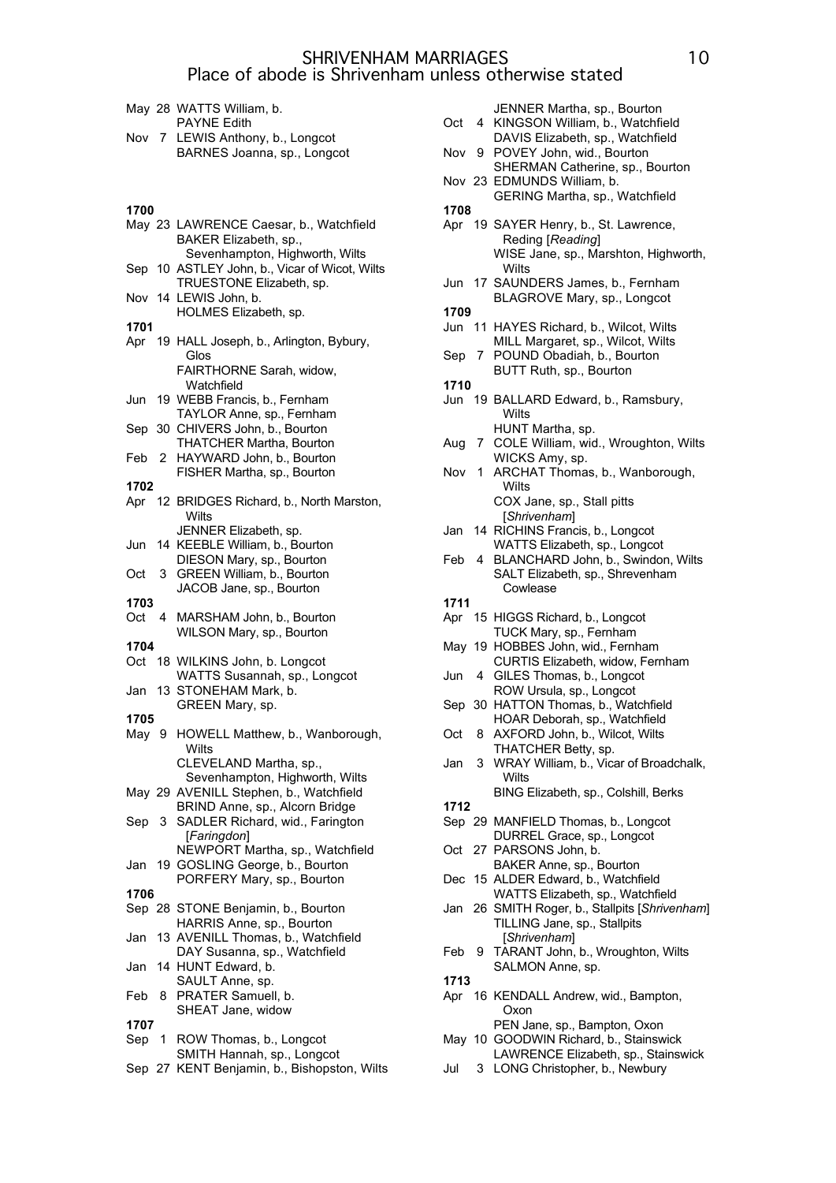# SHRIVENHAM MARRIAGES
## Place of abode is Shrivenham unless otherwise stated

May 28 WATTS William, b.
PAYNE Edith

Nov 7 LEWIS Anthony, b., Longcot
BARNES Joanna, sp., Longcot

**1700**

May 23 LAWRENCE Caesar, b., Watchfield
BAKER Elizabeth, sp., Sevenhampton, Highworth, Wilts

Sep 10 ASTLEY John, b., Vicar of Wicot, Wilts
TRUESTONE Elizabeth, sp.

Nov 14 LEWIS John, b.
HOLMES Elizabeth, sp.

**1701**

Apr 19 HALL Joseph, b., Arlington, Bybury, Glos
FAIRTHORNE Sarah, widow, Watchfield

Jun 19 WEBB Francis, b., Fernham
TAYLOR Anne, sp., Fernham

Sep 30 CHIVERS John, b., Bourton
THATCHER Martha, Bourton

Feb 2 HAYWARD John, b., Bourton
FISHER Martha, sp., Bourton

**1702**

Apr 12 BRIDGES Richard, b., North Marston, Wilts
JENNER Elizabeth, sp.

Jun 14 KEEBLE William, b., Bourton
DIESON Mary, sp., Bourton

Oct 3 GREEN William, b., Bourton
JACOB Jane, sp., Bourton

**1703**

Oct 4 MARSHAM John, b., Bourton
WILSON Mary, sp., Bourton

**1704**

Oct 18 WILKINS John, b. Longcot
WATTS Susannah, sp., Longcot

Jan 13 STONEHAM Mark, b.
GREEN Mary, sp.

**1705**

May 9 HOWELL Matthew, b., Wanborough, Wilts
CLEVELAND Martha, sp., Sevenhampton, Highworth, Wilts

May 29 AVENILL Stephen, b., Watchfield
BRIND Anne, sp., Alcorn Bridge

Sep 3 SADLER Richard, wid., Farington [*Faringdon*]
NEWPORT Martha, sp., Watchfield

Jan 19 GOSLING George, b., Bourton
PORFERY Mary, sp., Bourton

**1706**

Sep 28 STONE Benjamin, b., Bourton
HARRIS Anne, sp., Bourton

Jan 13 AVENILL Thomas, b., Watchfield
DAY Susanna, sp., Watchfield

Jan 14 HUNT Edward, b.
SAULT Anne, sp.

Feb 8 PRATER Samuell, b.
SHEAT Jane, widow

**1707**

Sep 1 ROW Thomas, b., Longcot
SMITH Hannah, sp., Longcot

Sep 27 KENT Benjamin, b., Bishopston, Wilts
JENNER Martha, sp., Bourton

Oct 4 KINGSON William, b., Watchfield
DAVIS Elizabeth, sp., Watchfield

Nov 9 POVEY John, wid., Bourton
SHERMAN Catherine, sp., Bourton

Nov 23 EDMUNDS William, b.
GERING Martha, sp., Watchfield

**1708**

Apr 19 SAYER Henry, b., St. Lawrence, Reding [*Reading*]
WISE Jane, sp., Marshton, Highworth, Wilts

Jun 17 SAUNDERS James, b., Fernham
BLAGROVE Mary, sp., Longcot

**1709**

Jun 11 HAYES Richard, b., Wilcot, Wilts
MILL Margaret, sp., Wilcot, Wilts

Sep 7 POUND Obadiah, b., Bourton
BUTT Ruth, sp., Bourton

**1710**

Jun 19 BALLARD Edward, b., Ramsbury, Wilts
HUNT Martha, sp.

Aug 7 COLE William, wid., Wroughton, Wilts
WICKS Amy, sp.

Nov 1 ARCHAT Thomas, b., Wanborough, Wilts
COX Jane, sp., Stall pitts [*Shrivenham*]

Jan 14 RICHINS Francis, b., Longcot
WATTS Elizabeth, sp., Longcot

Feb 4 BLANCHARD John, b., Swindon, Wilts
SALT Elizabeth, sp., Shrevenham Cowlease

**1711**

Apr 15 HIGGS Richard, b., Longcot
TUCK Mary, sp., Fernham

May 19 HOBBES John, wid., Fernham
CURTIS Elizabeth, widow, Fernham

Jun 4 GILES Thomas, b., Longcot
ROW Ursula, sp., Longcot

Sep 30 HATTON Thomas, b., Watchfield
HOAR Deborah, sp., Watchfield

Oct 8 AXFORD John, b., Wilcot, Wilts
THATCHER Betty, sp.

Jan 3 WRAY William, b., Vicar of Broadchalk, Wilts
BING Elizabeth, sp., Colshill, Berks

**1712**

Sep 29 MANFIELD Thomas, b., Longcot
DURREL Grace, sp., Longcot

Oct 27 PARSONS John, b.
BAKER Anne, sp., Bourton

Dec 15 ALDER Edward, b., Watchfield
WATTS Elizabeth, sp., Watchfield

Jan 26 SMITH Roger, b., Stallpits [*Shrivenham*]
TILLING Jane, sp., Stallpits [*Shrivenham*]

Feb 9 TARANT John, b., Wroughton, Wilts
SALMON Anne, sp.

**1713**

Apr 16 KENDALL Andrew, wid., Bampton, Oxon
PEN Jane, sp., Bampton, Oxon

May 10 GOODWIN Richard, b., Stainswick
LAWRENCE Elizabeth, sp., Stainswick

Jul 3 LONG Christopher, b., Newbury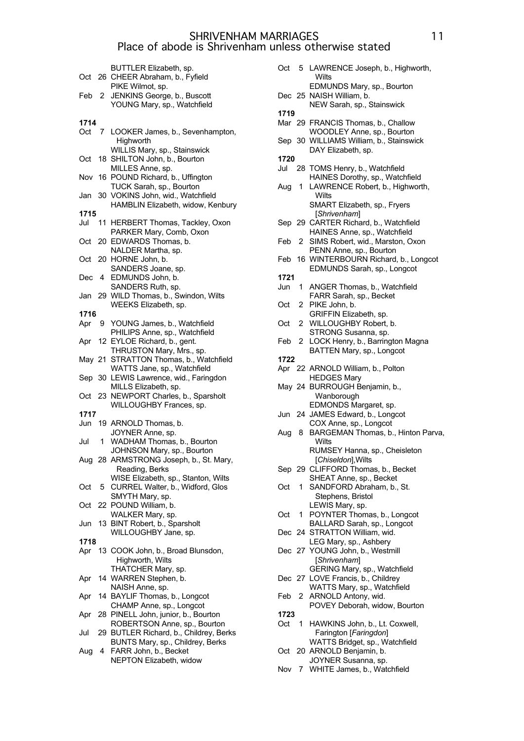# SHRIVENHAM MARRIAGES
## Place of abode is Shrivenham unless otherwise stated

BUTTLER Elizabeth, sp.
Oct 26 CHEER Abraham, b., Fyfield
PIKE Wilmot, sp.
Feb 2 JENKINS George, b., Buscott
YOUNG Mary, sp., Watchfield

**1714**
Oct 7 LOOKER James, b., Sevenhampton, Highworth
WILLIS Mary, sp., Stainswick
Oct 18 SHILTON John, b., Bourton
MILLES Anne, sp.
Nov 16 POUND Richard, b., Uffington
TUCK Sarah, sp., Bourton
Jan 30 VOKINS John, wid., Watchfield
HAMBLIN Elizabeth, widow, Kenbury

**1715**
Jul 11 HERBERT Thomas, Tackley, Oxon
PARKER Mary, Comb, Oxon
Oct 20 EDWARDS Thomas, b.
NALDER Martha, sp.
Oct 20 HORNE John, b.
SANDERS Joane, sp.
Dec 4 EDMUNDS John, b.
SANDERS Ruth, sp.
Jan 29 WILD Thomas, b., Swindon, Wilts
WEEKS Elizabeth, sp.

**1716**
Apr 9 YOUNG James, b., Watchfield
PHILIPS Anne, sp., Watchfield
Apr 12 EYLOE Richard, b., gent.
THRUSTON Mary, Mrs., sp.
May 21 STRATTON Thomas, b., Watchfield
WATTS Jane, sp., Watchfield
Sep 30 LEWIS Lawrence, wid., Faringdon
MILLS Elizabeth, sp.
Oct 23 NEWPORT Charles, b., Sparsholt
WILLOUGHBY Frances, sp.

**1717**
Jun 19 ARNOLD Thomas, b.
JOYNER Anne, sp.
Jul 1 WADHAM Thomas, b., Bourton
JOHNSON Mary, sp., Bourton
Aug 28 ARMSTRONG Joseph, b., St. Mary, Reading, Berks
WISE Elizabeth, sp., Stanton, Wilts
Oct 5 CURREL Walter, b., Widford, Glos
SMYTH Mary, sp.
Oct 22 POUND William, b.
WALKER Mary, sp.
Jun 13 BINT Robert, b., Sparsholt
WILLOUGHBY Jane, sp.

**1718**
Apr 13 COOK John, b., Broad Blunsdon, Highworth, Wilts
THATCHER Mary, sp.
Apr 14 WARREN Stephen, b.
NAISH Anne, sp.
Apr 14 BAYLIF Thomas, b., Longcot
CHAMP Anne, sp., Longcot
Apr 28 PINELL John, junior, b., Bourton
ROBERTSON Anne, sp., Bourton
Jul 29 BUTLER Richard, b., Childrey, Berks
BUNTS Mary, sp., Childrey, Berks
Aug 4 FARR John, b., Becket
NEPTON Elizabeth, widow
Oct 5 LAWRENCE Joseph, b., Highworth, Wilts
EDMUNDS Mary, sp., Bourton
Dec 25 NAISH William, b.
NEW Sarah, sp., Stainswick

**1719**
Mar 29 FRANCIS Thomas, b., Challow
WOODLEY Anne, sp., Bourton
Sep 30 WILLIAMS William, b., Stainswick
DAY Elizabeth, sp.

**1720**
Jul 28 TOMS Henry, b., Watchfield
HAINES Dorothy, sp., Watchfield
Aug 1 LAWRENCE Robert, b., Highworth, Wilts
SMART Elizabeth, sp., Fryers [*Shrivenham*]
Sep 29 CARTER Richard, b., Watchfield
HAINES Anne, sp., Watchfield
Feb 2 SIMS Robert, wid., Marston, Oxon
PENN Anne, sp., Bourton
Feb 16 WINTERBOURN Richard, b., Longcot
EDMUNDS Sarah, sp., Longcot

**1721**
Jun 1 ANGER Thomas, b., Watchfield
FARR Sarah, sp., Becket
Oct 2 PIKE John, b.
GRIFFIN Elizabeth, sp.
Oct 2 WILLOUGHBY Robert, b.
STRONG Susanna, sp.
Feb 2 LOCK Henry, b., Barrington Magna
BATTEN Mary, sp., Longcot

**1722**
Apr 22 ARNOLD William, b., Polton
HEDGES Mary
May 24 BURROUGH Benjamin, b., Wanborough
EDMONDS Margaret, sp.
Jun 24 JAMES Edward, b., Longcot
COX Anne, sp., Longcot
Aug 8 BARGEMAN Thomas, b., Hinton Parva, Wilts
RUMSEY Hanna, sp., Cheisleton [*Chiseldon*],Wilts
Sep 29 CLIFFORD Thomas, b., Becket
SHEAT Anne, sp., Becket
Oct 1 SANDFORD Abraham, b., St. Stephens, Bristol
LEWIS Mary, sp.
Oct 1 POYNTER Thomas, b., Longcot
BALLARD Sarah, sp., Longcot
Dec 24 STRATTON William, wid.
LEG Mary, sp., Ashbery
Dec 27 YOUNG John, b., Westmill [*Shrivenham*]
GERING Mary, sp., Watchfield
Dec 27 LOVE Francis, b., Childrey
WATTS Mary, sp., Watchfield
Feb 2 ARNOLD Antony, wid.
POVEY Deborah, widow, Bourton

**1723**
Oct 1 HAWKINS John, b., Lt. Coxwell, Farington [*Faringdon*]
WATTS Bridget, sp., Watchfield
Oct 20 ARNOLD Benjamin, b.
JOYNER Susanna, sp.
Nov 7 WHITE James, b., Watchfield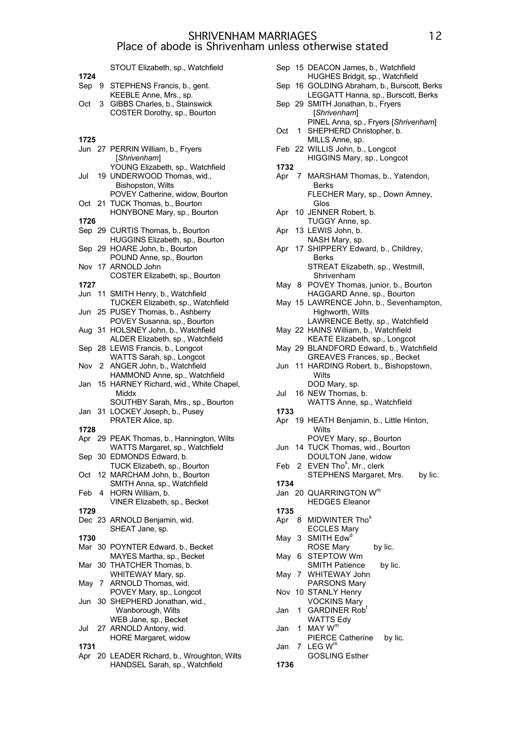# SHRIVENHAM MARRIAGES
## Place of abode is Shrivenham unless otherwise stated

STOUT Elizabeth, sp., Watchfield

**1724**

Sep 9 STEPHENS Francis, b., gent.
KEEBLE Anne, Mrs., sp.

Oct 3 GIBBS Charles, b., Stainswick
COSTER Dorothy, sp., Bourton

**1725**

Jun 27 PERRIN William, b., Fryers [*Shrivenham*]
YOUNG Elizabeth, sp., Watchfield

Jul 19 UNDERWOOD Thomas, wid., Bishopston, Wilts
POVEY Catherine, widow, Bourton

Oct 21 TUCK Thomas, b., Bourton
HONYBONE Mary, sp., Bourton

**1726**

Sep 29 CURTIS Thomas, b., Bourton
HUGGINS Elizabeth, sp., Bourton

Sep 29 HOARE John, b., Bourton
POUND Anne, sp., Bourton

Nov 17 ARNOLD John
COSTER Elizabeth, sp., Bourton

**1727**

Jun 11 SMITH Henry, b., Watchfield
TUCKER Elizabeth, sp., Watchfield

Jun 25 PUSEY Thomas, b., Ashberry
POVEY Susanna, sp., Bourton

Aug 31 HOLSNEY John, b., Watchfield
ALDER Elizabeth, sp., Watchfield

Sep 28 LEWIS Francis, b., Longcot
WATTS Sarah, sp., Longcot

Nov 2 ANGER John, b., Watchfield
HAMMOND Anne, sp., Watchfield

Jan 15 HARNEY Richard, wid., White Chapel, Middx
SOUTHBY Sarah, Mrs., sp., Bourton

Jan 31 LOCKEY Joseph, b., Pusey
PRATER Alice, sp.

**1728**

Apr 29 PEAK Thomas, b., Hannington, Wilts
WATTS Margaret, sp., Watchfield

Sep 30 EDMONDS Edward, b.
TUCK Elizabeth, sp., Bourton

Oct 12 MARCHAM John, b., Bourton
SMITH Anna, sp., Watchfield

Feb 4 HORN William, b.
VINER Elizabeth, sp., Becket

**1729**

Dec 23 ARNOLD Benjamin, wid.
SHEAT Jane, sp.

**1730**

Mar 30 POYNTER Edward, b., Becket
MAYES Martha, sp., Becket

Mar 30 THATCHER Thomas, b.
WHITEWAY Mary, sp.

May 7 ARNOLD Thomas, wid.
POVEY Mary, sp., Longcot

Jun 30 SHEPHERD Jonathan, wid., Wanborough, Wilts
WEB Jane, sp., Becket

Jul 27 ARNOLD Antony, wid.
HORE Margaret, widow

**1731**

Apr 20 LEADER Richard, b., Wroughton, Wilts
HANDSEL Sarah, sp., Watchfield

Sep 15 DEACON James, b., Watchfield
HUGHES Bridgit, sp., Watchfield

Sep 16 GOLDING Abraham, b., Burscott, Berks
LEGGATT Hanna, sp., Burscott, Berks

Sep 29 SMITH Jonathan, b., Fryers [*Shrivenham*]
PINEL Anna, sp., Fryers [*Shrivenham*]

Oct 1 SHEPHERD Christopher, b.
MILLS Anne, sp.

Feb 22 WILLIS John, b., Longcot
HIGGINS Mary, sp., Longcot

**1732**

Apr 7 MARSHAM Thomas, b., Yatendon, Berks
FLECHER Mary, sp., Down Amney, Glos

Apr 10 JENNER Robert, b.
TUGGY Anne, sp.

Apr 13 LEWIS John, b.
NASH Mary, sp.

Apr 17 SHIPPERY Edward, b., Childrey, Berks
STREAT Elizabeth, sp., Westmill, Shrivenham

May 8 POVEY Thomas, junior, b., Bourton
HAGGARD Anne, sp., Bourton

May 15 LAWRENCE John, b., Sevenhampton, Highworth, Wilts
LAWRENCE Betty, sp., Watchfield

May 22 HAINS William, b., Watchfield
KEATE Elizabeth, sp., Longcot

May 29 BLANDFORD Edward, b., Watchfield
GREAVES Frances, sp., Becket

Jun 11 HARDING Robert, b., Bishopstown, Wilts
DOD Mary, sp.

Jul 16 NEW Thomas, b.
WATTS Anne, sp., Watchfield

**1733**

Apr 19 HEATH Benjamin, b., Little Hinton, Wilts
POVEY Mary, sp., Bourton

Jun 14 TUCK Thomas, wid., Bourton
DOULTON Jane, widow

Feb 2 EVEN Tho[s], Mr., clerk
STEPHENS Margaret, Mrs. by lic.

**1734**

Jan 20 QUARRINGTON W[m]
HEDGES Eleanor

**1735**

Apr 8 MIDWINTER Tho[s]
ECCLES Mary

May 3 SMITH Edw[d]
ROSE Mary by lic.

May 6 STEPTOW Wm
SMITH Patience by lic.

May 7 WHITEWAY John
PARSONS Mary

Nov 10 STANLY Henry
VOCKINS Mary

Jan 1 GARDINER Rob[t]
WATTS Edy

Jan 1 MAY W[m]
PIERCE Catherine by lic.

Jan 7 LEG W[m]
GOSLING Esther

**1736**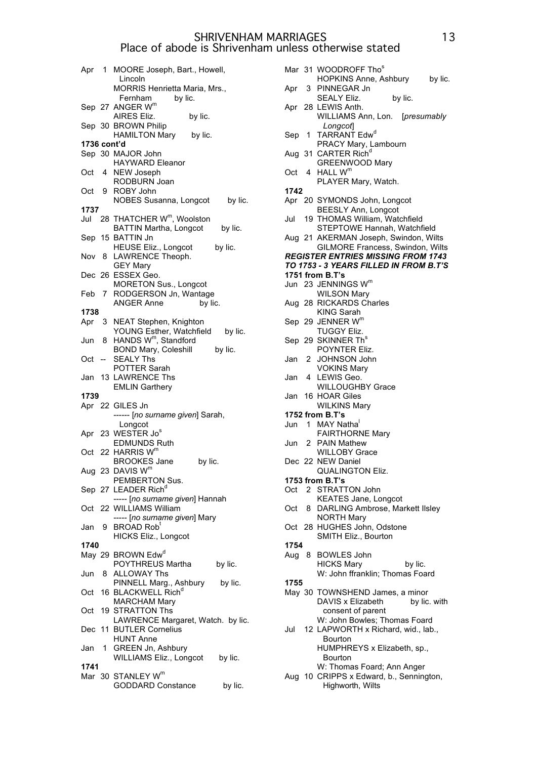# SHRIVENHAM MARRIAGES
## Place of abode is Shrivenham unless otherwise stated

Apr 1 MOORE Joseph, Bart., Howell, Lincoln
MORRIS Henrietta Maria, Mrs., Fernham by lic.

Sep 27 ANGER W$^{m}$
AIRES Eliz. by lic.

Sep 30 BROWN Philip
HAMILTON Mary by lic.

**1736 cont'd**

Sep 30 MAJOR John
HAYWARD Eleanor

Oct 4 NEW Joseph
RODBURN Joan

Oct 9 ROBY John
NOBES Susanna, Longcot by lic.

**1737**

Jul 28 THATCHER W$^{m}$, Woolston
BATTIN Martha, Longcot by lic.

Sep 15 BATTIN Jn
HEUSE Eliz., Longcot by lic.

Nov 8 LAWRENCE Theoph.
GEY Mary

Dec 26 ESSEX Geo.
MORETON Sus., Longcot

Feb 7 RODGERSON Jn, Wantage
ANGER Anne by lic.

**1738**

Apr 3 NEAT Stephen, Knighton
YOUNG Esther, Watchfield by lic.

Jun 8 HANDS W$^{m}$, Standford
BOND Mary, Coleshill by lic.

Oct -- SEALY Ths
POTTER Sarah

Jan 13 LAWRENCE Ths
EMLIN Garthery

**1739**

Apr 22 GILES Jn
------ [*no surname given*] Sarah, Longcot

Apr 23 WESTER Jo$^{s}$
EDMUNDS Ruth

Oct 22 HARRIS W$^{m}$
BROOKES Jane by lic.

Aug 23 DAVIS W$^{m}$
PEMBERTON Sus.

Sep 27 LEADER Rich$^{d}$
----- [*no surname given*] Hannah

Oct 22 WILLIAMS William
----- [*no surname given*] Mary

Jan 9 BROAD Rob$^{t}$
HICKS Eliz., Longcot

**1740**

May 29 BROWN Edw$^{d}$
POYTHREUS Martha by lic.

Jun 8 ALLOWAY Ths
PINNELL Marg., Ashbury by lic.

Oct 16 BLACKWELL Rich$^{d}$
MARCHAM Mary

Oct 19 STRATTON Ths
LAWRENCE Margaret, Watch. by lic.

Dec 11 BUTLER Cornelius
HUNT Anne

Jan 1 GREEN Jn, Ashbury
WILLIAMS Eliz., Longcot by lic.

**1741**

Mar 30 STANLEY W$^{m}$
GODDARD Constance by lic.

Mar 31 WOODROFF Tho$^{s}$
HOPKINS Anne, Ashbury by lic.

Apr 3 PINNEGAR Jn
SEALY Eliz. by lic.

Apr 28 LEWIS Anth.
WILLIAMS Ann, Lon. [*presumably Longcot*]

Sep 1 TARRANT Edw$^{d}$
PRACY Mary, Lambourn

Aug 31 CARTER Rich$^{d}$
GREENWOOD Mary

Oct 4 HALL W$^{m}$
PLAYER Mary, Watch.

**1742**

Apr 20 SYMONDS John, Longcot
BEESLY Ann, Longcot

Jul 19 THOMAS William, Watchfield
STEPTOWE Hannah, Watchfield

Aug 21 AKERMAN Joseph, Swindon, Wilts
GILMORE Francess, Swindon, Wilts

***REGISTER ENTRIES MISSING FROM 1743 TO 1753 - 3 YEARS FILLED IN FROM B.T'S***

**1751 from B.T's**

Jun 23 JENNINGS W$^{m}$
WILSON Mary

Aug 28 RICKARDS Charles
KING Sarah

Sep 29 JENNER W$^{m}$
TUGGY Eliz.

Sep 29 SKINNER Th$^{s}$
POYNTER Eliz.

Jan 2 JOHNSON John
VOKINS Mary

Jan 4 LEWIS Geo.
WILLOUGHBY Grace

Jan 16 HOAR Giles
WILKINS Mary

**1752 from B.T's**

Jun 1 MAY Natha$^{l}$
FAIRTHORNE Mary

Jun 2 PAIN Mathew
WILLOBY Grace

Dec 22 NEW Daniel
QUALINGTON Eliz.

**1753 from B.T's**

Oct 2 STRATTON John
KEATES Jane, Longcot

Oct 8 DARLING Ambrose, Markett Ilsley
NORTH Mary

Oct 28 HUGHES John, Odstone
SMITH Eliz., Bourton

**1754**

Aug 8 BOWLES John
HICKS Mary by lic.
W: John ffranklin; Thomas Foard

**1755**

May 30 TOWNSHEND James, a minor
DAVIS x Elizabeth by lic. with consent of parent
W: John Bowles; Thomas Foard

Jul 12 LAPWORTH x Richard, wid., lab., Bourton
HUMPHREYS x Elizabeth, sp., Bourton
W: Thomas Foard; Ann Anger

Aug 10 CRIPPS x Edward, b., Sennington, Highworth, Wilts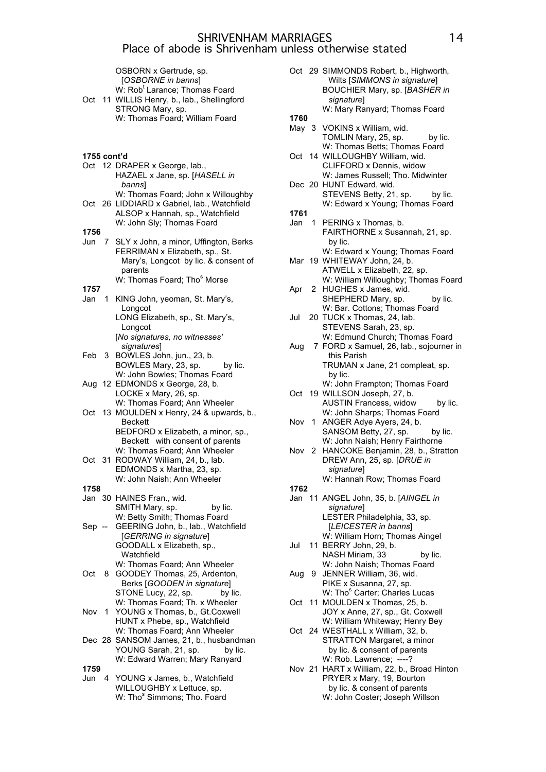# SHRIVENHAM MARRIAGES
## Place of abode is Shrivenham unless otherwise stated

OSBORN x Gertrude, sp.
[*OSBORNE in banns*]
W: Rob[t] Larance; Thomas Foard

Oct 11 WILLIS Henry, b., lab., Shellingford
STRONG Mary, sp.
W: Thomas Foard; William Foard

**1755 cont'd**

Oct 12 DRAPER x George, lab.,
HAZAEL x Jane, sp. [*HASELL in banns*]
W: Thomas Foard; John x Willoughby

Oct 26 LIDDIARD x Gabriel, lab., Watchfield
ALSOP x Hannah, sp., Watchfield
W: John Sly; Thomas Foard

**1756**

Jun 7 SLY x John, a minor, Uffington, Berks
FERRIMAN x Elizabeth, sp., St. Mary's, Longcot by lic. & consent of parents
W: Thomas Foard; Tho[s] Morse

**1757**

Jan 1 KING John, yeoman, St. Mary's, Longcot
LONG Elizabeth, sp., St. Mary's, Longcot
[*No signatures, no witnesses' signatures*]

Feb 3 BOWLES John, jun., 23, b.
BOWLES Mary, 23, sp. by lic.
W: John Bowles; Thomas Foard

Aug 12 EDMONDS x George, 28, b.
LOCKE x Mary, 26, sp.
W: Thomas Foard; Ann Wheeler

Oct 13 MOULDEN x Henry, 24 & upwards, b., Beckett
BEDFORD x Elizabeth, a minor, sp., Beckett with consent of parents
W: Thomas Foard; Ann Wheeler

Oct 31 RODWAY William, 24, b., lab.
EDMONDS x Martha, 23, sp.
W: John Naish; Ann Wheeler

**1758**

Jan 30 HAINES Fran., wid.
SMITH Mary, sp. by lic.
W: Betty Smith; Thomas Foard

Sep -- GEERING John, b., lab., Watchfield
[*GERRING in signature*]
GOODALL x Elizabeth, sp., Watchfield
W: Thomas Foard; Ann Wheeler

Oct 8 GOODEY Thomas, 25, Ardenton, Berks [*GOODEN in signature*]
STONE Lucy, 22, sp. by lic.
W: Thomas Foard; Th. x Wheeler

Nov 1 YOUNG x Thomas, b., Gt.Coxwell
HUNT x Phebe, sp., Watchfield
W: Thomas Foard; Ann Wheeler

Dec 28 SANSOM James, 21, b., husbandman
YOUNG Sarah, 21, sp. by lic.
W: Edward Warren; Mary Ranyard

**1759**

Jun 4 YOUNG x James, b., Watchfield
WILLOUGHBY x Lettuce, sp.
W: Tho[s] Simmons; Tho. Foard

Oct 29 SIMMONDS Robert, b., Highworth, Wilts [*SIMMONS in signature*]
BOUCHIER Mary, sp. [*BASHER in signature*]
W: Mary Ranyard; Thomas Foard

**1760**

May 3 VOKINS x William, wid.
TOMLIN Mary, 25, sp. by lic.
W: Thomas Betts; Thomas Foard

Oct 14 WILLOUGHBY William, wid.
CLIFFORD x Dennis, widow
W: James Russell; Tho. Midwinter

Dec 20 HUNT Edward, wid.
STEVENS Betty, 21, sp. by lic.
W: Edward x Young; Thomas Foard

**1761**

Jan 1 PERING x Thomas, b.
FAIRTHORNE x Susannah, 21, sp. by lic.
W: Edward x Young; Thomas Foard

Mar 19 WHITEWAY John, 24, b.
ATWELL x Elizabeth, 22, sp.
W: William Willoughby; Thomas Foard

Apr 2 HUGHES x James, wid.
SHEPHERD Mary, sp. by lic.
W: Bar. Cottons; Thomas Foard

Jul 20 TUCK x Thomas, 24, lab.
STEVENS Sarah, 23, sp.
W: Edmund Church; Thomas Foard

Aug 7 FORD x Samuel, 26, lab., sojourner in this Parish
TRUMAN x Jane, 21 compleat, sp. by lic.
W: John Frampton; Thomas Foard

Oct 19 WILLSON Joseph, 27, b.
AUSTIN Francess, widow by lic.
W: John Sharps; Thomas Foard

Nov 1 ANGER Adye Ayers, 24, b.
SANSOM Betty, 27, sp. by lic.
W: John Naish; Henry Fairthorne

Nov 2 HANCOKE Benjamin, 28, b., Stratton
DREW Ann, 25, sp. [*DRUE in signature*]
W: Hannah Row; Thomas Foard

**1762**

Jan 11 ANGEL John, 35, b. [*AINGEL in signature*]
LESTER Philadelphia, 33, sp. [*LEICESTER in banns*]
W: William Horn; Thomas Aingel

Jul 11 BERRY John, 29, b.
NASH Miriam, 33 by lic.
W: John Naish; Thomas Foard

Aug 9 JENNER William, 36, wid.
PIKE x Susanna, 27, sp.
W: Tho[s] Carter; Charles Lucas

Oct 11 MOULDEN x Thomas, 25, b.
JOY x Anne, 27, sp., Gt. Coxwell
W: William Whiteway; Henry Bey

Oct 24 WESTHALL x William, 32, b.
STRATTON Margaret, a minor by lic. & consent of parents
W: Rob. Lawrence; ----?

Nov 21 HART x William, 22, b., Broad Hinton
PRYER x Mary, 19, Bourton by lic. & consent of parents
W: John Coster; Joseph Willson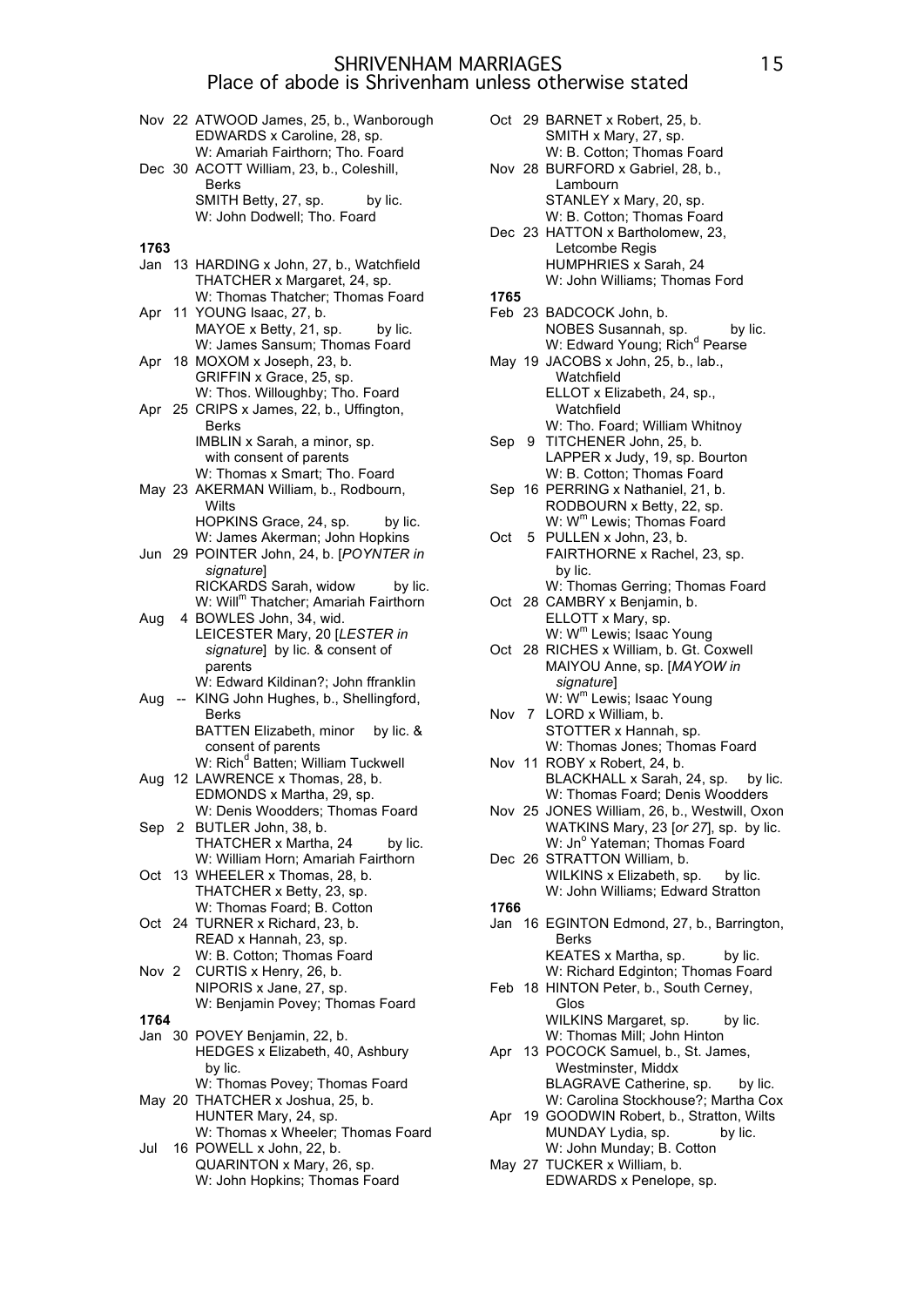# SHRIVENHAM MARRIAGES
## Place of abode is Shrivenham unless otherwise stated

Nov 22 ATWOOD James, 25, b., Wanborough
EDWARDS x Caroline, 28, sp.
W: Amariah Fairthorn; Tho. Foard

Dec 30 ACOTT William, 23, b., Coleshill, Berks
SMITH Betty, 27, sp. by lic.
W: John Dodwell; Tho. Foard

**1763**

Jan 13 HARDING x John, 27, b., Watchfield
THATCHER x Margaret, 24, sp.
W: Thomas Thatcher; Thomas Foard

Apr 11 YOUNG Isaac, 27, b.
MAYOE x Betty, 21, sp. by lic.
W: James Sansum; Thomas Foard

Apr 18 MOXOM x Joseph, 23, b.
GRIFFIN x Grace, 25, sp.
W: Thos. Willoughby; Tho. Foard

Apr 25 CRIPS x James, 22, b., Uffington, Berks
IMBLIN x Sarah, a minor, sp. with consent of parents
W: Thomas x Smart; Tho. Foard

May 23 AKERMAN William, b., Rodbourn, Wilts
HOPKINS Grace, 24, sp. by lic.
W: James Akerman; John Hopkins

Jun 29 POINTER John, 24, b. [*POYNTER in signature*]
RICKARDS Sarah, widow by lic.
W: Will[m] Thatcher; Amariah Fairthorn

Aug 4 BOWLES John, 34, wid.
LEICESTER Mary, 20 [*LESTER in signature*] by lic. & consent of parents
W: Edward Kildinan?; John ffranklin

Aug -- KING John Hughes, b., Shellingford, Berks
BATTEN Elizabeth, minor by lic. & consent of parents
W: Rich[d] Batten; William Tuckwell

Aug 12 LAWRENCE x Thomas, 28, b.
EDMONDS x Martha, 29, sp.
W: Denis Woodders; Thomas Foard

Sep 2 BUTLER John, 38, b.
THATCHER x Martha, 24 by lic.
W: William Horn; Amariah Fairthorn

Oct 13 WHEELER x Thomas, 28, b.
THATCHER x Betty, 23, sp.
W: Thomas Foard; B. Cotton

Oct 24 TURNER x Richard, 23, b.
READ x Hannah, 23, sp.
W: B. Cotton; Thomas Foard

Nov 2 CURTIS x Henry, 26, b.
NIPORIS x Jane, 27, sp.
W: Benjamin Povey; Thomas Foard

**1764**

Jan 30 POVEY Benjamin, 22, b.
HEDGES x Elizabeth, 40, Ashbury by lic.
W: Thomas Povey; Thomas Foard

May 20 THATCHER x Joshua, 25, b.
HUNTER Mary, 24, sp.
W: Thomas x Wheeler; Thomas Foard

Jul 16 POWELL x John, 22, b.
QUARINTON x Mary, 26, sp.
W: John Hopkins; Thomas Foard

Oct 29 BARNET x Robert, 25, b.
SMITH x Mary, 27, sp.
W: B. Cotton; Thomas Foard

Nov 28 BURFORD x Gabriel, 28, b., Lambourn
STANLEY x Mary, 20, sp.
W: B. Cotton; Thomas Foard

Dec 23 HATTON x Bartholomew, 23, Letcombe Regis
HUMPHRIES x Sarah, 24
W: John Williams; Thomas Ford

**1765**

Feb 23 BADCOCK John, b.
NOBES Susannah, sp. by lic.
W: Edward Young; Rich[d] Pearse

May 19 JACOBS x John, 25, b., lab., Watchfield
ELLOT x Elizabeth, 24, sp., Watchfield
W: Tho. Foard; William Whitnoy

Sep 9 TITCHENER John, 25, b.
LAPPER x Judy, 19, sp. Bourton
W: B. Cotton; Thomas Foard

Sep 16 PERRING x Nathaniel, 21, b.
RODBOURN x Betty, 22, sp.
W: W[m] Lewis; Thomas Foard

Oct 5 PULLEN x John, 23, b.
FAIRTHORNE x Rachel, 23, sp. by lic.
W: Thomas Gerring; Thomas Foard

Oct 28 CAMBRY x Benjamin, b.
ELLOTT x Mary, sp.
W: W[m] Lewis; Isaac Young

Oct 28 RICHES x William, b. Gt. Coxwell
MAIYOU Anne, sp. [*MAYOW in signature*]
W: W[m] Lewis; Isaac Young

Nov 7 LORD x William, b.
STOTTER x Hannah, sp.
W: Thomas Jones; Thomas Foard

Nov 11 ROBY x Robert, 24, b.
BLACKHALL x Sarah, 24, sp. by lic.
W: Thomas Foard; Denis Woodders

Nov 25 JONES William, 26, b., Westwill, Oxon
WATKINS Mary, 23 [*or 27*], sp. by lic.
W: Jn[o] Yateman; Thomas Foard

Dec 26 STRATTON William, b.
WILKINS x Elizabeth, sp. by lic.
W: John Williams; Edward Stratton

**1766**

Jan 16 EGINTON Edmond, 27, b., Barrington, Berks
KEATES x Martha, sp. by lic.
W: Richard Edginton; Thomas Foard

Feb 18 HINTON Peter, b., South Cerney, Glos
WILKINS Margaret, sp. by lic.
W: Thomas Mill; John Hinton

Apr 13 POCOCK Samuel, b., St. James, Westminster, Middx
BLAGRAVE Catherine, sp. by lic.
W: Carolina Stockhouse?; Martha Cox

Apr 19 GOODWIN Robert, b., Stratton, Wilts
MUNDAY Lydia, sp. by lic.
W: John Munday; B. Cotton

May 27 TUCKER x William, b.
EDWARDS x Penelope, sp.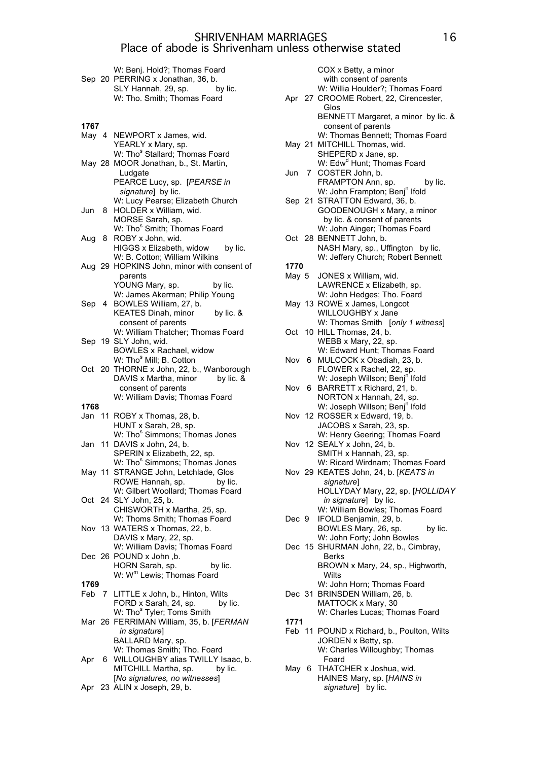# SHRIVENHAM MARRIAGES
## Place of abode is Shrivenham unless otherwise stated

W: Benj. Hold?; Thomas Foard

Sep 20 PERRING x Jonathan, 36, b.
SLY Hannah, 29, sp. by lic.
W: Tho. Smith; Thomas Foard

**1767**

May 4 NEWPORT x James, wid.
YEARLY x Mary, sp.
W: Tho[s] Stallard; Thomas Foard

May 28 MOOR Jonathan, b., St. Martin, Ludgate
PEARCE Lucy, sp. [*PEARSE in signature*] by lic.
W: Lucy Pearse; Elizabeth Church

Jun 8 HOLDER x William, wid.
MORSE Sarah, sp.
W: Tho[s] Smith; Thomas Foard

Aug 8 ROBY x John, wid.
HIGGS x Elizabeth, widow by lic.
W: B. Cotton; William Wilkins

Aug 29 HOPKINS John, minor with consent of parents
YOUNG Mary, sp. by lic.
W: James Akerman; Philip Young

Sep 4 BOWLES William, 27, b.
KEATES Dinah, minor by lic. & consent of parents
W: William Thatcher; Thomas Foard

Sep 19 SLY John, wid.
BOWLES x Rachael, widow
W: Tho[s] Mill; B. Cotton

Oct 20 THORNE x John, 22, b., Wanborough
DAVIS x Martha, minor by lic. & consent of parents
W: William Davis; Thomas Foard

**1768**

Jan 11 ROBY x Thomas, 28, b.
HUNT x Sarah, 28, sp.
W: Tho[s] Simmons; Thomas Jones

Jan 11 DAVIS x John, 24, b.
SPERIN x Elizabeth, 22, sp.
W: Tho[s] Simmons; Thomas Jones

May 11 STRANGE John, Letchlade, Glos
ROWE Hannah, sp. by lic.
W: Gilbert Woollard; Thomas Foard

Oct 24 SLY John, 25, b.
CHISWORTH x Martha, 25, sp.
W: Thoms Smith; Thomas Foard

Nov 13 WATERS x Thomas, 22, b.
DAVIS x Mary, 22, sp.
W: William Davis; Thomas Foard

Dec 26 POUND x John ,b.
HORN Sarah, sp. by lic.
W: W[m] Lewis; Thomas Foard

**1769**

Feb 7 LITTLE x John, b., Hinton, Wilts
FORD x Sarah, 24, sp. by lic.
W: Tho[s] Tyler; Toms Smith

Mar 26 FERRIMAN William, 35, b. [*FERMAN in signature*]
BALLARD Mary, sp.
W: Thomas Smith; Tho. Foard

Apr 6 WILLOUGHBY alias TWILLY Isaac, b.
MITCHILL Martha, sp. by lic.
[*No signatures, no witnesses*]

Apr 23 ALIN x Joseph, 29, b.
COX x Betty, a minor with consent of parents
W: Willia Houlder?; Thomas Foard

Apr 27 CROOME Robert, 22, Cirencester, Glos
BENNETT Margaret, a minor by lic. & consent of parents
W: Thomas Bennett; Thomas Foard

May 21 MITCHILL Thomas, wid.
SHEPERD x Jane, sp.
W: Edw[d] Hunt; Thomas Foard

Jun 7 COSTER John, b.
FRAMPTON Ann, sp. by lic.
W: John Frampton; Benj[n] Ifold

Sep 21 STRATTON Edward, 36, b.
GOODENOUGH x Mary, a minor by lic. & consent of parents
W: John Ainger; Thomas Foard

Oct 28 BENNETT John, b.
NASH Mary, sp., Uffington by lic.
W: Jeffery Church; Robert Bennett

**1770**

May 5 JONES x William, wid.
LAWRENCE x Elizabeth, sp.
W: John Hedges; Tho. Foard

May 13 ROWE x James, Longcot
WILLOUGHBY x Jane
W: Thomas Smith [*only 1 witness*]

Oct 10 HILL Thomas, 24, b.
WEBB x Mary, 22, sp.
W: Edward Hunt; Thomas Foard

Nov 6 MULCOCK x Obadiah, 23, b.
FLOWER x Rachel, 22, sp.
W: Joseph Willson; Benj[n] Ifold

Nov 6 BARRETT x Richard, 21, b.
NORTON x Hannah, 24, sp.
W: Joseph Willson; Benj[n] Ifold

Nov 12 ROSSER x Edward, 19, b.
JACOBS x Sarah, 23, sp.
W: Henry Geering; Thomas Foard

Nov 12 SEALY x John, 24, b.
SMITH x Hannah, 23, sp.
W: Ricard Wirdnam; Thomas Foard

Nov 29 KEATES John, 24, b. [*KEATS in signature*]
HOLLYDAY Mary, 22, sp. [*HOLLIDAY in signature*] by lic.
W: William Bowles; Thomas Foard

Dec 9 IFOLD Benjamin, 29, b.
BOWLES Mary, 26, sp. by lic.
W: John Forty; John Bowles

Dec 15 SHURMAN John, 22, b., Cimbray, Berks
BROWN x Mary, 24, sp., Highworth, Wilts
W: John Horn; Thomas Foard

Dec 31 BRINSDEN William, 26, b.
MATTOCK x Mary, 30
W: Charles Lucas; Thomas Foard

**1771**

Feb 11 POUND x Richard, b., Poulton, Wilts
JORDEN x Betty, sp.
W: Charles Willoughby; Thomas Foard

May 6 THATCHER x Joshua, wid.
HAINES Mary, sp. [*HAINS in signature*] by lic.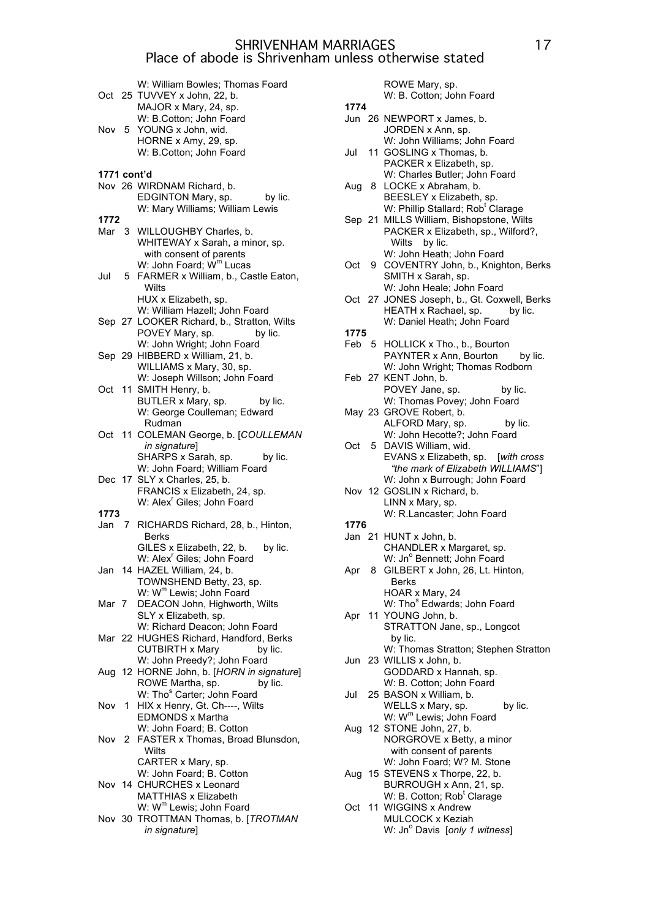# SHRIVENHAM MARRIAGES
## Place of abode is Shrivenham unless otherwise stated

W: William Bowles; Thomas Foard

Oct 25 TUVVEY x John, 22, b.
MAJOR x Mary, 24, sp.
W: B.Cotton; John Foard

Nov 5 YOUNG x John, wid.
HORNE x Amy, 29, sp.
W: B.Cotton; John Foard

**1771 cont'd**

Nov 26 WIRDNAM Richard, b.
EDGINTON Mary, sp. by lic.
W: Mary Williams; William Lewis

**1772**

Mar 3 WILLOUGHBY Charles, b.
WHITEWAY x Sarah, a minor, sp.
with consent of parents
W: John Foard; W[m] Lucas

Jul 5 FARMER x William, b., Castle Eaton, Wilts
HUX x Elizabeth, sp.
W: William Hazell; John Foard

Sep 27 LOOKER Richard, b., Stratton, Wilts
POVEY Mary, sp. by lic.
W: John Wright; John Foard

Sep 29 HIBBERD x William, 21, b.
WILLIAMS x Mary, 30, sp.
W: Joseph Willson; John Foard

Oct 11 SMITH Henry, b.
BUTLER x Mary, sp. by lic.
W: George Coulleman; Edward Rudman

Oct 11 COLEMAN George, b. [*COULLEMAN in signature*]
SHARPS x Sarah, sp. by lic.
W: John Foard; William Foard

Dec 17 SLY x Charles, 25, b.
FRANCIS x Elizabeth, 24, sp.
W: Alex[r] Giles; John Foard

**1773**

Jan 7 RICHARDS Richard, 28, b., Hinton, Berks
GILES x Elizabeth, 22, b. by lic.
W: Alex[r] Giles; John Foard

Jan 14 HAZEL William, 24, b.
TOWNSHEND Betty, 23, sp.
W: W[m] Lewis; John Foard

Mar 7 DEACON John, Highworth, Wilts
SLY x Elizabeth, sp.
W: Richard Deacon; John Foard

Mar 22 HUGHES Richard, Handford, Berks
CUTBIRTH x Mary by lic.
W: John Preedy?; John Foard

Aug 12 HORNE John, b. [*HORN in signature*]
ROWE Martha, sp. by lic.
W: Tho[s] Carter; John Foard

Nov 1 HIX x Henry, Gt. Ch----, Wilts
EDMONDS x Martha
W: John Foard; B. Cotton

Nov 2 FASTER x Thomas, Broad Blunsdon, Wilts
CARTER x Mary, sp.
W: John Foard; B. Cotton

Nov 14 CHURCHES x Leonard
MATTHIAS x Elizabeth
W: W[m] Lewis; John Foard

Nov 30 TROTTMAN Thomas, b. [*TROTMAN in signature*]
ROWE Mary, sp.
W: B. Cotton; John Foard

**1774**

Jun 26 NEWPORT x James, b.
JORDEN x Ann, sp.
W: John Williams; John Foard

Jul 11 GOSLING x Thomas, b.
PACKER x Elizabeth, sp.
W: Charles Butler; John Foard

Aug 8 LOCKE x Abraham, b.
BEESLEY x Elizabeth, sp.
W: Phillip Stallard; Rob[t] Clarage

Sep 21 MILLS William, Bishopstone, Wilts
PACKER x Elizabeth, sp., Wilford?, Wilts by lic.
W: John Heath; John Foard

Oct 9 COVENTRY John, b., Knighton, Berks
SMITH x Sarah, sp.
W: John Heale; John Foard

Oct 27 JONES Joseph, b., Gt. Coxwell, Berks
HEATH x Rachael, sp. by lic.
W: Daniel Heath; John Foard

**1775**

Feb 5 HOLLICK x Tho., b., Bourton
PAYNTER x Ann, Bourton by lic.
W: John Wright; Thomas Rodborn

Feb 27 KENT John, b.
POVEY Jane, sp. by lic.
W: Thomas Povey; John Foard

May 23 GROVE Robert, b.
ALFORD Mary, sp. by lic.
W: John Hecotte?; John Foard

Oct 5 DAVIS William, wid.
EVANS x Elizabeth, sp. [*with cross "the mark of Elizabeth WILLIAMS"*]
W: John x Burrough; John Foard

Nov 12 GOSLIN x Richard, b.
LINN x Mary, sp.
W: R.Lancaster; John Foard

**1776**

Jan 21 HUNT x John, b.
CHANDLER x Margaret, sp.
W: Jn[o] Bennett; John Foard

Apr 8 GILBERT x John, 26, Lt. Hinton, Berks
HOAR x Mary, 24
W: Tho[s] Edwards; John Foard

Apr 11 YOUNG John, b.
STRATTON Jane, sp., Longcot by lic.
W: Thomas Stratton; Stephen Stratton

Jun 23 WILLIS x John, b.
GODDARD x Hannah, sp.
W: B. Cotton; John Foard

Jul 25 BASON x William, b.
WELLS x Mary, sp. by lic.
W: W[m] Lewis; John Foard

Aug 12 STONE John, 27, b.
NORGROVE x Betty, a minor
with consent of parents
W: John Foard; W? M. Stone

Aug 15 STEVENS x Thorpe, 22, b.
BURROUGH x Ann, 21, sp.
W: B. Cotton; Rob[t] Clarage

Oct 11 WIGGINS x Andrew
MULCOCK x Keziah
W: Jn[o] Davis [*only 1 witness*]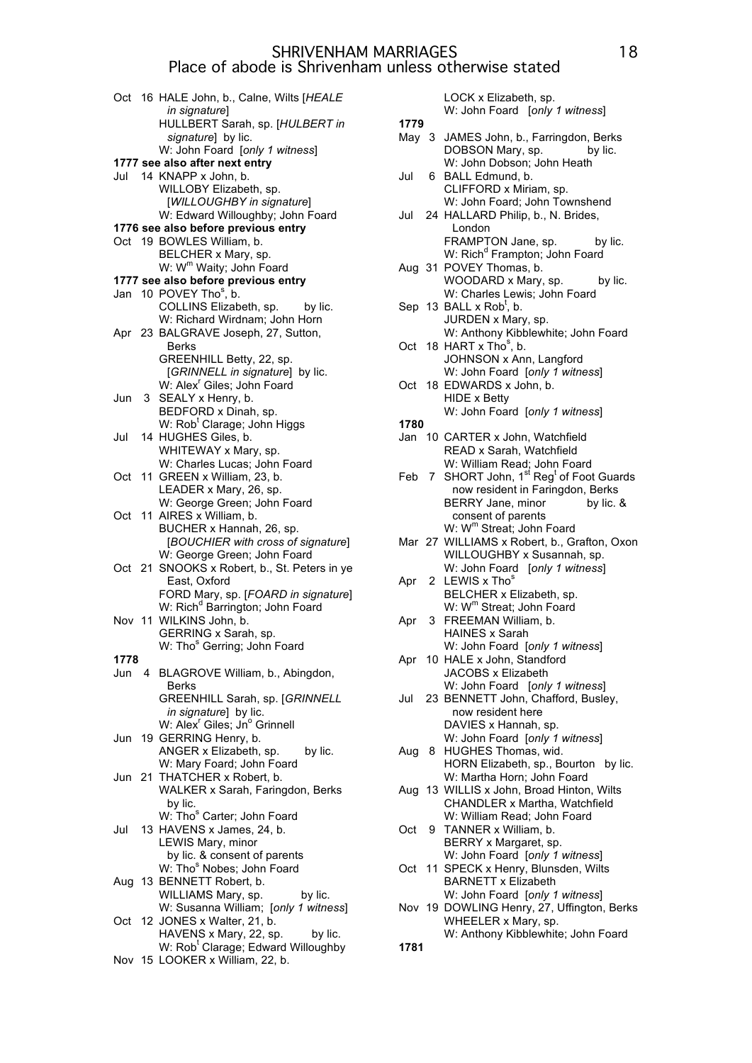# SHRIVENHAM MARRIAGES
## Place of abode is Shrivenham unless otherwise stated

Oct 16 HALE John, b., Calne, Wilts [*HEALE in signature*]
HULLBERT Sarah, sp. [*HULBERT in signature*] by lic.
W: John Foard [*only 1 witness*]

**1777 see also after next entry**

Jul 14 KNAPP x John, b.
WILLOBY Elizabeth, sp. [*WILLOUGHBY in signature*]
W: Edward Willoughby; John Foard

**1776 see also before previous entry**

Oct 19 BOWLES William, b.
BELCHER x Mary, sp.
W: W[m] Waity; John Foard

**1777 see also before previous entry**

Jan 10 POVEY Tho[s], b.
COLLINS Elizabeth, sp. by lic.
W: Richard Wirdnam; John Horn

Apr 23 BALGRAVE Joseph, 27, Sutton, Berks
GREENHILL Betty, 22, sp. [*GRINNELL in signature*] by lic.
W: Alex[r] Giles; John Foard

Jun 3 SEALY x Henry, b.
BEDFORD x Dinah, sp.
W: Rob[t] Clarage; John Higgs

Jul 14 HUGHES Giles, b.
WHITEWAY x Mary, sp.
W: Charles Lucas; John Foard

Oct 11 GREEN x William, 23, b.
LEADER x Mary, 26, sp.
W: George Green; John Foard

Oct 11 AIRES x William, b.
BUCHER x Hannah, 26, sp. [*BOUCHIER with cross of signature*]
W: George Green; John Foard

Oct 21 SNOOKS x Robert, b., St. Peters in ye East, Oxford
FORD Mary, sp. [*FOARD in signature*]
W: Rich[d] Barrington; John Foard

Nov 11 WILKINS John, b.
GERRING x Sarah, sp.
W: Tho[s] Gerring; John Foard

**1778**

Jun 4 BLAGROVE William, b., Abingdon, Berks
GREENHILL Sarah, sp. [*GRINNELL in signature*] by lic.
W: Alex[r] Giles; Jn[o] Grinnell

Jun 19 GERRING Henry, b.
ANGER x Elizabeth, sp. by lic.
W: Mary Foard; John Foard

Jun 21 THATCHER x Robert, b.
WALKER x Sarah, Faringdon, Berks by lic.
W: Tho[s] Carter; John Foard

Jul 13 HAVENS x James, 24, b.
LEWIS Mary, minor by lic. & consent of parents
W: Tho[s] Nobes; John Foard

Aug 13 BENNETT Robert, b.
WILLIAMS Mary, sp. by lic.
W: Susanna William; [*only 1 witness*]

Oct 12 JONES x Walter, 21, b.
HAVENS x Mary, 22, sp. by lic.
W: Rob[t] Clarage; Edward Willoughby

Nov 15 LOOKER x William, 22, b.
LOCK x Elizabeth, sp.
W: John Foard [*only 1 witness*]

**1779**

May 3 JAMES John, b., Farringdon, Berks
DOBSON Mary, sp. by lic.
W: John Dobson; John Heath

Jul 6 BALL Edmund, b.
CLIFFORD x Miriam, sp.
W: John Foard; John Townshend

Jul 24 HALLARD Philip, b., N. Brides, London
FRAMPTON Jane, sp. by lic.
W: Rich[d] Frampton; John Foard

Aug 31 POVEY Thomas, b.
WOODARD x Mary, sp. by lic.
W: Charles Lewis; John Foard

Sep 13 BALL x Rob[t], b.
JURDEN x Mary, sp.
W: Anthony Kibblewhite; John Foard

Oct 18 HART x Tho[s], b.
JOHNSON x Ann, Langford
W: John Foard [*only 1 witness*]

Oct 18 EDWARDS x John, b.
HIDE x Betty
W: John Foard [*only 1 witness*]

**1780**

Jan 10 CARTER x John, Watchfield
READ x Sarah, Watchfield
W: William Read; John Foard

Feb 7 SHORT John, 1[st] Reg[t] of Foot Guards now resident in Faringdon, Berks
BERRY Jane, minor by lic. & consent of parents
W: W[m] Streat; John Foard

Mar 27 WILLIAMS x Robert, b., Grafton, Oxon
WILLOUGHBY x Susannah, sp.
W: John Foard [*only 1 witness*]

Apr 2 LEWIS x Tho[s]
BELCHER x Elizabeth, sp.
W: W[m] Streat; John Foard

Apr 3 FREEMAN William, b.
HAINES x Sarah
W: John Foard [*only 1 witness*]

Apr 10 HALE x John, Standford
JACOBS x Elizabeth
W: John Foard [*only 1 witness*]

Jul 23 BENNETT John, Chafford, Busley, now resident here
DAVIES x Hannah, sp.
W: John Foard [*only 1 witness*]

Aug 8 HUGHES Thomas, wid.
HORN Elizabeth, sp., Bourton by lic.
W: Martha Horn; John Foard

Aug 13 WILLIS x John, Broad Hinton, Wilts
CHANDLER x Martha, Watchfield
W: William Read; John Foard

Oct 9 TANNER x William, b.
BERRY x Margaret, sp.
W: John Foard [*only 1 witness*]

Oct 11 SPECK x Henry, Blunsden, Wilts
BARNETT x Elizabeth
W: John Foard [*only 1 witness*]

Nov 19 DOWLING Henry, 27, Uffington, Berks
WHEELER x Mary, sp.
W: Anthony Kibblewhite; John Foard

**1781**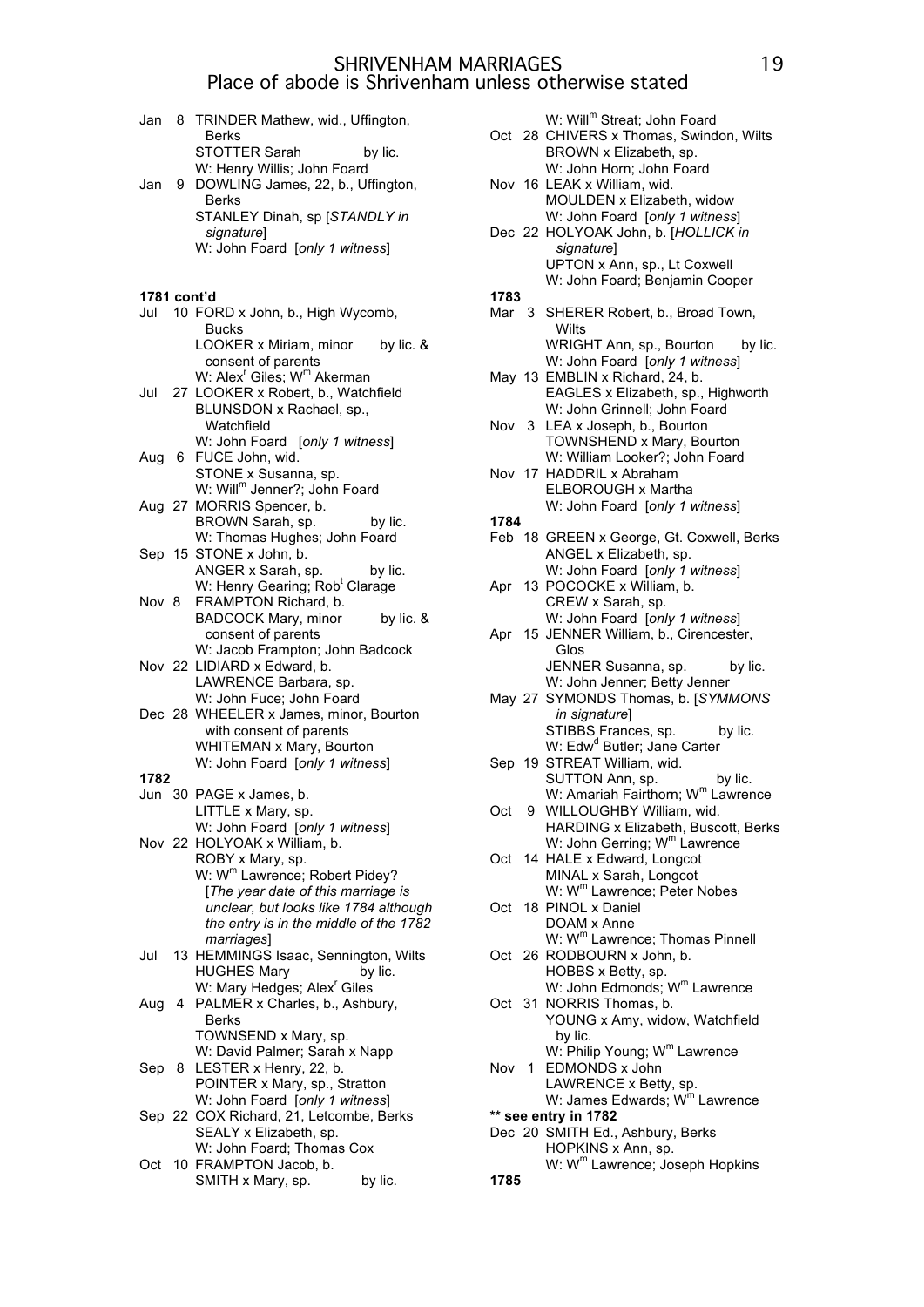# SHRIVENHAM MARRIAGES
## Place of abode is Shrivenham unless otherwise stated

Jan 8 TRINDER Mathew, wid., Uffington, Berks
STOTTER Sarah by lic.
W: Henry Willis; John Foard

Jan 9 DOWLING James, 22, b., Uffington, Berks
STANLEY Dinah, sp [*STANDLY in signature*]
W: John Foard [*only 1 witness*]

**1781 cont'd**

Jul 10 FORD x John, b., High Wycomb, Bucks
LOOKER x Miriam, minor by lic. & consent of parents
W: Alex[r] Giles; W[m] Akerman

Jul 27 LOOKER x Robert, b., Watchfield
BLUNSDON x Rachael, sp., Watchfield
W: John Foard [*only 1 witness*]

Aug 6 FUCE John, wid.
STONE x Susanna, sp.
W: Will[m] Jenner?; John Foard

Aug 27 MORRIS Spencer, b.
BROWN Sarah, sp. by lic.
W: Thomas Hughes; John Foard

Sep 15 STONE x John, b.
ANGER x Sarah, sp. by lic.
W: Henry Gearing; Rob[t] Clarage

Nov 8 FRAMPTON Richard, b.
BADCOCK Mary, minor by lic. & consent of parents
W: Jacob Frampton; John Badcock

Nov 22 LIDIARD x Edward, b.
LAWRENCE Barbara, sp.
W: John Fuce; John Foard

Dec 28 WHEELER x James, minor, Bourton with consent of parents
WHITEMAN x Mary, Bourton
W: John Foard [*only 1 witness*]

**1782**

Jun 30 PAGE x James, b.
LITTLE x Mary, sp.
W: John Foard [*only 1 witness*]

Nov 22 HOLYOAK x William, b.
ROBY x Mary, sp.
W: W[m] Lawrence; Robert Pidey?
[*The year date of this marriage is unclear, but looks like 1784 although the entry is in the middle of the 1782 marriages*]

Jul 13 HEMMINGS Isaac, Sennington, Wilts
HUGHES Mary by lic.
W: Mary Hedges; Alex[r] Giles

Aug 4 PALMER x Charles, b., Ashbury, Berks
TOWNSEND x Mary, sp.
W: David Palmer; Sarah x Napp

Sep 8 LESTER x Henry, 22, b.
POINTER x Mary, sp., Stratton
W: John Foard [*only 1 witness*]

Sep 22 COX Richard, 21, Letcombe, Berks
SEALY x Elizabeth, sp.
W: John Foard; Thomas Cox

Oct 10 FRAMPTON Jacob, b.
SMITH x Mary, sp. by lic.
W: Will[m] Streat; John Foard

Oct 28 CHIVERS x Thomas, Swindon, Wilts
BROWN x Elizabeth, sp.
W: John Horn; John Foard

Nov 16 LEAK x William, wid.
MOULDEN x Elizabeth, widow
W: John Foard [*only 1 witness*]

Dec 22 HOLYOAK John, b. [*HOLLICK in signature*]
UPTON x Ann, sp., Lt Coxwell
W: John Foard; Benjamin Cooper

**1783**

Mar 3 SHERER Robert, b., Broad Town, Wilts
WRIGHT Ann, sp., Bourton by lic.
W: John Foard [*only 1 witness*]

May 13 EMBLIN x Richard, 24, b.
EAGLES x Elizabeth, sp., Highworth
W: John Grinnell; John Foard

Nov 3 LEA x Joseph, b., Bourton
TOWNSHEND x Mary, Bourton
W: William Looker?; John Foard

Nov 17 HADDRIL x Abraham
ELBOROUGH x Martha
W: John Foard [*only 1 witness*]

**1784**

Feb 18 GREEN x George, Gt. Coxwell, Berks
ANGEL x Elizabeth, sp.
W: John Foard [*only 1 witness*]

Apr 13 POCOCKE x William, b.
CREW x Sarah, sp.
W: John Foard [*only 1 witness*]

Apr 15 JENNER William, b., Cirencester, Glos
JENNER Susanna, sp. by lic.
W: John Jenner; Betty Jenner

May 27 SYMONDS Thomas, b. [*SYMMONS in signature*]
STIBBS Frances, sp. by lic.
W: Edw[d] Butler; Jane Carter

Sep 19 STREAT William, wid.
SUTTON Ann, sp. by lic.
W: Amariah Fairthorn; W[m] Lawrence

Oct 9 WILLOUGHBY William, wid.
HARDING x Elizabeth, Buscott, Berks
W: John Gerring; W[m] Lawrence

Oct 14 HALE x Edward, Longcot
MINAL x Sarah, Longcot
W: W[m] Lawrence; Peter Nobes

Oct 18 PINOL x Daniel
DOAM x Anne
W: W[m] Lawrence; Thomas Pinnell

Oct 26 RODBOURN x John, b.
HOBBS x Betty, sp.
W: John Edmonds; W[m] Lawrence

Oct 31 NORRIS Thomas, b.
YOUNG x Amy, widow, Watchfield by lic.
W: Philip Young; W[m] Lawrence

Nov 1 EDMONDS x John
LAWRENCE x Betty, sp.
W: James Edwards; W[m] Lawrence

**** see entry in 1782**

Dec 20 SMITH Ed., Ashbury, Berks
HOPKINS x Ann, sp.
W: W[m] Lawrence; Joseph Hopkins

**1785**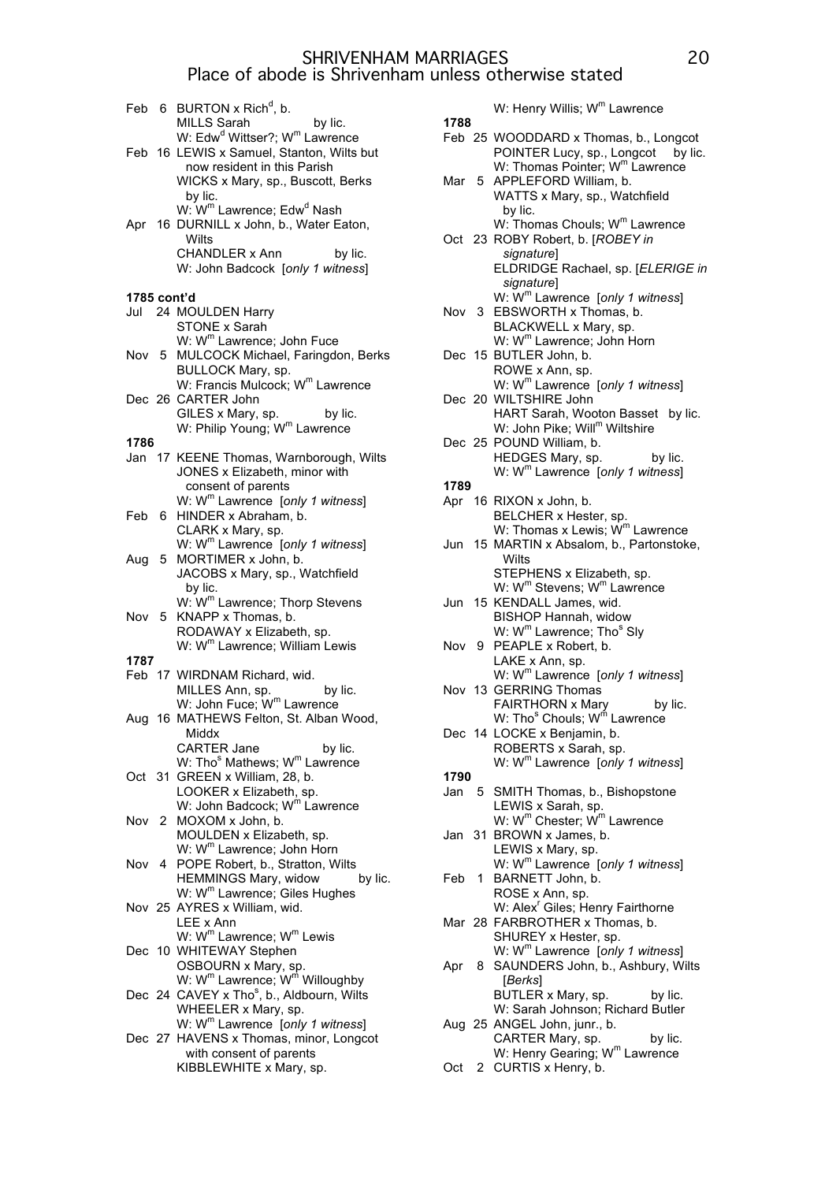# SHRIVENHAM MARRIAGES
## Place of abode is Shrivenham unless otherwise stated

Feb 6 BURTON x Rich[d], b.
MILLS Sarah by lic.
W: Edw[d] Wittser?; W[m] Lawrence

Feb 16 LEWIS x Samuel, Stanton, Wilts but now resident in this Parish
WICKS x Mary, sp., Buscott, Berks by lic.
W: W[m] Lawrence; Edw[d] Nash

Apr 16 DURNILL x John, b., Water Eaton, Wilts
CHANDLER x Ann by lic.
W: John Badcock [*only 1 witness*]

**1785 cont'd**

Jul 24 MOULDEN Harry
STONE x Sarah
W: W[m] Lawrence; John Fuce

Nov 5 MULCOCK Michael, Faringdon, Berks
BULLOCK Mary, sp.
W: Francis Mulcock; W[m] Lawrence

Dec 26 CARTER John
GILES x Mary, sp. by lic.
W: Philip Young; W[m] Lawrence

**1786**

Jan 17 KEENE Thomas, Warnborough, Wilts
JONES x Elizabeth, minor with consent of parents
W: W[m] Lawrence [*only 1 witness*]

Feb 6 HINDER x Abraham, b.
CLARK x Mary, sp.
W: W[m] Lawrence [*only 1 witness*]

Aug 5 MORTIMER x John, b.
JACOBS x Mary, sp., Watchfield by lic.
W: W[m] Lawrence; Thorp Stevens

Nov 5 KNAPP x Thomas, b.
RODAWAY x Elizabeth, sp.
W: W[m] Lawrence; William Lewis

**1787**

Feb 17 WIRDNAM Richard, wid.
MILLES Ann, sp. by lic.
W: John Fuce; W[m] Lawrence

Aug 16 MATHEWS Felton, St. Alban Wood, Middx
CARTER Jane by lic.
W: Tho[s] Mathews; W[m] Lawrence

Oct 31 GREEN x William, 28, b.
LOOKER x Elizabeth, sp.
W: John Badcock; W[m] Lawrence

Nov 2 MOXOM x John, b.
MOULDEN x Elizabeth, sp.
W: W[m] Lawrence; John Horn

Nov 4 POPE Robert, b., Stratton, Wilts
HEMMINGS Mary, widow by lic.
W: W[m] Lawrence; Giles Hughes

Nov 25 AYRES x William, wid.
LEE x Ann
W: W[m] Lawrence; W[m] Lewis

Dec 10 WHITEWAY Stephen
OSBOURN x Mary, sp.
W: W[m] Lawrence; W[m] Willoughby

Dec 24 CAVEY x Tho[s], b., Aldbourn, Wilts
WHEELER x Mary, sp.
W: W[m] Lawrence [*only 1 witness*]

Dec 27 HAVENS x Thomas, minor, Longcot with consent of parents
KIBBLEWHITE x Mary, sp.
W: Henry Willis; W[m] Lawrence

**1788**

Feb 25 WOODDARD x Thomas, b., Longcot
POINTER Lucy, sp., Longcot by lic.
W: Thomas Pointer; W[m] Lawrence

Mar 5 APPLEFORD William, b.
WATTS x Mary, sp., Watchfield by lic.
W: Thomas Chouls; W[m] Lawrence

Oct 23 ROBY Robert, b. [*ROBEY in signature*]
ELDRIDGE Rachael, sp. [*ELERIGE in signature*]
W: W[m] Lawrence [*only 1 witness*]

Nov 3 EBSWORTH x Thomas, b.
BLACKWELL x Mary, sp.
W: W[m] Lawrence; John Horn

Dec 15 BUTLER John, b.
ROWE x Ann, sp.
W: W[m] Lawrence [*only 1 witness*]

Dec 20 WILTSHIRE John
HART Sarah, Wooton Basset by lic.
W: John Pike; Will[m] Wiltshire

Dec 25 POUND William, b.
HEDGES Mary, sp. by lic.
W: W[m] Lawrence [*only 1 witness*]

**1789**

Apr 16 RIXON x John, b.
BELCHER x Hester, sp.
W: Thomas x Lewis; W[m] Lawrence

Jun 15 MARTIN x Absalom, b., Partonstoke, Wilts
STEPHENS x Elizabeth, sp.
W: W[m] Stevens; W[m] Lawrence

Jun 15 KENDALL James, wid.
BISHOP Hannah, widow
W: W[m] Lawrence; Tho[s] Sly

Nov 9 PEAPLE x Robert, b.
LAKE x Ann, sp.
W: W[m] Lawrence [*only 1 witness*]

Nov 13 GERRING Thomas
FAIRTHORN x Mary by lic.
W: Tho[s] Chouls; W[m] Lawrence

Dec 14 LOCKE x Benjamin, b.
ROBERTS x Sarah, sp.
W: W[m] Lawrence [*only 1 witness*]

**1790**

Jan 5 SMITH Thomas, b., Bishopstone
LEWIS x Sarah, sp.
W: W[m] Chester; W[m] Lawrence

Jan 31 BROWN x James, b.
LEWIS x Mary, sp.
W: W[m] Lawrence [*only 1 witness*]

Feb 1 BARNETT John, b.
ROSE x Ann, sp.
W: Alex[r] Giles; Henry Fairthorne

Mar 28 FARBROTHER x Thomas, b.
SHUREY x Hester, sp.
W: W[m] Lawrence [*only 1 witness*]

Apr 8 SAUNDERS John, b., Ashbury, Wilts [*Berks*]
BUTLER x Mary, sp. by lic.
W: Sarah Johnson; Richard Butler

Aug 25 ANGEL John, junr., b.
CARTER Mary, sp. by lic.
W: Henry Gearing; W[m] Lawrence

Oct 2 CURTIS x Henry, b.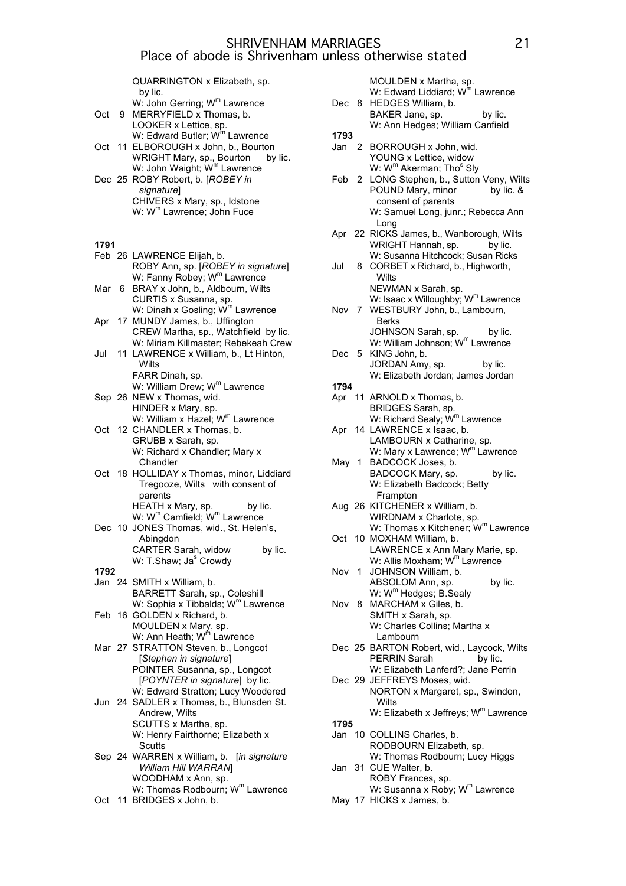# SHRIVENHAM MARRIAGES
## Place of abode is Shrivenham unless otherwise stated

QUARRINGTON x Elizabeth, sp.
by lic.
W: John Gerring; W^m Lawrence

Oct 9 MERRYFIELD x Thomas, b.
LOOKER x Lettice, sp.
W: Edward Butler; W^m Lawrence

Oct 11 ELBOROUGH x John, b., Bourton
WRIGHT Mary, sp., Bourton by lic.
W: John Waight; W^m Lawrence

Dec 25 ROBY Robert, b. [*ROBEY in signature*]
CHIVERS x Mary, sp., Idstone
W: W^m Lawrence; John Fuce

**1791**

Feb 26 LAWRENCE Elijah, b.
ROBY Ann, sp. [*ROBEY in signature*]
W: Fanny Robey; W^m Lawrence

Mar 6 BRAY x John, b., Aldbourn, Wilts
CURTIS x Susanna, sp.
W: Dinah x Gosling; W^m Lawrence

Apr 17 MUNDY James, b., Uffington
CREW Martha, sp., Watchfield by lic.
W: Miriam Killmaster; Rebekeah Crew

Jul 11 LAWRENCE x William, b., Lt Hinton, Wilts
FARR Dinah, sp.
W: William Drew; W^m Lawrence

Sep 26 NEW x Thomas, wid.
HINDER x Mary, sp.
W: William x Hazel; W^m Lawrence

Oct 12 CHANDLER x Thomas, b.
GRUBB x Sarah, sp.
W: Richard x Chandler; Mary x Chandler

Oct 18 HOLLIDAY x Thomas, minor, Liddiard Tregooze, Wilts with consent of parents
HEATH x Mary, sp. by lic.
W: W^m Camfield; W^m Lawrence

Dec 10 JONES Thomas, wid., St. Helen's, Abingdon
CARTER Sarah, widow by lic.
W: T.Shaw; Ja^s Crowdy

**1792**

Jan 24 SMITH x William, b.
BARRETT Sarah, sp., Coleshill
W: Sophia x Tibbalds; W^m Lawrence

Feb 16 GOLDEN x Richard, b.
MOULDEN x Mary, sp.
W: Ann Heath; W^m Lawrence

Mar 27 STRATTON Steven, b., Longcot [*Stephen in signature*]
POINTER Susanna, sp., Longcot [*POYNTER in signature*] by lic.
W: Edward Stratton; Lucy Woodered

Jun 24 SADLER x Thomas, b., Blunsden St. Andrew, Wilts
SCUTTS x Martha, sp.
W: Henry Fairthorne; Elizabeth x Scutts

Sep 24 WARREN x William, b. [*in signature William Hill WARRAN*]
WOODHAM x Ann, sp.
W: Thomas Rodbourn; W^m Lawrence

Oct 11 BRIDGES x John, b.
MOULDEN x Martha, sp.
W: Edward Liddiard; W^m Lawrence

Dec 8 HEDGES William, b.
BAKER Jane, sp. by lic.
W: Ann Hedges; William Canfield

**1793**

Jan 2 BORROUGH x John, wid.
YOUNG x Lettice, widow
W: W^m Akerman; Tho^s Sly

Feb 2 LONG Stephen, b., Sutton Veny, Wilts
POUND Mary, minor by lic. & consent of parents
W: Samuel Long, junr.; Rebecca Ann Long

Apr 22 RICKS James, b., Wanborough, Wilts
WRIGHT Hannah, sp. by lic.
W: Susanna Hitchcock; Susan Ricks

Jul 8 CORBET x Richard, b., Highworth, Wilts
NEWMAN x Sarah, sp.
W: Isaac x Willoughby; W^m Lawrence

Nov 7 WESTBURY John, b., Lambourn, Berks
JOHNSON Sarah, sp. by lic.
W: William Johnson; W^m Lawrence

Dec 5 KING John, b.
JORDAN Amy, sp. by lic.
W: Elizabeth Jordan; James Jordan

**1794**

Apr 11 ARNOLD x Thomas, b.
BRIDGES Sarah, sp.
W: Richard Sealy; W^m Lawrence

Apr 14 LAWRENCE x Isaac, b.
LAMBOURN x Catharine, sp.
W: Mary x Lawrence; W^m Lawrence

May 1 BADCOCK Joses, b.
BADCOCK Mary, sp. by lic.
W: Elizabeth Badcock; Betty Frampton

Aug 26 KITCHENER x William, b.
WIRDNAM x Charlote, sp.
W: Thomas x Kitchener; W^m Lawrence

Oct 10 MOXHAM William, b.
LAWRENCE x Ann Mary Marie, sp.
W: Allis Moxham; W^m Lawrence

Nov 1 JOHNSON William, b.
ABSOLOM Ann, sp. by lic.
W: W^m Hedges; B.Sealy

Nov 8 MARCHAM x Giles, b.
SMITH x Sarah, sp.
W: Charles Collins; Martha x Lambourn

Dec 25 BARTON Robert, wid., Laycock, Wilts
PERRIN Sarah by lic.
W: Elizabeth Lanferd?; Jane Perrin

Dec 29 JEFFREYS Moses, wid.
NORTON x Margaret, sp., Swindon, Wilts
W: Elizabeth x Jeffreys; W^m Lawrence

**1795**

Jan 10 COLLINS Charles, b.
RODBOURN Elizabeth, sp.
W: Thomas Rodbourn; Lucy Higgs

Jan 31 CUE Walter, b.
ROBY Frances, sp.
W: Susanna x Roby; W^m Lawrence

May 17 HICKS x James, b.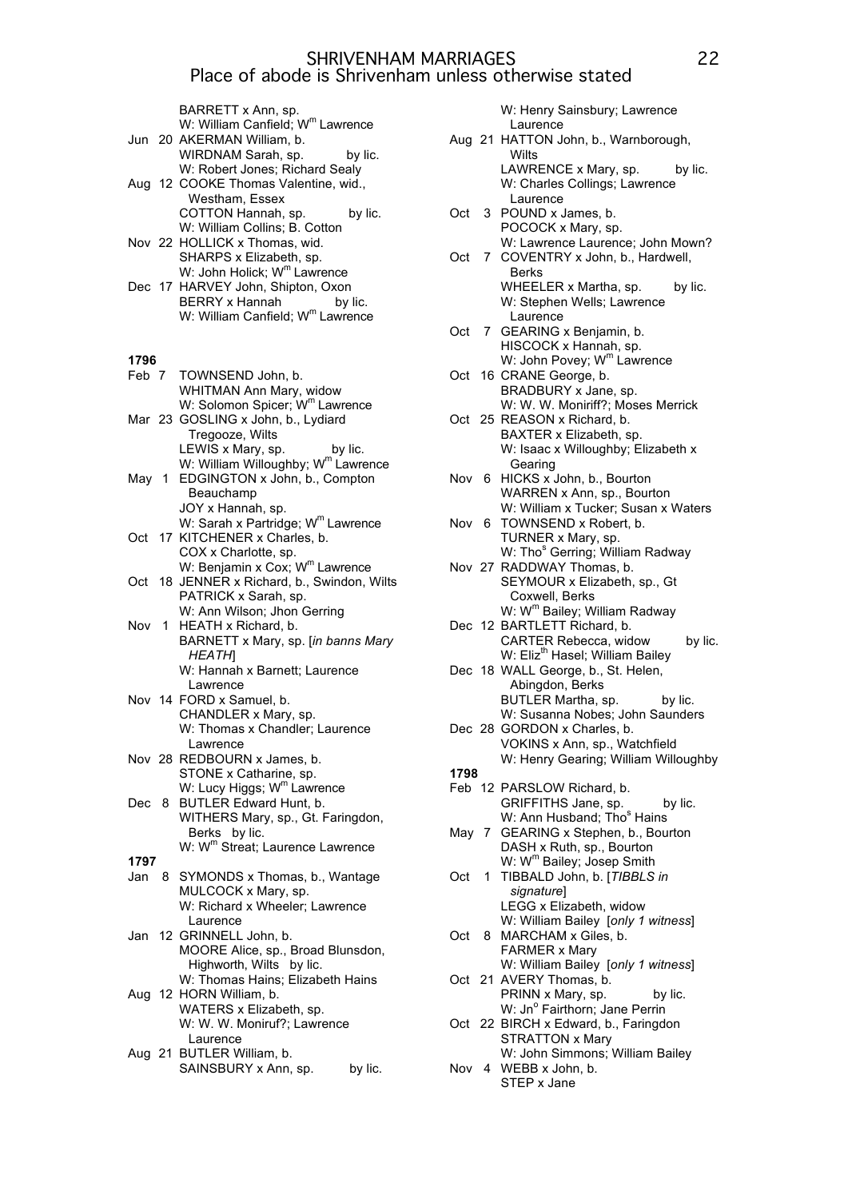BARRETT x Ann, sp.
W: William Canfield; W[m] Lawrence

Jun 20 AKERMAN William, b.
WIRDNAM Sarah, sp. by lic.
W: Robert Jones; Richard Sealy

Aug 12 COOKE Thomas Valentine, wid., Westham, Essex
COTTON Hannah, sp. by lic.
W: William Collins; B. Cotton

Nov 22 HOLLICK x Thomas, wid.
SHARPS x Elizabeth, sp.
W: John Holick; W[m] Lawrence

Dec 17 HARVEY John, Shipton, Oxon
BERRY x Hannah by lic.
W: William Canfield; W[m] Lawrence

**1796**

Feb 7 TOWNSEND John, b.
WHITMAN Ann Mary, widow
W: Solomon Spicer; W[m] Lawrence

Mar 23 GOSLING x John, b., Lydiard Tregooze, Wilts
LEWIS x Mary, sp. by lic.
W: William Willoughby; W[m] Lawrence

May 1 EDGINGTON x John, b., Compton Beauchamp
JOY x Hannah, sp.
W: Sarah x Partridge; W[m] Lawrence

Oct 17 KITCHENER x Charles, b.
COX x Charlotte, sp.
W: Benjamin x Cox; W[m] Lawrence

Oct 18 JENNER x Richard, b., Swindon, Wilts
PATRICK x Sarah, sp.
W: Ann Wilson; Jhon Gerring

Nov 1 HEATH x Richard, b.
BARNETT x Mary, sp. [*in banns Mary HEATH*]
W: Hannah x Barnett; Laurence Lawrence

Nov 14 FORD x Samuel, b.
CHANDLER x Mary, sp.
W: Thomas x Chandler; Laurence Lawrence

Nov 28 REDBOURN x James, b.
STONE x Catharine, sp.
W: Lucy Higgs; W[m] Lawrence

Dec 8 BUTLER Edward Hunt, b.
WITHERS Mary, sp., Gt. Faringdon, Berks by lic.
W: W[m] Streat; Laurence Lawrence

**1797**

Jan 8 SYMONDS x Thomas, b., Wantage
MULCOCK x Mary, sp.
W: Richard x Wheeler; Lawrence Laurence

Jan 12 GRINNELL John, b.
MOORE Alice, sp., Broad Blunsdon, Highworth, Wilts by lic.
W: Thomas Hains; Elizabeth Hains

Aug 12 HORN William, b.
WATERS x Elizabeth, sp.
W: W. W. Moniruf?; Lawrence Laurence

Aug 21 BUTLER William, b.
SAINSBURY x Ann, sp. by lic.
W: Henry Sainsbury; Lawrence Laurence

Aug 21 HATTON John, b., Warnborough, Wilts
LAWRENCE x Mary, sp. by lic.
W: Charles Collings; Lawrence Laurence

Oct 3 POUND x James, b.
POCOCK x Mary, sp.
W: Lawrence Laurence; John Mown?

Oct 7 COVENTRY x John, b., Hardwell, Berks
WHEELER x Martha, sp. by lic.
W: Stephen Wells; Lawrence Laurence

Oct 7 GEARING x Benjamin, b.
HISCOCK x Hannah, sp.
W: John Povey; W[m] Lawrence

Oct 16 CRANE George, b.
BRADBURY x Jane, sp.
W: W. W. Moniriff?; Moses Merrick

Oct 25 REASON x Richard, b.
BAXTER x Elizabeth, sp.
W: Isaac x Willoughby; Elizabeth x Gearing

Nov 6 HICKS x John, b., Bourton
WARREN x Ann, sp., Bourton
W: William x Tucker; Susan x Waters

Nov 6 TOWNSEND x Robert, b.
TURNER x Mary, sp.
W: Tho[s] Gerring; William Radway

Nov 27 RADDWAY Thomas, b.
SEYMOUR x Elizabeth, sp., Gt Coxwell, Berks
W: W[m] Bailey; William Radway

Dec 12 BARTLETT Richard, b.
CARTER Rebecca, widow by lic.
W: Eliz[th] Hasel; William Bailey

Dec 18 WALL George, b., St. Helen, Abingdon, Berks
BUTLER Martha, sp. by lic.
W: Susanna Nobes; John Saunders

Dec 28 GORDON x Charles, b.
VOKINS x Ann, sp., Watchfield
W: Henry Gearing; William Willoughby

**1798**

Feb 12 PARSLOW Richard, b.
GRIFFITHS Jane, sp. by lic.
W: Ann Husband; Tho[s] Hains

May 7 GEARING x Stephen, b., Bourton
DASH x Ruth, sp., Bourton
W: W[m] Bailey; Josep Smith

Oct 1 TIBBALD John, b. [*TIBBLS in signature*]
LEGG x Elizabeth, widow
W: William Bailey [*only 1 witness*]

Oct 8 MARCHAM x Giles, b.
FARMER x Mary
W: William Bailey [*only 1 witness*]

Oct 21 AVERY Thomas, b.
PRINN x Mary, sp. by lic.
W: Jn[o] Fairthorn; Jane Perrin

Oct 22 BIRCH x Edward, b., Faringdon
STRATTON x Mary
W: John Simmons; William Bailey

Nov 4 WEBB x John, b.
STEP x Jane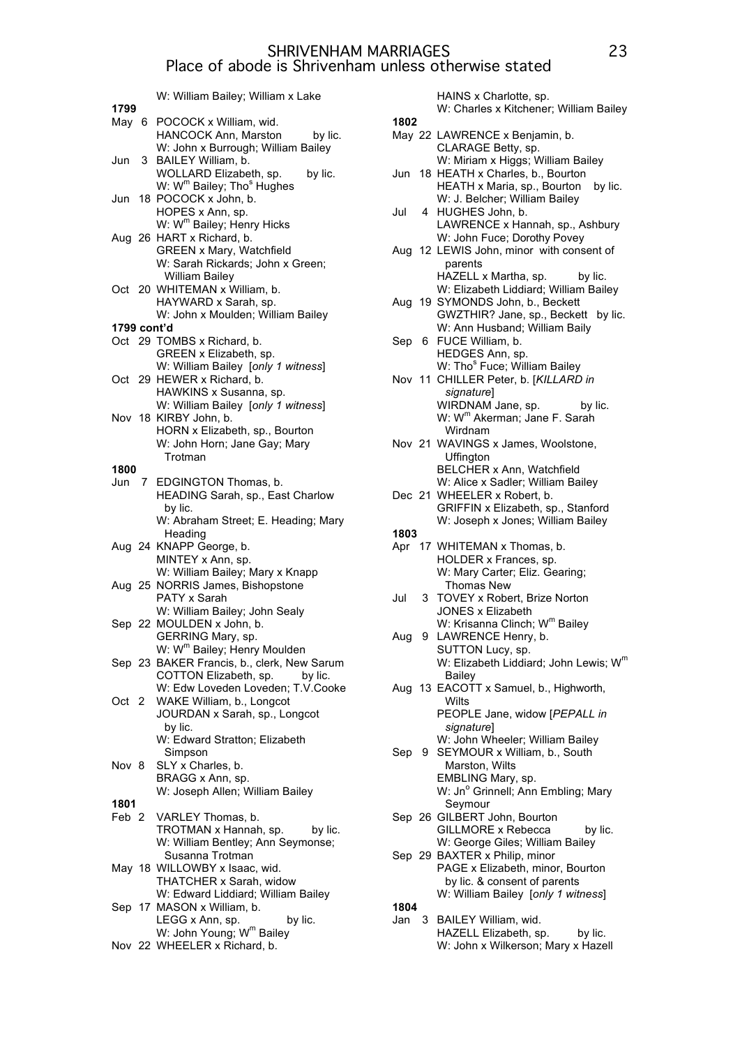# SHRIVENHAM MARRIAGES
## Place of abode is Shrivenham unless otherwise stated

W: William Bailey; William x Lake

**1799**

May 6 POCOCK x William, wid.
HANCOCK Ann, Marston by lic.
W: John x Burrough; William Bailey

Jun 3 BAILEY William, b.
WOLLARD Elizabeth, sp. by lic.
W: W^m Bailey; Tho^s Hughes

Jun 18 POCOCK x John, b.
HOPES x Ann, sp.
W: W^m Bailey; Henry Hicks

Aug 26 HART x Richard, b.
GREEN x Mary, Watchfield
W: Sarah Rickards; John x Green; William Bailey

Oct 20 WHITEMAN x William, b.
HAYWARD x Sarah, sp.
W: John x Moulden; William Bailey

**1799 cont'd**

Oct 29 TOMBS x Richard, b.
GREEN x Elizabeth, sp.
W: William Bailey [*only 1 witness*]

Oct 29 HEWER x Richard, b.
HAWKINS x Susanna, sp.
W: William Bailey [*only 1 witness*]

Nov 18 KIRBY John, b.
HORN x Elizabeth, sp., Bourton
W: John Horn; Jane Gay; Mary Trotman

**1800**

Jun 7 EDGINGTON Thomas, b.
HEADING Sarah, sp., East Charlow by lic.
W: Abraham Street; E. Heading; Mary Heading

Aug 24 KNAPP George, b.
MINTEY x Ann, sp.
W: William Bailey; Mary x Knapp

Aug 25 NORRIS James, Bishopstone
PATY x Sarah
W: William Bailey; John Sealy

Sep 22 MOULDEN x John, b.
GERRING Mary, sp.
W: W^m Bailey; Henry Moulden

Sep 23 BAKER Francis, b., clerk, New Sarum
COTTON Elizabeth, sp. by lic.
W: Edw Loveden Loveden; T.V.Cooke

Oct 2 WAKE William, b., Longcot
JOURDAN x Sarah, sp., Longcot by lic.
W: Edward Stratton; Elizabeth Simpson

Nov 8 SLY x Charles, b.
BRAGG x Ann, sp.
W: Joseph Allen; William Bailey

**1801**

Feb 2 VARLEY Thomas, b.
TROTMAN x Hannah, sp. by lic.
W: William Bentley; Ann Seymonse; Susanna Trotman

May 18 WILLOWBY x Isaac, wid.
THATCHER x Sarah, widow
W: Edward Liddiard; William Bailey

Sep 17 MASON x William, b.
LEGG x Ann, sp. by lic.
W: John Young; W^m Bailey

Nov 22 WHEELER x Richard, b.
HAINS x Charlotte, sp.
W: Charles x Kitchener; William Bailey

**1802**

May 22 LAWRENCE x Benjamin, b.
CLARAGE Betty, sp.
W: Miriam x Higgs; William Bailey

Jun 18 HEATH x Charles, b., Bourton
HEATH x Maria, sp., Bourton by lic.
W: J. Belcher; William Bailey

Jul 4 HUGHES John, b.
LAWRENCE x Hannah, sp., Ashbury
W: John Fuce; Dorothy Povey

Aug 12 LEWIS John, minor with consent of parents
HAZELL x Martha, sp. by lic.
W: Elizabeth Liddiard; William Bailey

Aug 19 SYMONDS John, b., Beckett
GWZTHIR? Jane, sp., Beckett by lic.
W: Ann Husband; William Baily

Sep 6 FUCE William, b.
HEDGES Ann, sp.
W: Tho^s Fuce; William Bailey

Nov 11 CHILLER Peter, b. [*KILLARD in signature*]
WIRDNAM Jane, sp. by lic.
W: W^m Akerman; Jane F. Sarah Wirdnam

Nov 21 WAVINGS x James, Woolstone, Uffington
BELCHER x Ann, Watchfield
W: Alice x Sadler; William Bailey

Dec 21 WHEELER x Robert, b.
GRIFFIN x Elizabeth, sp., Stanford
W: Joseph x Jones; William Bailey

**1803**

Apr 17 WHITEMAN x Thomas, b.
HOLDER x Frances, sp.
W: Mary Carter; Eliz. Gearing; Thomas New

Jul 3 TOVEY x Robert, Brize Norton
JONES x Elizabeth
W: Krisanna Clinch; W^m Bailey

Aug 9 LAWRENCE Henry, b.
SUTTON Lucy, sp.
W: Elizabeth Liddiard; John Lewis; W^m Bailey

Aug 13 EACOTT x Samuel, b., Highworth, Wilts
PEOPLE Jane, widow [*PEPALL in signature*]
W: John Wheeler; William Bailey

Sep 9 SEYMOUR x William, b., South Marston, Wilts
EMBLING Mary, sp.
W: Jn^o Grinnell; Ann Embling; Mary Seymour

Sep 26 GILBERT John, Bourton
GILLMORE x Rebecca by lic.
W: George Giles; William Bailey

Sep 29 BAXTER x Philip, minor
PAGE x Elizabeth, minor, Bourton by lic. & consent of parents
W: William Bailey [*only 1 witness*]

**1804**

Jan 3 BAILEY William, wid.
HAZELL Elizabeth, sp. by lic.
W: John x Wilkerson; Mary x Hazell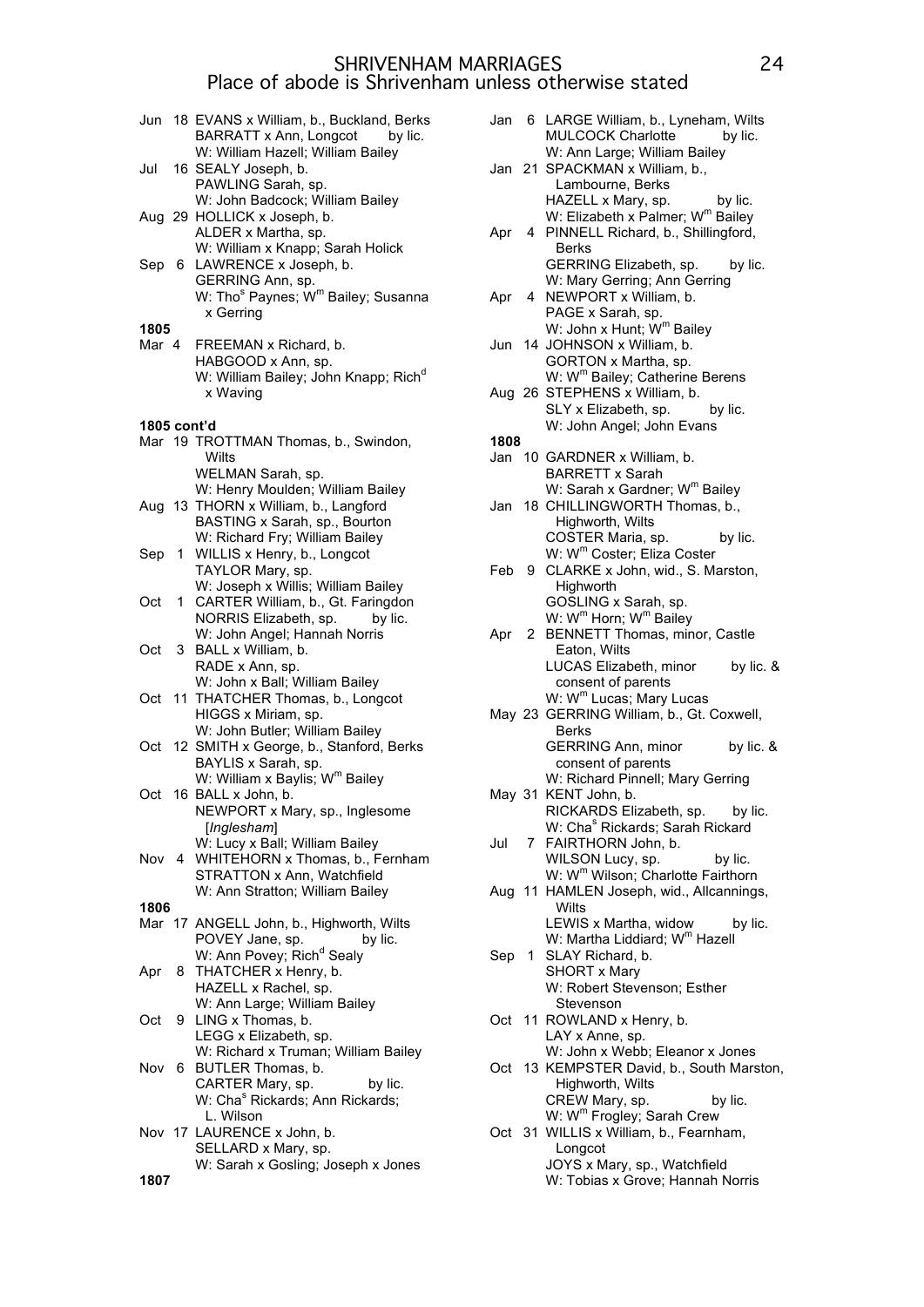# SHRIVENHAM MARRIAGES
## Place of abode is Shrivenham unless otherwise stated

Jun 18 EVANS x William, b., Buckland, Berks
BARRATT x Ann, Longcot by lic.
W: William Hazell; William Bailey

Jul 16 SEALY Joseph, b.
PAWLING Sarah, sp.
W: John Badcock; William Bailey

Aug 29 HOLLICK x Joseph, b.
ALDER x Martha, sp.
W: William x Knapp; Sarah Holick

Sep 6 LAWRENCE x Joseph, b.
GERRING Ann, sp.
W: Tho[s] Paynes; W[m] Bailey; Susanna x Gerring

**1805**

Mar 4 FREEMAN x Richard, b.
HABGOOD x Ann, sp.
W: William Bailey; John Knapp; Rich[d] x Waving

**1805 cont'd**

Mar 19 TROTTMAN Thomas, b., Swindon, Wilts
WELMAN Sarah, sp.
W: Henry Moulden; William Bailey

Aug 13 THORN x William, b., Langford
BASTING x Sarah, sp., Bourton
W: Richard Fry; William Bailey

Sep 1 WILLIS x Henry, b., Longcot
TAYLOR Mary, sp.
W: Joseph x Willis; William Bailey

Oct 1 CARTER William, b., Gt. Faringdon
NORRIS Elizabeth, sp. by lic.
W: John Angel; Hannah Norris

Oct 3 BALL x William, b.
RADE x Ann, sp.
W: John x Ball; William Bailey

Oct 11 THATCHER Thomas, b., Longcot
HIGGS x Miriam, sp.
W: John Butler; William Bailey

Oct 12 SMITH x George, b., Stanford, Berks
BAYLIS x Sarah, sp.
W: William x Baylis; W[m] Bailey

Oct 16 BALL x John, b.
NEWPORT x Mary, sp., Inglesome [*Inglesham*]
W: Lucy x Ball; William Bailey

Nov 4 WHITEHORN x Thomas, b., Fernham
STRATTON x Ann, Watchfield
W: Ann Stratton; William Bailey

**1806**

Mar 17 ANGELL John, b., Highworth, Wilts
POVEY Jane, sp. by lic.
W: Ann Povey; Rich[d] Sealy

Apr 8 THATCHER x Henry, b.
HAZELL x Rachel, sp.
W: Ann Large; William Bailey

Oct 9 LING x Thomas, b.
LEGG x Elizabeth, sp.
W: Richard x Truman; William Bailey

Nov 6 BUTLER Thomas, b.
CARTER Mary, sp. by lic.
W: Cha[s] Rickards; Ann Rickards; L. Wilson

Nov 17 LAURENCE x John, b.
SELLARD x Mary, sp.
W: Sarah x Gosling; Joseph x Jones

**1807**

Jan 6 LARGE William, b., Lyneham, Wilts
MULCOCK Charlotte by lic.
W: Ann Large; William Bailey

Jan 21 SPACKMAN x William, b., Lambourne, Berks
HAZELL x Mary, sp. by lic.
W: Elizabeth x Palmer; W[m] Bailey

Apr 4 PINNELL Richard, b., Shillingford, Berks
GERRING Elizabeth, sp. by lic.
W: Mary Gerring; Ann Gerring

Apr 4 NEWPORT x William, b.
PAGE x Sarah, sp.
W: John x Hunt; W[m] Bailey

Jun 14 JOHNSON x William, b.
GORTON x Martha, sp.
W: W[m] Bailey; Catherine Berens

Aug 26 STEPHENS x William, b.
SLY x Elizabeth, sp. by lic.
W: John Angel; John Evans

**1808**

Jan 10 GARDNER x William, b.
BARRETT x Sarah
W: Sarah x Gardner; W[m] Bailey

Jan 18 CHILLINGWORTH Thomas, b., Highworth, Wilts
COSTER Maria, sp. by lic.
W: W[m] Coster; Eliza Coster

Feb 9 CLARKE x John, wid., S. Marston, Highworth
GOSLING x Sarah, sp.
W: W[m] Horn; W[m] Bailey

Apr 2 BENNETT Thomas, minor, Castle Eaton, Wilts
LUCAS Elizabeth, minor by lic. & consent of parents
W: W[m] Lucas; Mary Lucas

May 23 GERRING William, b., Gt. Coxwell, Berks
GERRING Ann, minor by lic. & consent of parents
W: Richard Pinnell; Mary Gerring

May 31 KENT John, b.
RICKARDS Elizabeth, sp. by lic.
W: Cha[s] Rickards; Sarah Rickard

Jul 7 FAIRTHORN John, b.
WILSON Lucy, sp. by lic.
W: W[m] Wilson; Charlotte Fairthorn

Aug 11 HAMLEN Joseph, wid., Allcannings, Wilts
LEWIS x Martha, widow by lic.
W: Martha Liddiard; W[m] Hazell

Sep 1 SLAY Richard, b.
SHORT x Mary
W: Robert Stevenson; Esther Stevenson

Oct 11 ROWLAND x Henry, b.
LAY x Anne, sp.
W: John x Webb; Eleanor x Jones

Oct 13 KEMPSTER David, b., South Marston, Highworth, Wilts
CREW Mary, sp. by lic.
W: W[m] Frogley; Sarah Crew

Oct 31 WILLIS x William, b., Fearnham, Longcot
JOYS x Mary, sp., Watchfield
W: Tobias x Grove; Hannah Norris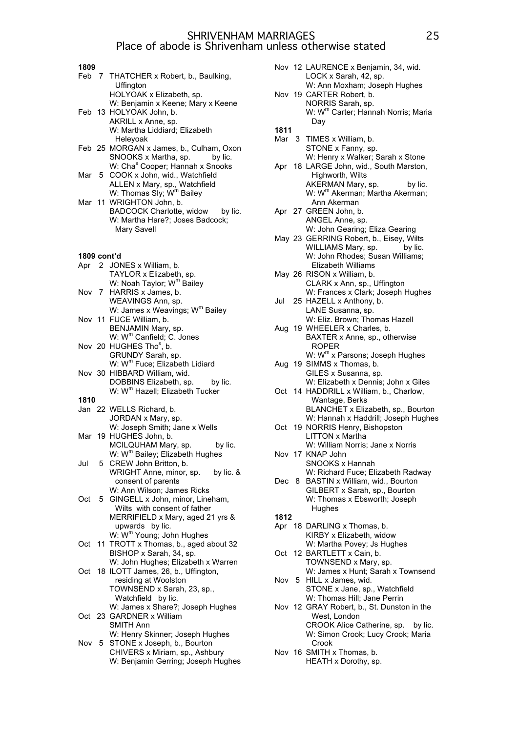# SHRIVENHAM MARRIAGES
## Place of abode is Shrivenham unless otherwise stated

**1809**

Feb 7 THATCHER x Robert, b., Baulking, Uffington
HOLYOAK x Elizabeth, sp.
W: Benjamin x Keene; Mary x Keene

Feb 13 HOLYOAK John, b.
AKRILL x Anne, sp.
W: Martha Liddiard; Elizabeth Heleyoak

Feb 25 MORGAN x James, b., Culham, Oxon
SNOOKS x Martha, sp. by lic.
W: Chas Cooper; Hannah x Snooks

Mar 5 COOK x John, wid., Watchfield
ALLEN x Mary, sp., Watchfield
W: Thomas Sly; Wm Bailey

Mar 11 WRIGHTON John, b.
BADCOCK Charlotte, widow by lic.
W: Martha Hare?; Joses Badcock; Mary Savell

**1809 cont'd**

Apr 2 JONES x William, b.
TAYLOR x Elizabeth, sp.
W: Noah Taylor; Wm Bailey

Nov 7 HARRIS x James, b.
WEAVINGS Ann, sp.
W: James x Weavings; Wm Bailey

Nov 11 FUCE William, b.
BENJAMIN Mary, sp.
W: Wm Canfield; C. Jones

Nov 20 HUGHES Thos, b.
GRUNDY Sarah, sp.
W: Wm Fuce; Elizabeth Lidiard

Nov 30 HIBBARD William, wid.
DOBBINS Elizabeth, sp. by lic.
W: Wm Hazell; Elizabeth Tucker

**1810**

Jan 22 WELLS Richard, b.
JORDAN x Mary, sp.
W: Joseph Smith; Jane x Wells

Mar 19 HUGHES John, b.
MCILQUHAM Mary, sp. by lic.
W: Wm Bailey; Elizabeth Hughes

Jul 5 CREW John Britton, b.
WRIGHT Anne, minor, sp. by lic. & consent of parents
W: Ann Wilson; James Ricks

Oct 5 GINGELL x John, minor, Lineham, Wilts with consent of father
MERRIFIELD x Mary, aged 21 yrs & upwards by lic.
W: Wm Young; John Hughes

Oct 11 TROTT x Thomas, b., aged about 32
BISHOP x Sarah, 34, sp.
W: John Hughes; Elizabeth x Warren

Oct 18 ILOTT James, 26, b., Uffington, residing at Woolston
TOWNSEND x Sarah, 23, sp., Watchfield by lic.
W: James x Share?; Joseph Hughes

Oct 23 GARDNER x William
SMITH Ann
W: Henry Skinner; Joseph Hughes

Nov 5 STONE x Joseph, b., Bourton
CHIVERS x Miriam, sp., Ashbury
W: Benjamin Gerring; Joseph Hughes

Nov 12 LAURENCE x Benjamin, 34, wid.
LOCK x Sarah, 42, sp.
W: Ann Moxham; Joseph Hughes

Nov 19 CARTER Robert, b.
NORRIS Sarah, sp.
W: Wm Carter; Hannah Norris; Maria Day

**1811**

Mar 3 TIMES x William, b.
STONE x Fanny, sp.
W: Henry x Walker; Sarah x Stone

Apr 18 LARGE John, wid., South Marston, Highworth, Wilts
AKERMAN Mary, sp. by lic.
W: Wm Akerman; Martha Akerman; Ann Akerman

Apr 27 GREEN John, b.
ANGEL Anne, sp.
W: John Gearing; Eliza Gearing

May 23 GERRING Robert, b., Eisey, Wilts
WILLIAMS Mary, sp. by lic.
W: John Rhodes; Susan Williams; Elizabeth Williams

May 26 RISON x William, b.
CLARK x Ann, sp., Uffington
W: Frances x Clark; Joseph Hughes

Jul 25 HAZELL x Anthony, b.
LANE Susanna, sp.
W: Eliz. Brown; Thomas Hazell

Aug 19 WHEELER x Charles, b.
BAXTER x Anne, sp., otherwise ROPER
W: Wm x Parsons; Joseph Hughes

Aug 19 SIMMS x Thomas, b.
GILES x Susanna, sp.
W: Elizabeth x Dennis; John x Giles

Oct 14 HADDRILL x William, b., Charlow, Wantage, Berks
BLANCHET x Elizabeth, sp., Bourton
W: Hannah x Haddrill; Joseph Hughes

Oct 19 NORRIS Henry, Bishopston
LITTON x Martha
W: William Norris; Jane x Norris

Nov 17 KNAP John
SNOOKS x Hannah
W: Richard Fuce; Elizabeth Radway

Dec 8 BASTIN x William, wid., Bourton
GILBERT x Sarah, sp., Bourton
W: Thomas x Ebsworth; Joseph Hughes

**1812**

Apr 18 DARLING x Thomas, b.
KIRBY x Elizabeth, widow
W: Martha Povey; Js Hughes

Oct 12 BARTLETT x Cain, b.
TOWNSEND x Mary, sp.
W: James x Hunt; Sarah x Townsend

Nov 5 HILL x James, wid.
STONE x Jane, sp., Watchfield
W: Thomas Hill; Jane Perrin

Nov 12 GRAY Robert, b., St. Dunston in the West, London
CROOK Alice Catherine, sp. by lic.
W: Simon Crook; Lucy Crook; Maria Crook

Nov 16 SMITH x Thomas, b.
HEATH x Dorothy, sp.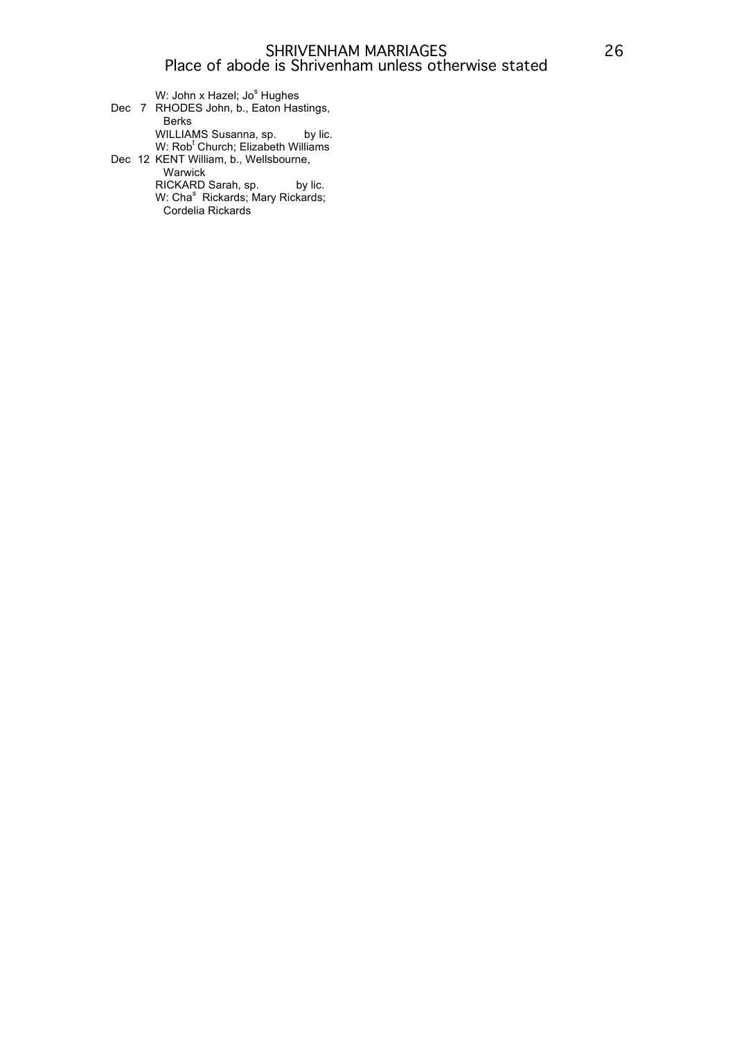W: John x Hazel; Jo[s] Hughes

Dec 7 RHODES John, b., Eaton Hastings, Berks
WILLIAMS Susanna, sp. by lic.
W: Rob[t] Church; Elizabeth Williams

Dec 12 KENT William, b., Wellsbourne, Warwick
RICKARD Sarah, sp. by lic.
W: Cha[s] Rickards; Mary Rickards; Cordelia Rickards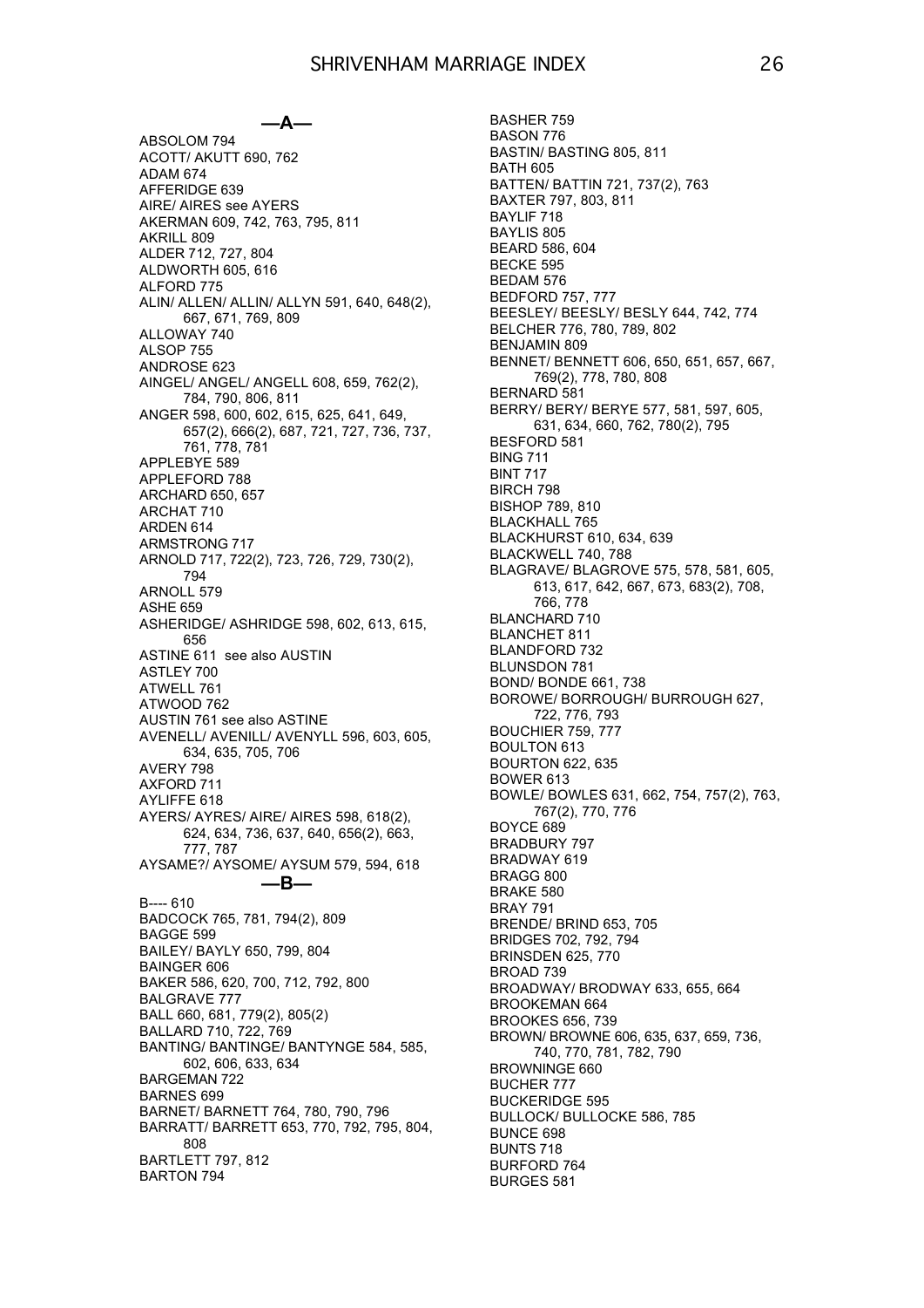## —A—

ABSOLOM 794
ACOTT/ AKUTT 690, 762
ADAM 674
AFFERIDGE 639
AIRE/ AIRES see AYERS
AKERMAN 609, 742, 763, 795, 811
AKRILL 809
ALDER 712, 727, 804
ALDWORTH 605, 616
ALFORD 775
ALIN/ ALLEN/ ALLIN/ ALLYN 591, 640, 648(2), 667, 671, 769, 809
ALLOWAY 740
ALSOP 755
ANDROSE 623
AINGEL/ ANGEL/ ANGELL 608, 659, 762(2), 784, 790, 806, 811
ANGER 598, 600, 602, 615, 625, 641, 649, 657(2), 666(2), 687, 721, 727, 736, 737, 761, 778, 781
APPLEBYE 589
APPLEFORD 788
ARCHARD 650, 657
ARCHAT 710
ARDEN 614
ARMSTRONG 717
ARNOLD 717, 722(2), 723, 726, 729, 730(2), 794
ARNOLL 579
ASHE 659
ASHERIDGE/ ASHRIDGE 598, 602, 613, 615, 656
ASTINE 611 see also AUSTIN
ASTLEY 700
ATWELL 761
ATWOOD 762
AUSTIN 761 see also ASTINE
AVENELL/ AVENILL/ AVENYLL 596, 603, 605, 634, 635, 705, 706
AVERY 798
AXFORD 711
AYLIFFE 618
AYERS/ AYRES/ AIRE/ AIRES 598, 618(2), 624, 634, 736, 637, 640, 656(2), 663, 777, 787
AYSAME?/ AYSOME/ AYSUM 579, 594, 618

## —B—

B---- 610
BADCOCK 765, 781, 794(2), 809
BAGGE 599
BAILEY/ BAYLY 650, 799, 804
BAINGER 606
BAKER 586, 620, 700, 712, 792, 800
BALGRAVE 777
BALL 660, 681, 779(2), 805(2)
BALLARD 710, 722, 769
BANTING/ BANTINGE/ BANTYNGE 584, 585, 602, 606, 633, 634
BARGEMAN 722
BARNES 699
BARNET/ BARNETT 764, 780, 790, 796
BARRATT/ BARRETT 653, 770, 792, 795, 804, 808
BARTLETT 797, 812
BARTON 794
BASHER 759
BASON 776
BASTIN/ BASTING 805, 811
BATH 605
BATTEN/ BATTIN 721, 737(2), 763
BAXTER 797, 803, 811
BAYLIF 718
BAYLIS 805
BEARD 586, 604
BECKE 595
BEDAM 576
BEDFORD 757, 777
BEESLEY/ BEESLY/ BESLY 644, 742, 774
BELCHER 776, 780, 789, 802
BENJAMIN 809
BENNET/ BENNETT 606, 650, 651, 657, 667, 769(2), 778, 780, 808
BERNARD 581
BERRY/ BERY/ BERYE 577, 581, 597, 605, 631, 634, 660, 762, 780(2), 795
BESFORD 581
BING 711
BINT 717
BIRCH 798
BISHOP 789, 810
BLACKHALL 765
BLACKHURST 610, 634, 639
BLACKWELL 740, 788
BLAGRAVE/ BLAGROVE 575, 578, 581, 605, 613, 617, 642, 667, 673, 683(2), 708, 766, 778
BLANCHARD 710
BLANCHET 811
BLANDFORD 732
BLUNSDON 781
BOND/ BONDE 661, 738
BOROWE/ BORROUGH/ BURROUGH 627, 722, 776, 793
BOUCHIER 759, 777
BOULTON 613
BOURTON 622, 635
BOWER 613
BOWLE/ BOWLES 631, 662, 754, 757(2), 763, 767(2), 770, 776
BOYCE 689
BRADBURY 797
BRADWAY 619
BRAGG 800
BRAKE 580
BRAY 791
BRENDE/ BRIND 653, 705
BRIDGES 702, 792, 794
BRINSDEN 625, 770
BROAD 739
BROADWAY/ BRODWAY 633, 655, 664
BROOKEMAN 664
BROOKES 656, 739
BROWN/ BROWNE 606, 635, 637, 659, 736, 740, 770, 781, 782, 790
BROWNINGE 660
BUCHER 777
BUCKERIDGE 595
BULLOCK/ BULLOCKE 586, 785
BUNCE 698
BUNTS 718
BURFORD 764
BURGES 581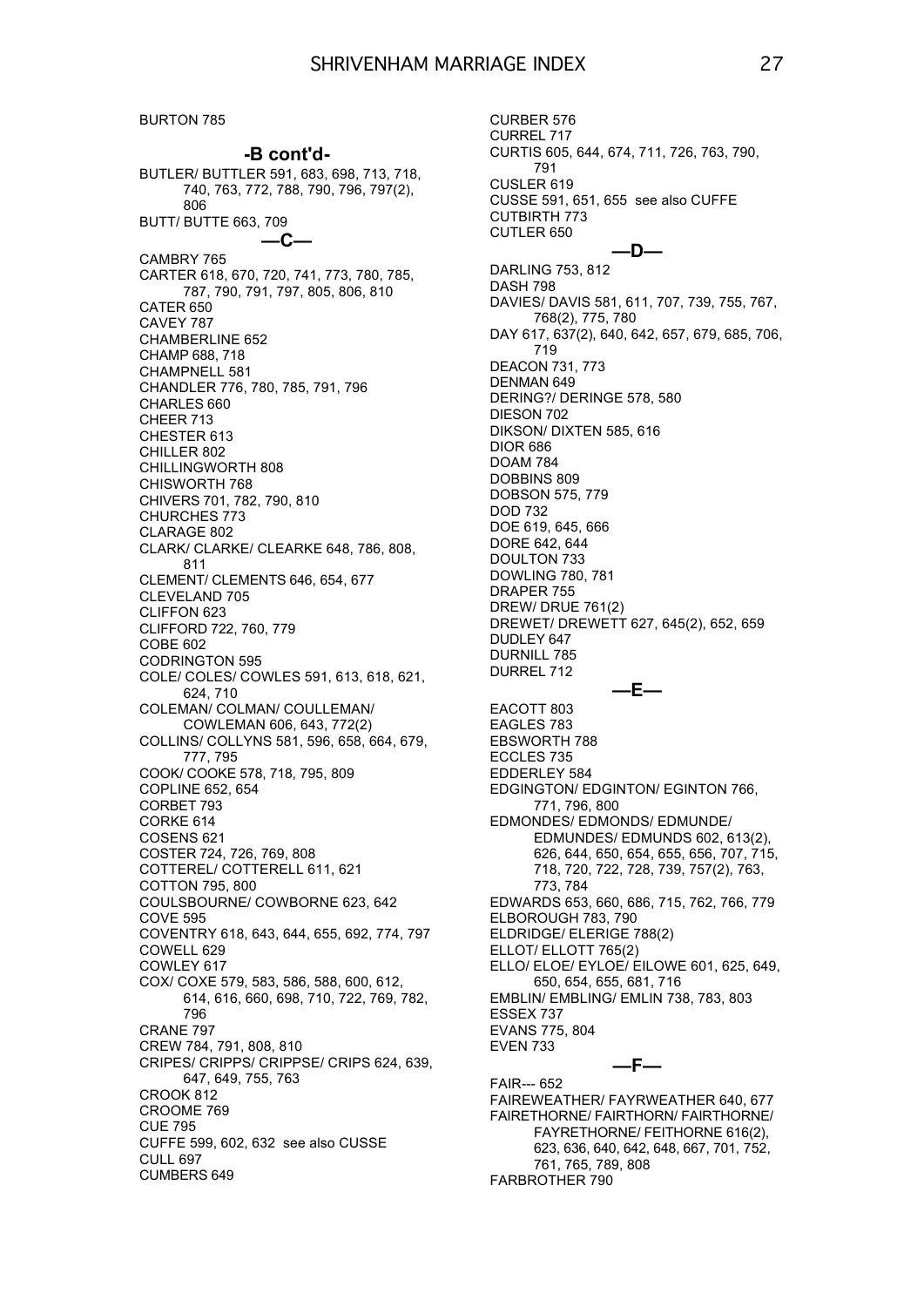BURTON 785

## -B cont'd-

BUTLER/ BUTTLER 591, 683, 698, 713, 718, 740, 763, 772, 788, 790, 796, 797(2), 806
BUTT/ BUTTE 663, 709

## —C—

CAMBRY 765
CARTER 618, 670, 720, 741, 773, 780, 785, 787, 790, 791, 797, 805, 806, 810
CATER 650
CAVEY 787
CHAMBERLINE 652
CHAMP 688, 718
CHAMPNELL 581
CHANDLER 776, 780, 785, 791, 796
CHARLES 660
CHEER 713
CHESTER 613
CHILLER 802
CHILLINGWORTH 808
CHISWORTH 768
CHIVERS 701, 782, 790, 810
CHURCHES 773
CLARAGE 802
CLARK/ CLARKE/ CLEARKE 648, 786, 808, 811
CLEMENT/ CLEMENTS 646, 654, 677
CLEVELAND 705
CLIFFON 623
CLIFFORD 722, 760, 779
COBE 602
CODRINGTON 595
COLE/ COLES/ COWLES 591, 613, 618, 621, 624, 710
COLEMAN/ COLMAN/ COULLEMAN/ COWLEMAN 606, 643, 772(2)
COLLINS/ COLLYNS 581, 596, 658, 664, 679, 777, 795
COOK/ COOKE 578, 718, 795, 809
COPLINE 652, 654
CORBET 793
CORKE 614
COSENS 621
COSTER 724, 726, 769, 808
COTTEREL/ COTTERELL 611, 621
COTTON 795, 800
COULSBOURNE/ COWBORNE 623, 642
COVE 595
COVENTRY 618, 643, 644, 655, 692, 774, 797
COWELL 629
COWLEY 617
COX/ COXE 579, 583, 586, 588, 600, 612, 614, 616, 660, 698, 710, 722, 769, 782, 796
CRANE 797
CREW 784, 791, 808, 810
CRIPES/ CRIPPS/ CRIPPSE/ CRIPS 624, 639, 647, 649, 755, 763
CROOK 812
CROOME 769
CUE 795
CUFFE 599, 602, 632 see also CUSSE
CULL 697
CUMBERS 649
CURBER 576
CURREL 717
CURTIS 605, 644, 674, 711, 726, 763, 790, 791
CUSLER 619
CUSSE 591, 651, 655 see also CUFFE
CUTBIRTH 773
CUTLER 650

## —D—

DARLING 753, 812
DASH 798
DAVIES/ DAVIS 581, 611, 707, 739, 755, 767, 768(2), 775, 780
DAY 617, 637(2), 640, 642, 657, 679, 685, 706, 719
DEACON 731, 773
DENMAN 649
DERING?/ DERINGE 578, 580
DIESON 702
DIKSON/ DIXTEN 585, 616
DIOR 686
DOAM 784
DOBBINS 809
DOBSON 575, 779
DOD 732
DOE 619, 645, 666
DORE 642, 644
DOULTON 733
DOWLING 780, 781
DRAPER 755
DREW/ DRUE 761(2)
DREWET/ DREWETT 627, 645(2), 652, 659
DUDLEY 647
DURNILL 785
DURREL 712

## —E—

EACOTT 803
EAGLES 783
EBSWORTH 788
ECCLES 735
EDDERLEY 584
EDGINGTON/ EDGINTON/ EGINTON 766, 771, 796, 800
EDMONDES/ EDMONDS/ EDMUNDE/ EDMUNDES/ EDMUNDS 602, 613(2), 626, 644, 650, 654, 655, 656, 707, 715, 718, 720, 722, 728, 739, 757(2), 763, 773, 784
EDWARDS 653, 660, 686, 715, 762, 766, 779
ELBOROUGH 783, 790
ELDRIDGE/ ELERIGE 788(2)
ELLOT/ ELLOTT 765(2)
ELLO/ ELOE/ EYLOE/ EILOWE 601, 625, 649, 650, 654, 655, 681, 716
EMBLIN/ EMBLING/ EMLIN 738, 783, 803
ESSEX 737
EVANS 775, 804
EVEN 733

## —F—

FAIR--- 652
FAIREWEATHER/ FAYRWEATHER 640, 677
FAIRETHORNE/ FAIRTHORN/ FAIRTHORNE/ FAYRETHORNE/ FEITHORNE 616(2), 623, 636, 640, 642, 648, 667, 701, 752, 761, 765, 789, 808
FARBROTHER 790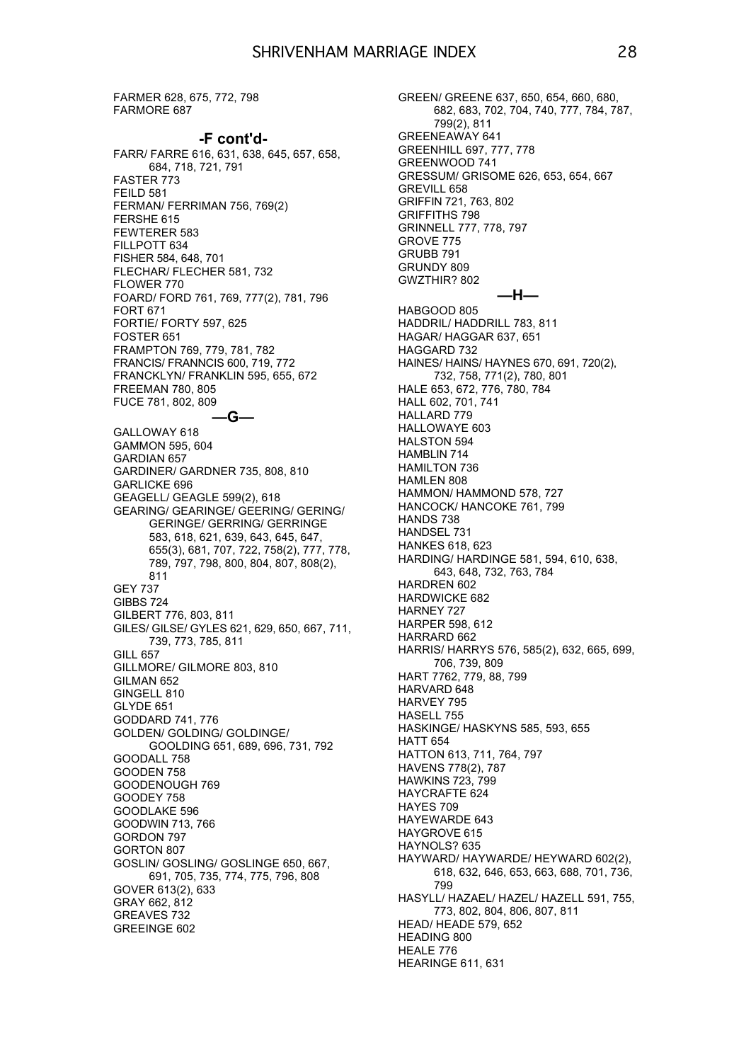FARMER 628, 675, 772, 798
FARMORE 687

### -F cont'd-

FARR/ FARRE 616, 631, 638, 645, 657, 658, 684, 718, 721, 791
FASTER 773
FEILD 581
FERMAN/ FERRIMAN 756, 769(2)
FERSHE 615
FEWTERER 583
FILLPOTT 634
FISHER 584, 648, 701
FLECHAR/ FLECHER 581, 732
FLOWER 770
FOARD/ FORD 761, 769, 777(2), 781, 796
FORT 671
FORTIE/ FORTY 597, 625
FOSTER 651
FRAMPTON 769, 779, 781, 782
FRANCIS/ FRANNCIS 600, 719, 772
FRANCKLYN/ FRANKLIN 595, 655, 672
FREEMAN 780, 805
FUCE 781, 802, 809

### —G—

GALLOWAY 618
GAMMON 595, 604
GARDIAN 657
GARDINER/ GARDNER 735, 808, 810
GARLICKE 696
GEAGELL/ GEAGLE 599(2), 618
GEARING/ GEARINGE/ GEERING/ GERING/ GERINGE/ GERRING/ GERRINGE 583, 618, 621, 639, 643, 645, 647, 655(3), 681, 707, 722, 758(2), 777, 778, 789, 797, 798, 800, 804, 807, 808(2), 811
GEY 737
GIBBS 724
GILBERT 776, 803, 811
GILES/ GILSE/ GYLES 621, 629, 650, 667, 711, 739, 773, 785, 811
GILL 657
GILLMORE/ GILMORE 803, 810
GILMAN 652
GINGELL 810
GLYDE 651
GODDARD 741, 776
GOLDEN/ GOLDING/ GOLDINGE/ GOOLDING 651, 689, 696, 731, 792
GOODALL 758
GOODEN 758
GOODENOUGH 769
GOODEY 758
GOODLAKE 596
GOODWIN 713, 766
GORDON 797
GORTON 807
GOSLIN/ GOSLING/ GOSLINGE 650, 667, 691, 705, 735, 774, 775, 796, 808
GOVER 613(2), 633
GRAY 662, 812
GREAVES 732
GREEINGE 602
GREEN/ GREENE 637, 650, 654, 660, 680, 682, 683, 702, 704, 740, 777, 784, 787, 799(2), 811
GREENEAWAY 641
GREENHILL 697, 777, 778
GREENWOOD 741
GRESSUM/ GRISOME 626, 653, 654, 667
GREVILL 658
GRIFFIN 721, 763, 802
GRIFFITHS 798
GRINNELL 777, 778, 797
GROVE 775
GRUBB 791
GRUNDY 809
GWZTHIR? 802

### —H—

HABGOOD 805
HADDRIL/ HADDRILL 783, 811
HAGAR/ HAGGAR 637, 651
HAGGARD 732
HAINES/ HAINS/ HAYNES 670, 691, 720(2), 732, 758, 771(2), 780, 801
HALE 653, 672, 776, 780, 784
HALL 602, 701, 741
HALLARD 779
HALLOWAYE 603
HALSTON 594
HAMBLIN 714
HAMILTON 736
HAMLEN 808
HAMMON/ HAMMOND 578, 727
HANCOCK/ HANCOKE 761, 799
HANDS 738
HANDSEL 731
HANKES 618, 623
HARDING/ HARDINGE 581, 594, 610, 638, 643, 648, 732, 763, 784
HARDREN 602
HARDWICKE 682
HARNEY 727
HARPER 598, 612
HARRARD 662
HARRIS/ HARRYS 576, 585(2), 632, 665, 699, 706, 739, 809
HART 7762, 779, 88, 799
HARVARD 648
HARVEY 795
HASELL 755
HASKINGE/ HASKYNS 585, 593, 655
HATT 654
HATTON 613, 711, 764, 797
HAVENS 778(2), 787
HAWKINS 723, 799
HAYCRAFTE 624
HAYES 709
HAYEWARDE 643
HAYGROVE 615
HAYNOLS? 635
HAYWARD/ HAYWARDE/ HEYWARD 602(2), 618, 632, 646, 653, 663, 688, 701, 736, 799
HASYLL/ HAZAEL/ HAZEL/ HAZELL 591, 755, 773, 802, 804, 806, 807, 811
HEAD/ HEADE 579, 652
HEADING 800
HEALE 776
HEARINGE 611, 631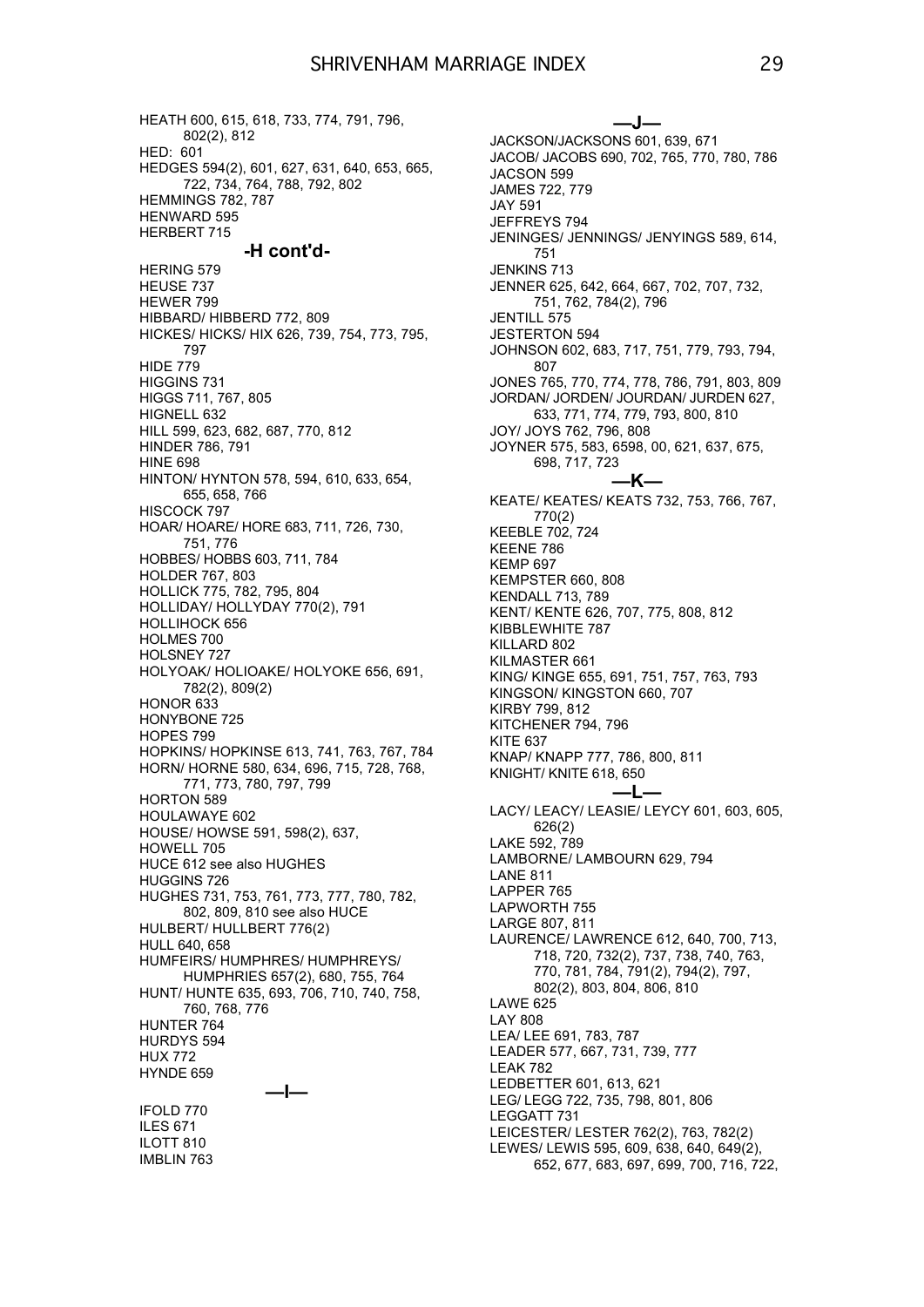HEATH 600, 615, 618, 733, 774, 791, 796, 802(2), 812
HED: 601
HEDGES 594(2), 601, 627, 631, 640, 653, 665, 722, 734, 764, 788, 792, 802
HEMMINGS 782, 787
HENWARD 595
HERBERT 715

### -H cont'd-

HERING 579
HEUSE 737
HEWER 799
HIBBARD/ HIBBERD 772, 809
HICKES/ HICKS/ HIX 626, 739, 754, 773, 795, 797
HIDE 779
HIGGINS 731
HIGGS 711, 767, 805
HIGNELL 632
HILL 599, 623, 682, 687, 770, 812
HINDER 786, 791
HINE 698
HINTON/ HYNTON 578, 594, 610, 633, 654, 655, 658, 766
HISCOCK 797
HOAR/ HOARE/ HORE 683, 711, 726, 730, 751, 776
HOBBES/ HOBBS 603, 711, 784
HOLDER 767, 803
HOLLICK 775, 782, 795, 804
HOLLIDAY/ HOLLYDAY 770(2), 791
HOLLIHOCK 656
HOLMES 700
HOLSNEY 727
HOLYOAK/ HOLIOAKE/ HOLYOKE 656, 691, 782(2), 809(2)
HONOR 633
HONYBONE 725
HOPES 799
HOPKINS/ HOPKINSE 613, 741, 763, 767, 784
HORN/ HORNE 580, 634, 696, 715, 728, 768, 771, 773, 780, 797, 799
HORTON 589
HOULAWAYE 602
HOUSE/ HOWSE 591, 598(2), 637,
HOWELL 705
HUCE 612 see also HUGHES
HUGGINS 726
HUGHES 731, 753, 761, 773, 777, 780, 782, 802, 809, 810 see also HUCE
HULBERT/ HULLBERT 776(2)
HULL 640, 658
HUMFEIRS/ HUMPHRES/ HUMPHREYS/ HUMPHRIES 657(2), 680, 755, 764
HUNT/ HUNTE 635, 693, 706, 710, 740, 758, 760, 768, 776
HUNTER 764
HURDYS 594
HUX 772
HYNDE 659

### —I—

IFOLD 770
ILES 671
ILOTT 810
IMBLIN 763

### —J—

JACKSON/JACKSONS 601, 639, 671
JACOB/ JACOBS 690, 702, 765, 770, 780, 786
JACSON 599
JAMES 722, 779
JAY 591
JEFFREYS 794
JENINGES/ JENNINGS/ JENYINGS 589, 614, 751
JENKINS 713
JENNER 625, 642, 664, 667, 702, 707, 732, 751, 762, 784(2), 796
JENTILL 575
JESTERTON 594
JOHNSON 602, 683, 717, 751, 779, 793, 794, 807
JONES 765, 770, 774, 778, 786, 791, 803, 809
JORDAN/ JORDEN/ JOURDAN/ JURDEN 627, 633, 771, 774, 779, 793, 800, 810
JOY/ JOYS 762, 796, 808
JOYNER 575, 583, 6598, 00, 621, 637, 675, 698, 717, 723

### —K—

KEATE/ KEATES/ KEATS 732, 753, 766, 767, 770(2)
KEEBLE 702, 724
KEENE 786
KEMP 697
KEMPSTER 660, 808
KENDALL 713, 789
KENT/ KENTE 626, 707, 775, 808, 812
KIBBLEWHITE 787
KILLARD 802
KILMASTER 661
KING/ KINGE 655, 691, 751, 757, 763, 793
KINGSON/ KINGSTON 660, 707
KIRBY 799, 812
KITCHENER 794, 796
KITE 637
KNAP/ KNAPP 777, 786, 800, 811
KNIGHT/ KNITE 618, 650

### —L—

LACY/ LEACY/ LEASIE/ LEYCY 601, 603, 605, 626(2)
LAKE 592, 789
LAMBORNE/ LAMBOURN 629, 794
LANE 811
LAPPER 765
LAPWORTH 755
LARGE 807, 811
LAURENCE/ LAWRENCE 612, 640, 700, 713, 718, 720, 732(2), 737, 738, 740, 763, 770, 781, 784, 791(2), 794(2), 797, 802(2), 803, 804, 806, 810
LAWE 625
LAY 808
LEA/ LEE 691, 783, 787
LEADER 577, 667, 731, 739, 777
LEAK 782
LEDBETTER 601, 613, 621
LEG/ LEGG 722, 735, 798, 801, 806
LEGGATT 731
LEICESTER/ LESTER 762(2), 763, 782(2)
LEWES/ LEWIS 595, 609, 638, 640, 649(2), 652, 677, 683, 697, 699, 700, 716, 722,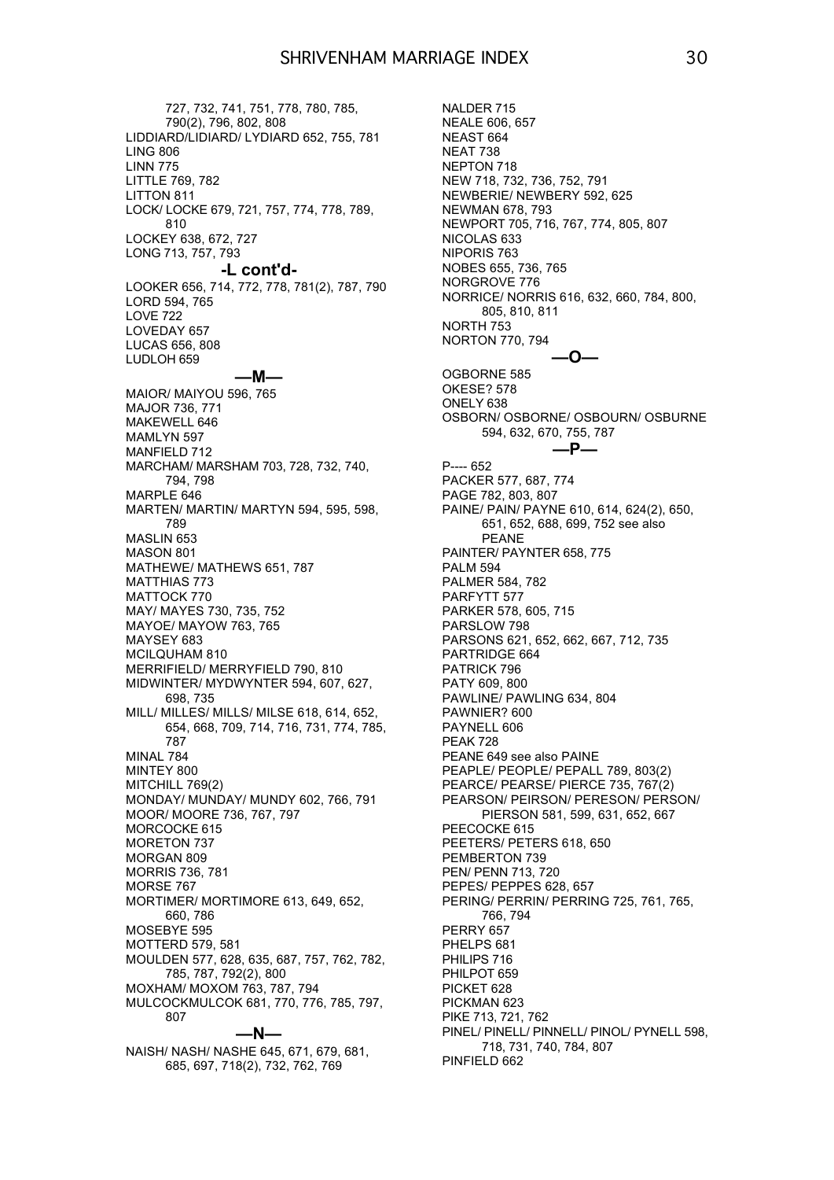727, 732, 741, 751, 778, 780, 785, 790(2), 796, 802, 808
LIDDIARD/LIDIARD/ LYDIARD 652, 755, 781
LING 806
LINN 775
LITTLE 769, 782
LITTON 811
LOCK/ LOCKE 679, 721, 757, 774, 778, 789, 810
LOCKEY 638, 672, 727
LONG 713, 757, 793

### -L cont'd-

LOOKER 656, 714, 772, 778, 781(2), 787, 790
LORD 594, 765
LOVE 722
LOVEDAY 657
LUCAS 656, 808
LUDLOH 659

### —M—

MAIOR/ MAIYOU 596, 765
MAJOR 736, 771
MAKEWELL 646
MAMLYN 597
MANFIELD 712
MARCHAM/ MARSHAM 703, 728, 732, 740, 794, 798
MARPLE 646
MARTEN/ MARTIN/ MARTYN 594, 595, 598, 789
MASLIN 653
MASON 801
MATHEWE/ MATHEWS 651, 787
MATTHIAS 773
MATTOCK 770
MAY/ MAYES 730, 735, 752
MAYOE/ MAYOW 763, 765
MAYSEY 683
MCILQUHAM 810
MERRIFIELD/ MERRYFIELD 790, 810
MIDWINTER/ MYDWYNTER 594, 607, 627, 698, 735
MILL/ MILLES/ MILLS/ MILSE 618, 614, 652, 654, 668, 709, 714, 716, 731, 774, 785, 787
MINAL 784
MINTEY 800
MITCHILL 769(2)
MONDAY/ MUNDAY/ MUNDY 602, 766, 791
MOOR/ MOORE 736, 767, 797
MORCOCKE 615
MORETON 737
MORGAN 809
MORRIS 736, 781
MORSE 767
MORTIMER/ MORTIMORE 613, 649, 652, 660, 786
MOSEBYE 595
MOTTERD 579, 581
MOULDEN 577, 628, 635, 687, 757, 762, 782, 785, 787, 792(2), 800
MOXHAM/ MOXOM 763, 787, 794
MULCOCKMULCOK 681, 770, 776, 785, 797, 807

### —N—

NAISH/ NASH/ NASHE 645, 671, 679, 681, 685, 697, 718(2), 732, 762, 769
NALDER 715
NEALE 606, 657
NEAST 664
NEAT 738
NEPTON 718
NEW 718, 732, 736, 752, 791
NEWBERIE/ NEWBERY 592, 625
NEWMAN 678, 793
NEWPORT 705, 716, 767, 774, 805, 807
NICOLAS 633
NIPORIS 763
NOBES 655, 736, 765
NORGROVE 776
NORRICE/ NORRIS 616, 632, 660, 784, 800, 805, 810, 811
NORTH 753
NORTON 770, 794

### —O—

OGBORNE 585
OKESE? 578
ONELY 638
OSBORN/ OSBORNE/ OSBOURN/ OSBURNE 594, 632, 670, 755, 787

### —P—

P---- 652
PACKER 577, 687, 774
PAGE 782, 803, 807
PAINE/ PAIN/ PAYNE 610, 614, 624(2), 650, 651, 652, 688, 699, 752 see also PEANE
PAINTER/ PAYNTER 658, 775
PALM 594
PALMER 584, 782
PARFYTT 577
PARKER 578, 605, 715
PARSLOW 798
PARSONS 621, 652, 662, 667, 712, 735
PARTRIDGE 664
PATRICK 796
PATY 609, 800
PAWLINE/ PAWLING 634, 804
PAWNIER? 600
PAYNELL 606
PEAK 728
PEANE 649 see also PAINE
PEAPLE/ PEOPLE/ PEPALL 789, 803(2)
PEARCE/ PEARSE/ PIERCE 735, 767(2)
PEARSON/ PEIRSON/ PERESON/ PERSON/ PIERSON 581, 599, 631, 652, 667
PEECOCKE 615
PEETERS/ PETERS 618, 650
PEMBERTON 739
PEN/ PENN 713, 720
PEPES/ PEPPES 628, 657
PERING/ PERRIN/ PERRING 725, 761, 765, 766, 794
PERRY 657
PHELPS 681
PHILIPS 716
PHILPOT 659
PICKET 628
PICKMAN 623
PIKE 713, 721, 762
PINEL/ PINELL/ PINNELL/ PINOL/ PYNELL 598, 718, 731, 740, 784, 807
PINFIELD 662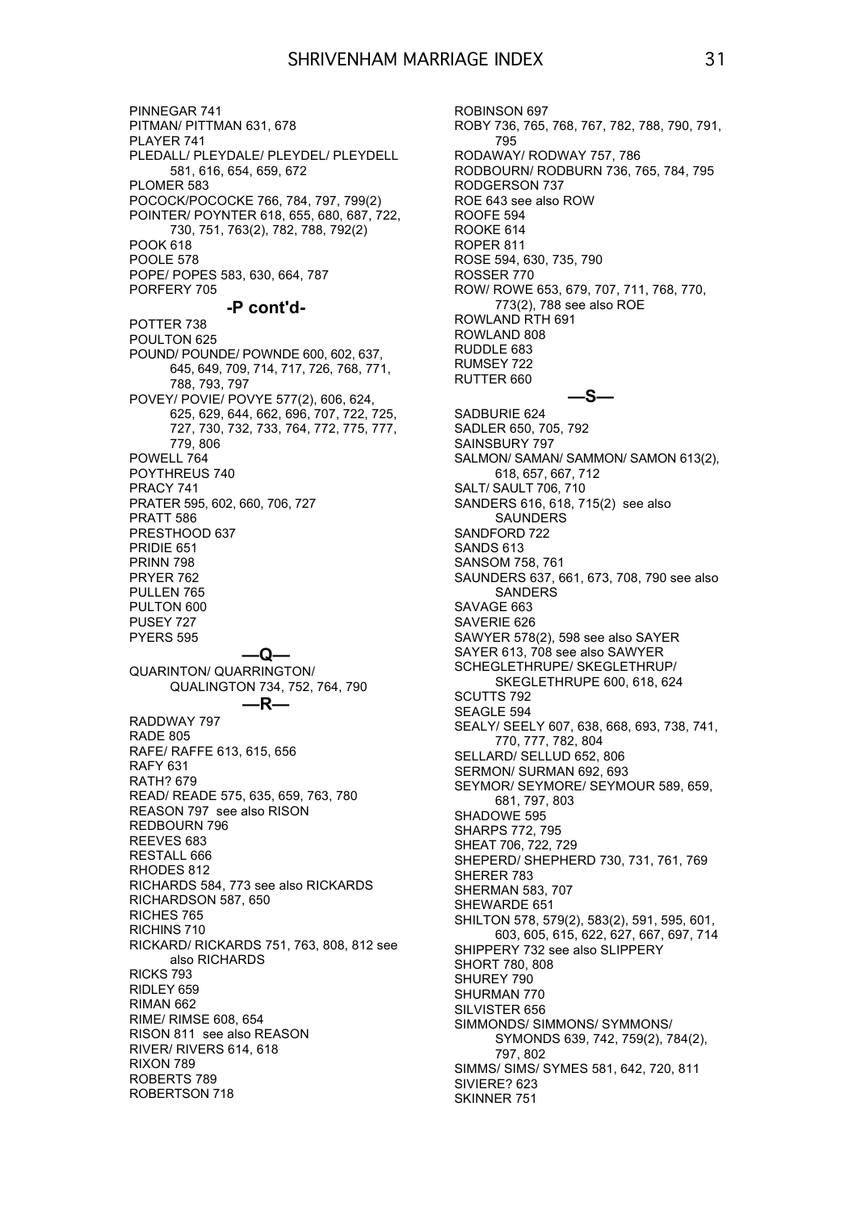PINNEGAR 741
PITMAN/ PITTMAN 631, 678
PLAYER 741
PLEDALL/ PLEYDALE/ PLEYDEL/ PLEYDELL 581, 616, 654, 659, 672
PLOMER 583
POCOCK/POCOCKE 766, 784, 797, 799(2)
POINTER/ POYNTER 618, 655, 680, 687, 722, 730, 751, 763(2), 782, 788, 792(2)
POOK 618
POOLE 578
POPE/ POPES 583, 630, 664, 787
PORFERY 705

### -P cont'd-

POTTER 738
POULTON 625
POUND/ POUNDE/ POWNDE 600, 602, 637, 645, 649, 709, 714, 717, 726, 768, 771, 788, 793, 797
POVEY/ POVIE/ POVYE 577(2), 606, 624, 625, 629, 644, 662, 696, 707, 722, 725, 727, 730, 732, 733, 764, 772, 775, 777, 779, 806
POWELL 764
POYTHREUS 740
PRACY 741
PRATER 595, 602, 660, 706, 727
PRATT 586
PRESTHOOD 637
PRIDIE 651
PRINN 798
PRYER 762
PULLEN 765
PULTON 600
PUSEY 727
PYERS 595

### —Q—

QUARINTON/ QUARRINGTON/ QUALINGTON 734, 752, 764, 790

### —R—

RADDWAY 797
RADE 805
RAFE/ RAFFE 613, 615, 656
RAFY 631
RATH? 679
READ/ READE 575, 635, 659, 763, 780
REASON 797 see also RISON
REDBOURN 796
REEVES 683
RESTALL 666
RHODES 812
RICHARDS 584, 773 see also RICKARDS
RICHARDSON 587, 650
RICHES 765
RICHINS 710
RICKARD/ RICKARDS 751, 763, 808, 812 see also RICHARDS
RICKS 793
RIDLEY 659
RIMAN 662
RIME/ RIMSE 608, 654
RISON 811 see also REASON
RIVER/ RIVERS 614, 618
RIXON 789
ROBERTS 789
ROBERTSON 718
ROBINSON 697
ROBY 736, 765, 768, 767, 782, 788, 790, 791, 795
RODAWAY/ RODWAY 757, 786
RODBOURN/ RODBURN 736, 765, 784, 795
RODGERSON 737
ROE 643 see also ROW
ROOFE 594
ROOKE 614
ROPER 811
ROSE 594, 630, 735, 790
ROSSER 770
ROW/ ROWE 653, 679, 707, 711, 768, 770, 773(2), 788 see also ROE
ROWLAND RTH 691
ROWLAND 808
RUDDLE 683
RUMSEY 722
RUTTER 660

### —S—

SADBURIE 624
SADLER 650, 705, 792
SAINSBURY 797
SALMON/ SAMAN/ SAMMON/ SAMON 613(2), 618, 657, 667, 712
SALT/ SAULT 706, 710
SANDERS 616, 618, 715(2) see also SAUNDERS
SANDFORD 722
SANDS 613
SANSOM 758, 761
SAUNDERS 637, 661, 673, 708, 790 see also SANDERS
SAVAGE 663
SAVERIE 626
SAWYER 578(2), 598 see also SAYER
SAYER 613, 708 see also SAWYER
SCHEGLETHRUPE/ SKEGLETHRUP/ SKEGLETHRUPE 600, 618, 624
SCUTTS 792
SEAGLE 594
SEALY/ SEELY 607, 638, 668, 693, 738, 741, 770, 777, 782, 804
SELLARD/ SELLUD 652, 806
SERMON/ SURMAN 692, 693
SEYMOR/ SEYMORE/ SEYMOUR 589, 659, 681, 797, 803
SHADOWE 595
SHARPS 772, 795
SHEAT 706, 722, 729
SHEPERD/ SHEPHERD 730, 731, 761, 769
SHERER 783
SHERMAN 583, 707
SHEWARDE 651
SHILTON 578, 579(2), 583(2), 591, 595, 601, 603, 605, 615, 622, 627, 667, 697, 714
SHIPPERY 732 see also SLIPPERY
SHORT 780, 808
SHUREY 790
SHURMAN 770
SILVISTER 656
SIMMONDS/ SIMMONS/ SYMMONS/ SYMONDS 639, 742, 759(2), 784(2), 797, 802
SIMMS/ SIMS/ SYMES 581, 642, 720, 811
SIVIERE? 623
SKINNER 751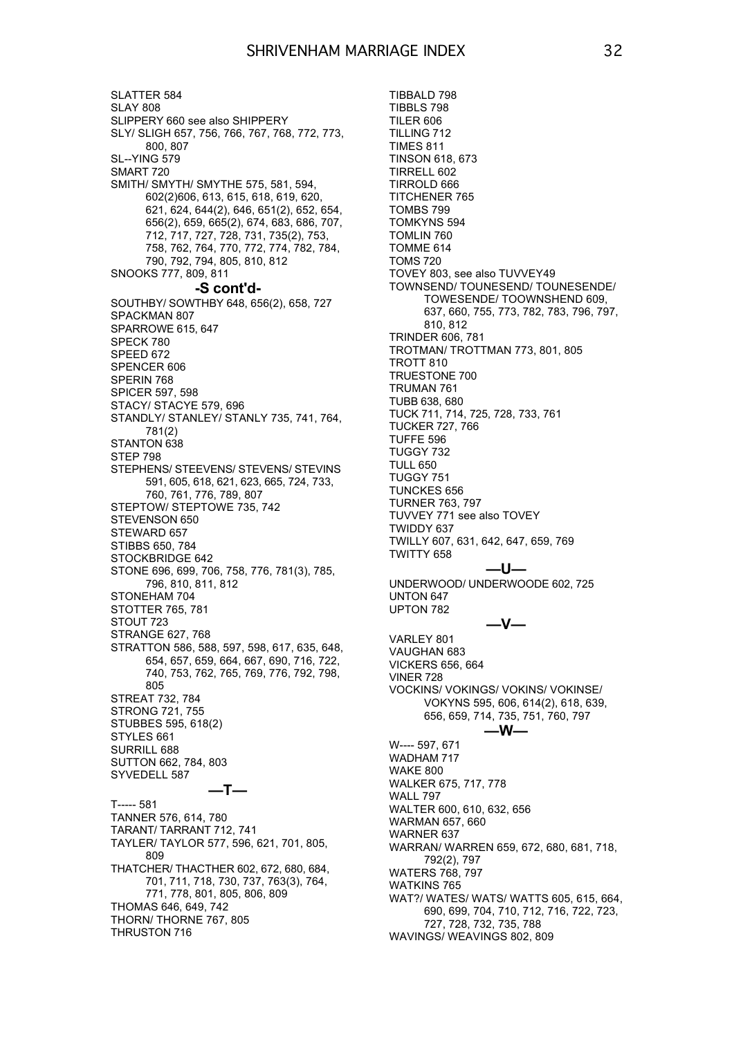SLATTER 584
SLAY 808
SLIPPERY 660 see also SHIPPERY
SLY/ SLIGH 657, 756, 766, 767, 768, 772, 773, 800, 807
SL--YING 579
SMART 720
SMITH/ SMYTH/ SMYTHE 575, 581, 594, 602(2)606, 613, 615, 618, 619, 620, 621, 624, 644(2), 646, 651(2), 652, 654, 656(2), 659, 665(2), 674, 683, 686, 707, 712, 717, 727, 728, 731, 735(2), 753, 758, 762, 764, 770, 772, 774, 782, 784, 790, 792, 794, 805, 810, 812
SNOOKS 777, 809, 811

### -S cont'd-

SOUTHBY/ SOWTHBY 648, 656(2), 658, 727
SPACKMAN 807
SPARROWE 615, 647
SPECK 780
SPEED 672
SPENCER 606
SPERIN 768
SPICER 597, 598
STACY/ STACYE 579, 696
STANDLY/ STANLEY/ STANLY 735, 741, 764, 781(2)
STANTON 638
STEP 798
STEPHENS/ STEEVENS/ STEVENS/ STEVINS 591, 605, 618, 621, 623, 665, 724, 733, 760, 761, 776, 789, 807
STEPTOW/ STEPTOWE 735, 742
STEVENSON 650
STEWARD 657
STIBBS 650, 784
STOCKBRIDGE 642
STONE 696, 699, 706, 758, 776, 781(3), 785, 796, 810, 811, 812
STONEHAM 704
STOTTER 765, 781
STOUT 723
STRANGE 627, 768
STRATTON 586, 588, 597, 598, 617, 635, 648, 654, 657, 659, 664, 667, 690, 716, 722, 740, 753, 762, 765, 769, 776, 792, 798, 805
STREAT 732, 784
STRONG 721, 755
STUBBES 595, 618(2)
STYLES 661
SURRILL 688
SUTTON 662, 784, 803
SYVEDELL 587

### —T—

T----- 581
TANNER 576, 614, 780
TARANT/ TARRANT 712, 741
TAYLER/ TAYLOR 577, 596, 621, 701, 805, 809
THATCHER/ THACTHER 602, 672, 680, 684, 701, 711, 718, 730, 737, 763(3), 764, 771, 778, 801, 805, 806, 809
THOMAS 646, 649, 742
THORN/ THORNE 767, 805
THRUSTON 716
TIBBALD 798
TIBBLS 798
TILER 606
TILLING 712
TIMES 811
TINSON 618, 673
TIRRELL 602
TIRROLD 666
TITCHENER 765
TOMBS 799
TOMKYNS 594
TOMLIN 760
TOMME 614
TOMS 720
TOVEY 803, see also TUVVEY49
TOWNSEND/ TOUNESEND/ TOUNESENDE/ TOWESENDE/ TOOWNSHEND 609, 637, 660, 755, 773, 782, 783, 796, 797, 810, 812
TRINDER 606, 781
TROTMAN/ TROTTMAN 773, 801, 805
TROTT 810
TRUESTONE 700
TRUMAN 761
TUBB 638, 680
TUCK 711, 714, 725, 728, 733, 761
TUCKER 727, 766
TUFFE 596
TUGGY 732
TULL 650
TUGGY 751
TUNCKES 656
TURNER 763, 797
TUVVEY 771 see also TOVEY
TWIDDY 637
TWILLY 607, 631, 642, 647, 659, 769
TWITTY 658

### —U—

UNDERWOOD/ UNDERWOODE 602, 725
UNTON 647
UPTON 782

### —V—

VARLEY 801
VAUGHAN 683
VICKERS 656, 664
VINER 728
VOCKINS/ VOKINGS/ VOKINS/ VOKINSE/ VOKYNS 595, 606, 614(2), 618, 639, 656, 659, 714, 735, 751, 760, 797

### —W—

W---- 597, 671
WADHAM 717
WAKE 800
WALKER 675, 717, 778
WALL 797
WALTER 600, 610, 632, 656
WARMAN 657, 660
WARNER 637
WARRAN/ WARREN 659, 672, 680, 681, 718, 792(2), 797
WATERS 768, 797
WATKINS 765
WAT?/ WATES/ WATS/ WATTS 605, 615, 664, 690, 699, 704, 710, 712, 716, 722, 723, 727, 728, 732, 735, 788
WAVINGS/ WEAVINGS 802, 809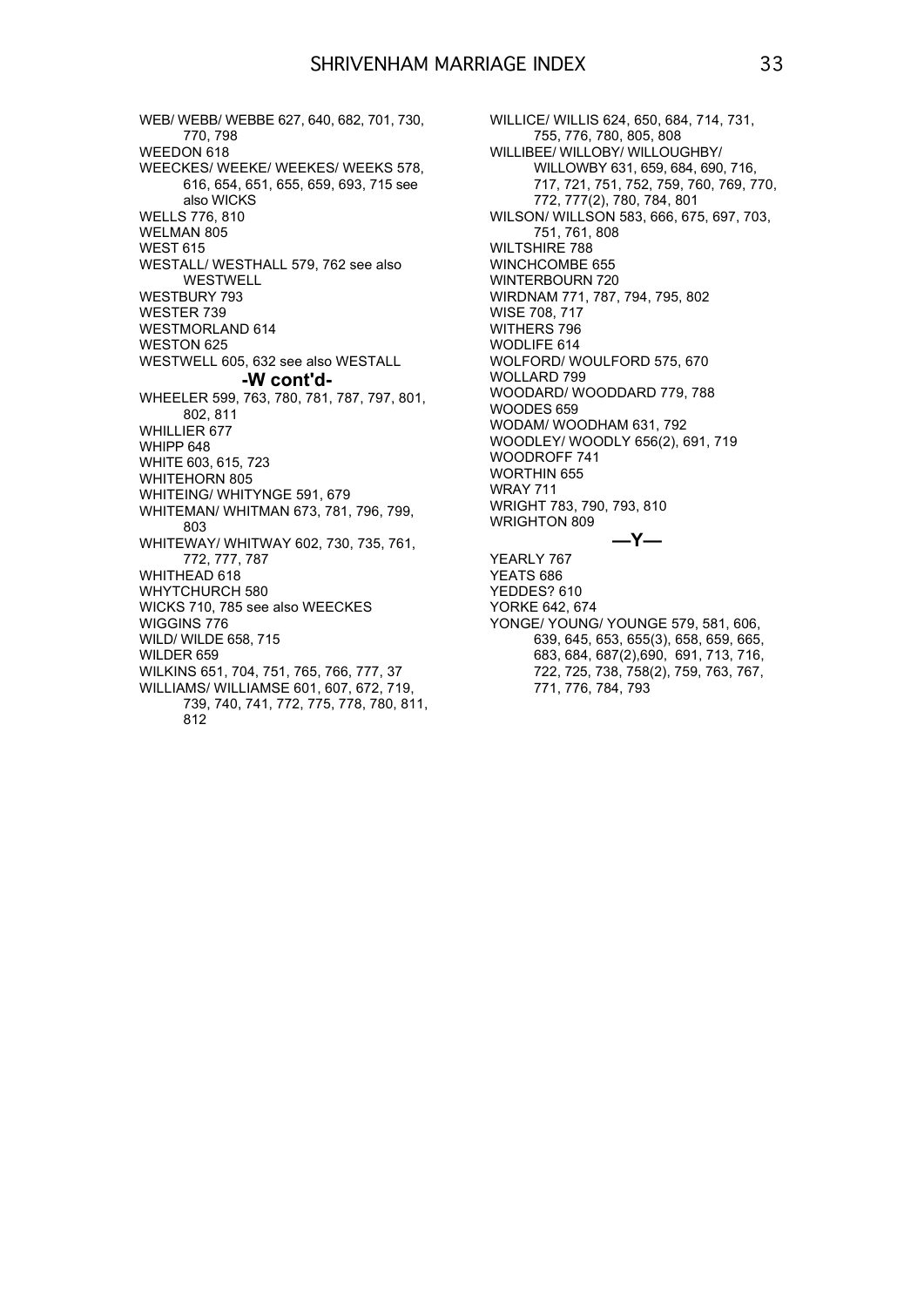WEB/ WEBB/ WEBBE 627, 640, 682, 701, 730, 770, 798
WEEDON 618
WEECKES/ WEEKE/ WEEKES/ WEEKS 578, 616, 654, 651, 655, 659, 693, 715 see also WICKS
WELLS 776, 810
WELMAN 805
WEST 615
WESTALL/ WESTHALL 579, 762 see also WESTWELL
WESTBURY 793
WESTER 739
WESTMORLAND 614
WESTON 625
WESTWELL 605, 632 see also WESTALL

**-W cont'd-**

WHEELER 599, 763, 780, 781, 787, 797, 801, 802, 811
WHILLIER 677
WHIPP 648
WHITE 603, 615, 723
WHITEHORN 805
WHITEING/ WHITYNGE 591, 679
WHITEMAN/ WHITMAN 673, 781, 796, 799, 803
WHITEWAY/ WHITWAY 602, 730, 735, 761, 772, 777, 787
WHITHEAD 618
WHYTCHURCH 580
WICKS 710, 785 see also WEECKES
WIGGINS 776
WILD/ WILDE 658, 715
WILDER 659
WILKINS 651, 704, 751, 765, 766, 777, 37
WILLIAMS/ WILLIAMSE 601, 607, 672, 719, 739, 740, 741, 772, 775, 778, 780, 811, 812
WILLICE/ WILLIS 624, 650, 684, 714, 731, 755, 776, 780, 805, 808
WILLIBEE/ WILLOBY/ WILLOUGHBY/ WILLOWBY 631, 659, 684, 690, 716, 717, 721, 751, 752, 759, 760, 769, 770, 772, 777(2), 780, 784, 801
WILSON/ WILLSON 583, 666, 675, 697, 703, 751, 761, 808
WILTSHIRE 788
WINCHCOMBE 655
WINTERBOURN 720
WIRDNAM 771, 787, 794, 795, 802
WISE 708, 717
WITHERS 796
WODLIFE 614
WOLFORD/ WOULFORD 575, 670
WOLLARD 799
WOODARD/ WOODDARD 779, 788
WOODES 659
WODAM/ WOODHAM 631, 792
WOODLEY/ WOODLY 656(2), 691, 719
WOODROFF 741
WORTHIN 655
WRAY 711
WRIGHT 783, 790, 793, 810
WRIGHTON 809

**—Y—**

YEARLY 767
YEATS 686
YEDDES? 610
YORKE 642, 674
YONGE/ YOUNG/ YOUNGE 579, 581, 606, 639, 645, 653, 655(3), 658, 659, 665, 683, 684, 687(2),690, 691, 713, 716, 722, 725, 738, 758(2), 759, 763, 767, 771, 776, 784, 793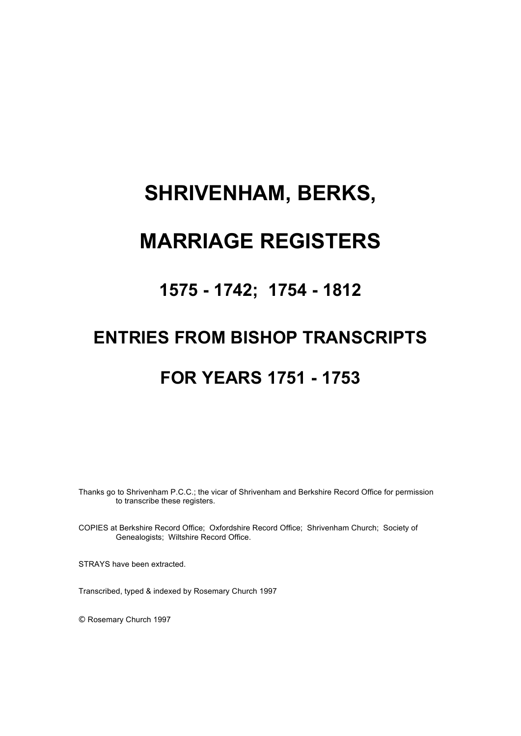# SHRIVENHAM, BERKS,

# MARRIAGE REGISTERS

## 1575 - 1742; 1754 - 1812

## ENTRIES FROM BISHOP TRANSCRIPTS

## FOR YEARS 1751 - 1753

Thanks go to Shrivenham P.C.C.; the vicar of Shrivenham and Berkshire Record Office for permission to transcribe these registers.

COPIES at Berkshire Record Office; Oxfordshire Record Office; Shrivenham Church; Society of Genealogists; Wiltshire Record Office.

STRAYS have been extracted.

Transcribed, typed & indexed by Rosemary Church 1997

© Rosemary Church 1997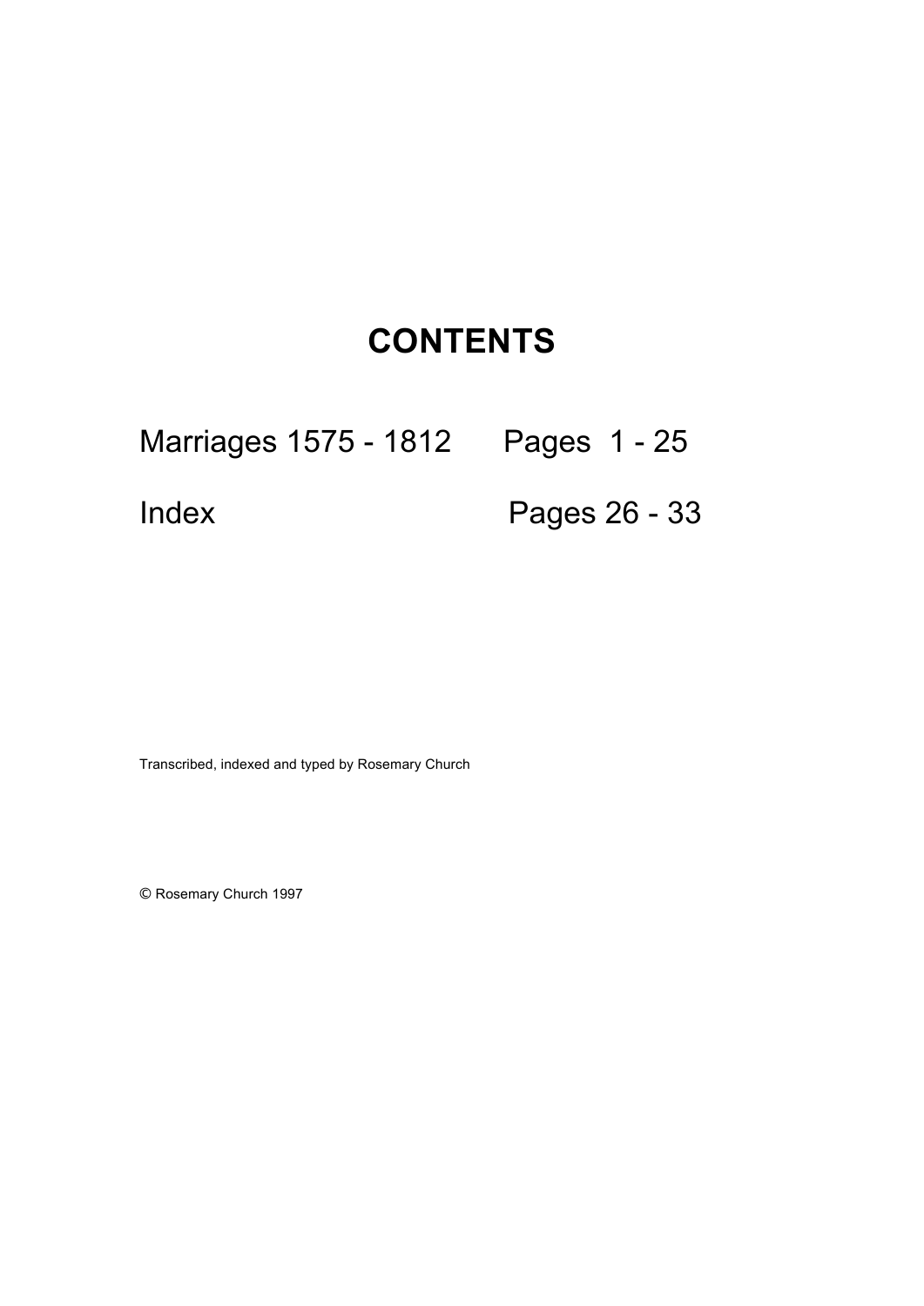# CONTENTS

| | |
|---|---|
| Marriages 1575 - 1812 | Pages 1 - 25 |
| Index | Pages 26 - 33 |

Transcribed, indexed and typed by Rosemary Church

© Rosemary Church 1997